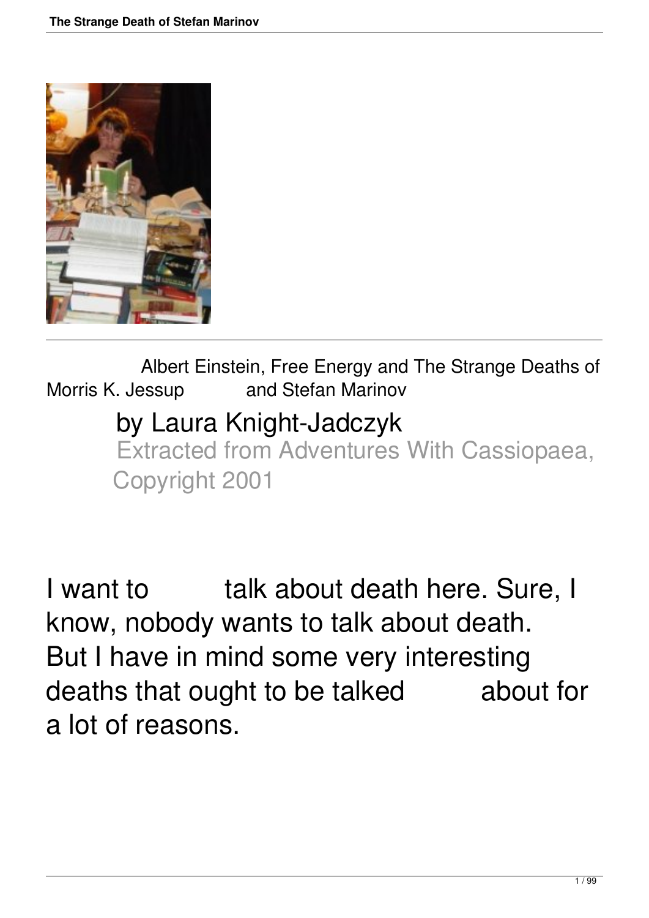# Albert Einstein, Free Energy and The Strange Deaths of Morris K. Jessup and Stefan Marinov

## by Laura Knight-Jadczyk

Extracted from Adventures With Cassiopaea, Copyright 2001

I want to talk about death here. Sure, I know, nobody wants to talk about death. But I have in mind some very interesting deaths that ought to be talked about for a lot of reasons.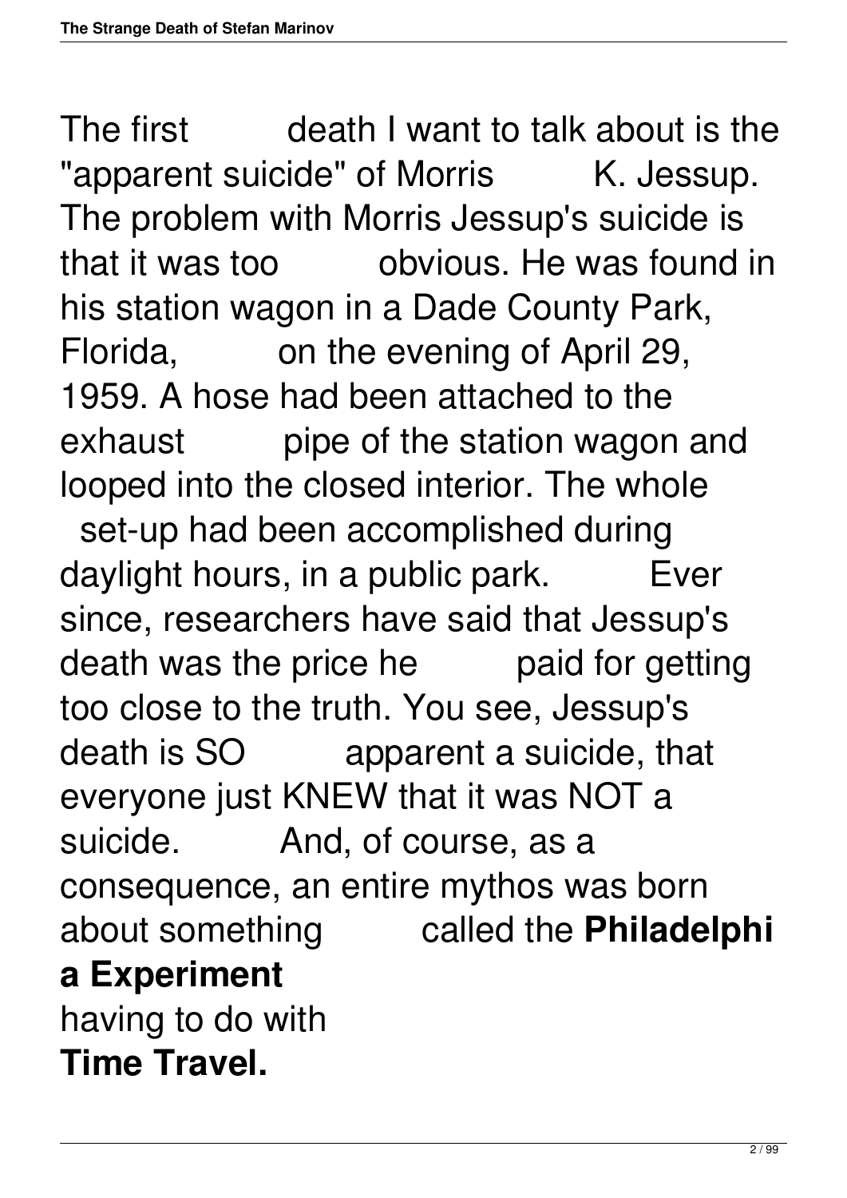The first death I want to talk about is the "apparent suicide" of Morris K. Jessup. The problem with Morris Jessup's suicide is that it was too obvious. He was found in his station wagon in a Dade County Park, Florida, on the evening of April 29, 1959. A hose had been attached to the exhaust pipe of the station wagon and looped into the closed interior. The whole set-up had been accomplished during daylight hours, in a public park. Ever since, researchers have said that Jessup's death was the price he paid for getting too close to the truth. You see, Jessup's death is SO apparent a suicide, that everyone just KNEW that it was NOT a suicide. And, of course, as a consequence, an entire mythos was born about something called the **Philadelphia Experiment** having to do with **Time Travel.**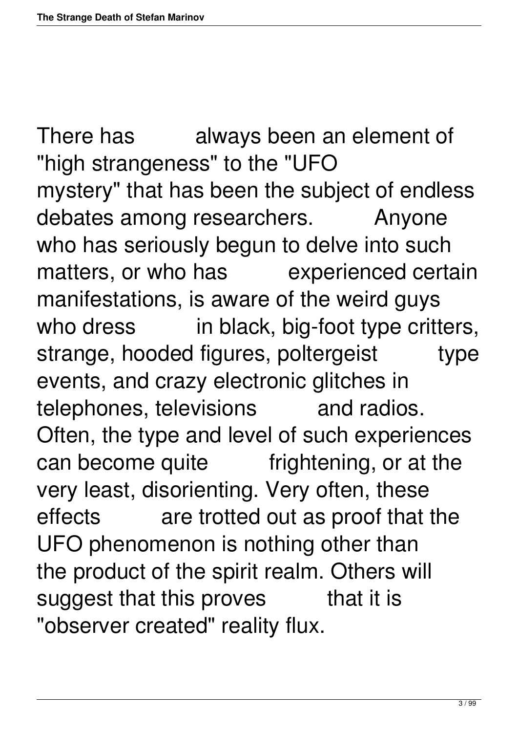There has always been an element of "high strangeness" to the "UFO mystery" that has been the subject of endless debates among researchers. Anyone who has seriously begun to delve into such matters, or who has experienced certain manifestations, is aware of the weird guys who dress in black, big-foot type critters, strange, hooded figures, poltergeist type events, and crazy electronic glitches in telephones, televisions and radios. Often, the type and level of such experiences can become quite frightening, or at the very least, disorienting. Very often, these effects are trotted out as proof that the UFO phenomenon is nothing other than the product of the spirit realm. Others will suggest that this proves that it is "observer created" reality flux.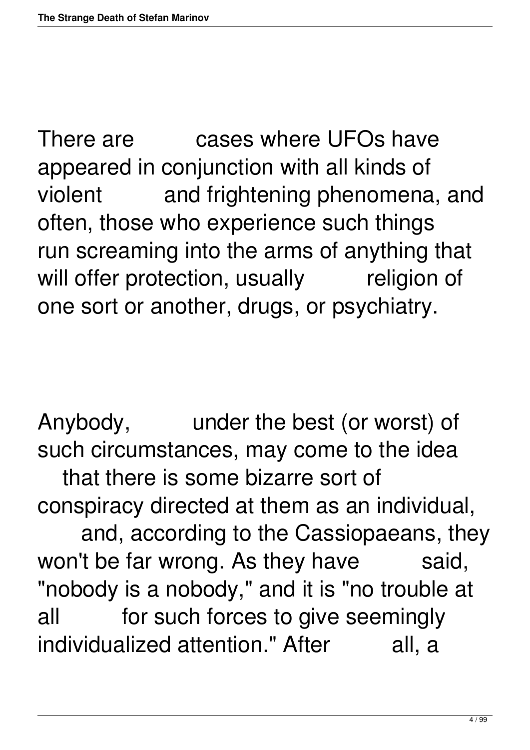There are cases where UFOs have appeared in conjunction with all kinds of violent and frightening phenomena, and often, those who experience such things run screaming into the arms of anything that will offer protection, usually religion of one sort or another, drugs, or psychiatry.

Anybody, under the best (or worst) of such circumstances, may come to the idea that there is some bizarre sort of conspiracy directed at them as an individual, and, according to the Cassiopaeans, they won't be far wrong. As they have said, "nobody is a nobody," and it is "no trouble at all for such forces to give seemingly individualized attention." After all, a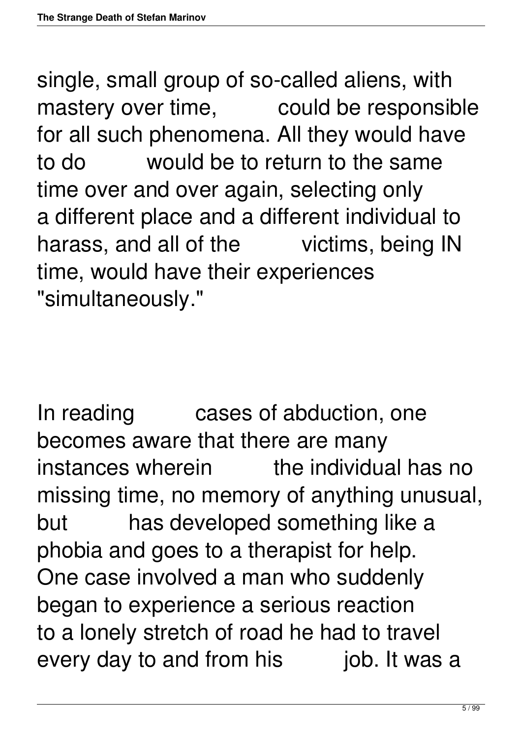single, small group of so-called aliens, with mastery over time, could be responsible for all such phenomena. All they would have to do would be to return to the same time over and over again, selecting only a different place and a different individual to harass, and all of the victims, being IN time, would have their experiences "simultaneously."

In reading cases of abduction, one becomes aware that there are many instances wherein the individual has no missing time, no memory of anything unusual, but has developed something like a phobia and goes to a therapist for help. One case involved a man who suddenly began to experience a serious reaction to a lonely stretch of road he had to travel every day to and from his job. It was a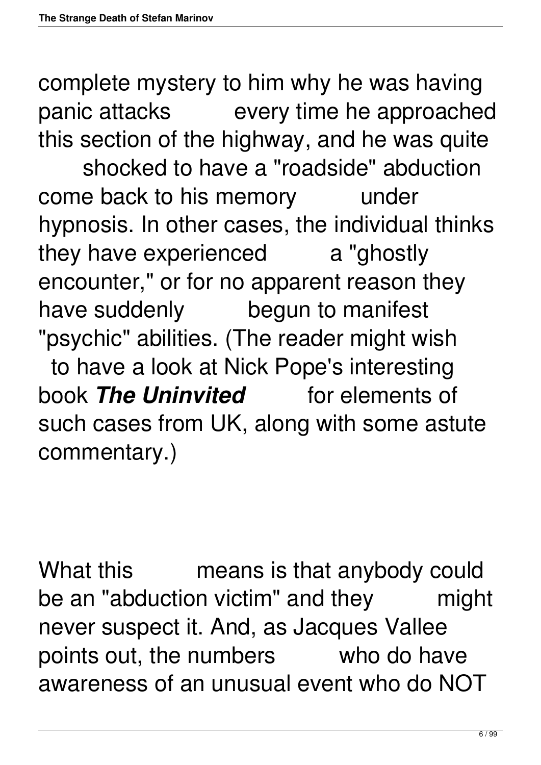complete mystery to him why he was having panic attacks every time he approached this section of the highway, and he was quite shocked to have a "roadside" abduction come back to his memory under hypnosis. In other cases, the individual thinks they have experienced a "ghostly encounter," or for no apparent reason they have suddenly begun to manifest "psychic" abilities. (The reader might wish to have a look at Nick Pope's interesting book ***The Uninvited*** for elements of such cases from UK, along with some astute commentary.)

What this means is that anybody could be an "abduction victim" and they might never suspect it. And, as Jacques Vallee points out, the numbers who do have awareness of an unusual event who do NOT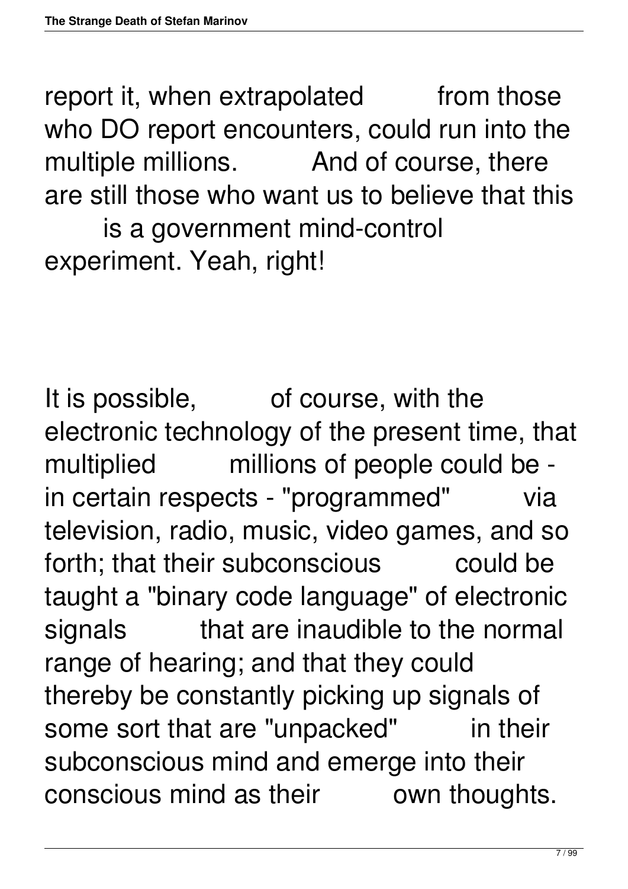report it, when extrapolated from those who DO report encounters, could run into the multiple millions. And of course, there are still those who want us to believe that this is a government mind-control experiment. Yeah, right!

It is possible, of course, with the electronic technology of the present time, that multiplied millions of people could be - in certain respects - "programmed" via television, radio, music, video games, and so forth; that their subconscious could be taught a "binary code language" of electronic signals that are inaudible to the normal range of hearing; and that they could thereby be constantly picking up signals of some sort that are "unpacked" in their subconscious mind and emerge into their conscious mind as their own thoughts.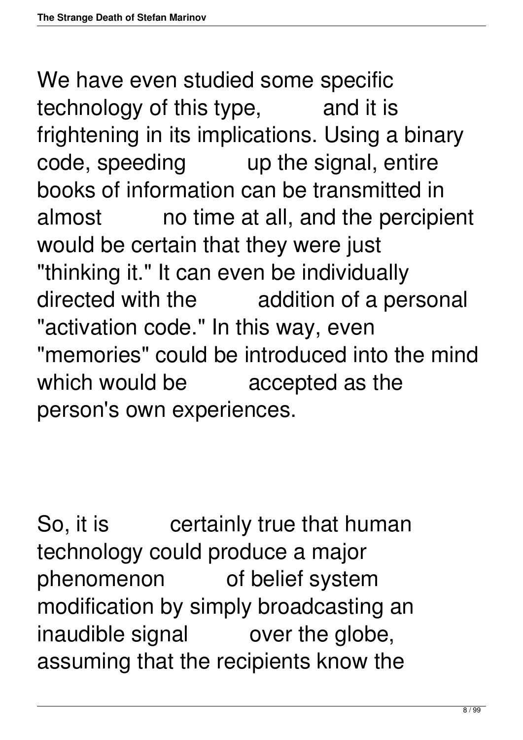We have even studied some specific technology of this type, and it is frightening in its implications. Using a binary code, speeding up the signal, entire books of information can be transmitted in almost no time at all, and the percipient would be certain that they were just "thinking it." It can even be individually directed with the addition of a personal "activation code." In this way, even "memories" could be introduced into the mind which would be accepted as the person's own experiences.

So, it is certainly true that human technology could produce a major phenomenon of belief system modification by simply broadcasting an inaudible signal over the globe, assuming that the recipients know the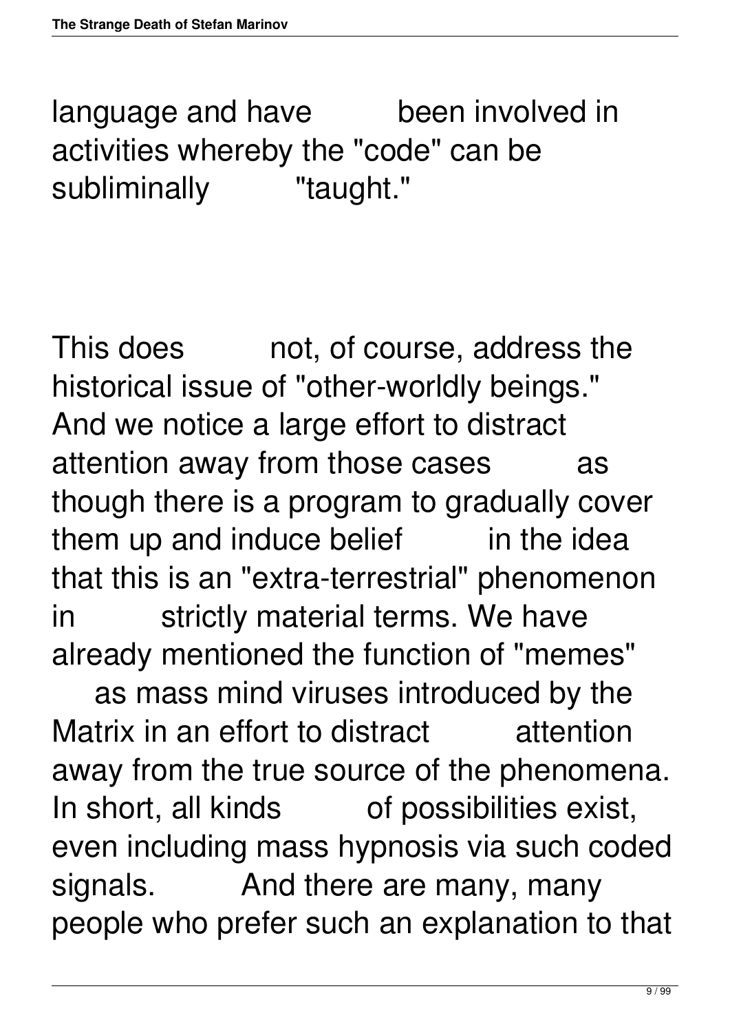language and have been involved in activities whereby the "code" can be subliminally "taught."

This does not, of course, address the historical issue of "other-worldly beings." And we notice a large effort to distract attention away from those cases as though there is a program to gradually cover them up and induce belief in the idea that this is an "extra-terrestrial" phenomenon in strictly material terms. We have already mentioned the function of "memes" as mass mind viruses introduced by the Matrix in an effort to distract attention away from the true source of the phenomena. In short, all kinds of possibilities exist, even including mass hypnosis via such coded signals. And there are many, many people who prefer such an explanation to that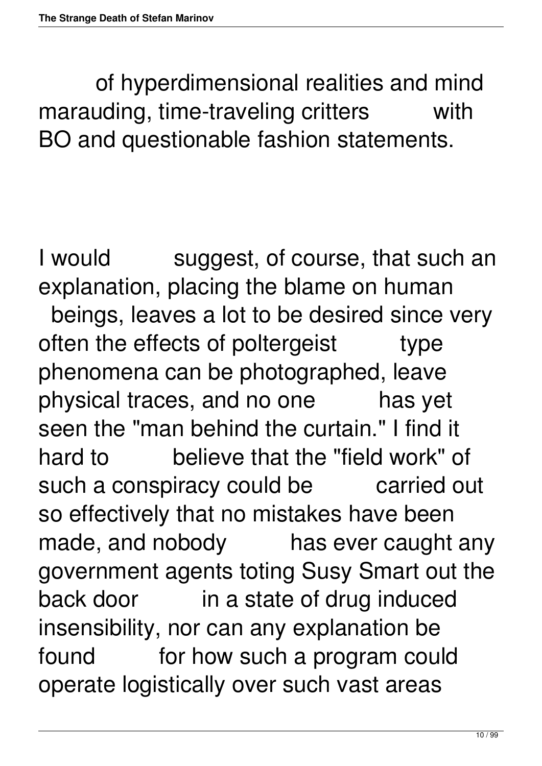of hyperdimensional realities and mind marauding, time-traveling critters with BO and questionable fashion statements.

I would suggest, of course, that such an explanation, placing the blame on human beings, leaves a lot to be desired since very often the effects of poltergeist type phenomena can be photographed, leave physical traces, and no one has yet seen the "man behind the curtain." I find it hard to believe that the "field work" of such a conspiracy could be carried out so effectively that no mistakes have been made, and nobody has ever caught any government agents toting Susy Smart out the back door in a state of drug induced insensibility, nor can any explanation be found for how such a program could operate logistically over such vast areas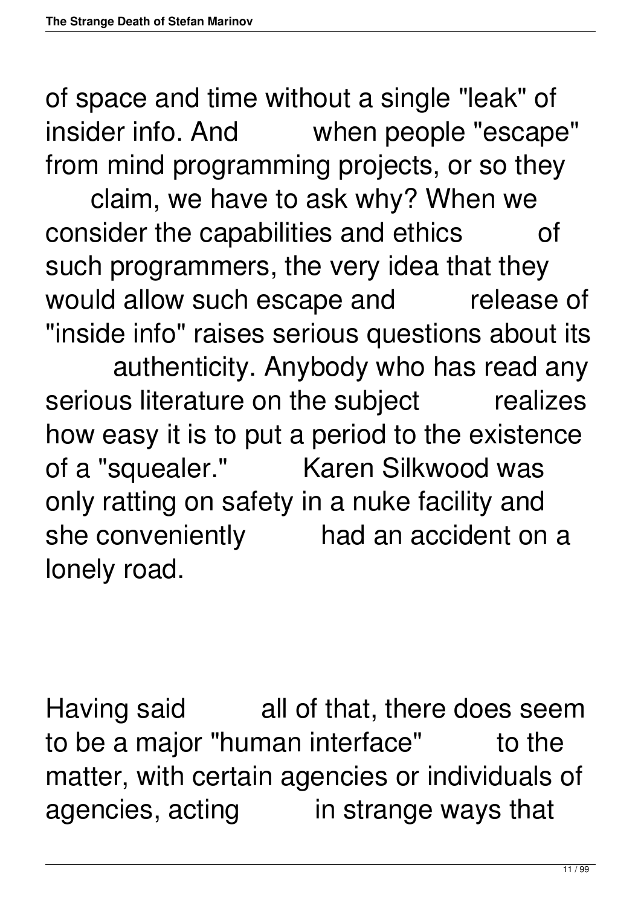of space and time without a single "leak" of insider info. And when people "escape" from mind programming projects, or so they claim, we have to ask why? When we consider the capabilities and ethics of such programmers, the very idea that they would allow such escape and release of "inside info" raises serious questions about its authenticity. Anybody who has read any serious literature on the subject realizes how easy it is to put a period to the existence of a "squealer." Karen Silkwood was only ratting on safety in a nuke facility and she conveniently had an accident on a lonely road.

Having said all of that, there does seem to be a major "human interface" to the matter, with certain agencies or individuals of agencies, acting in strange ways that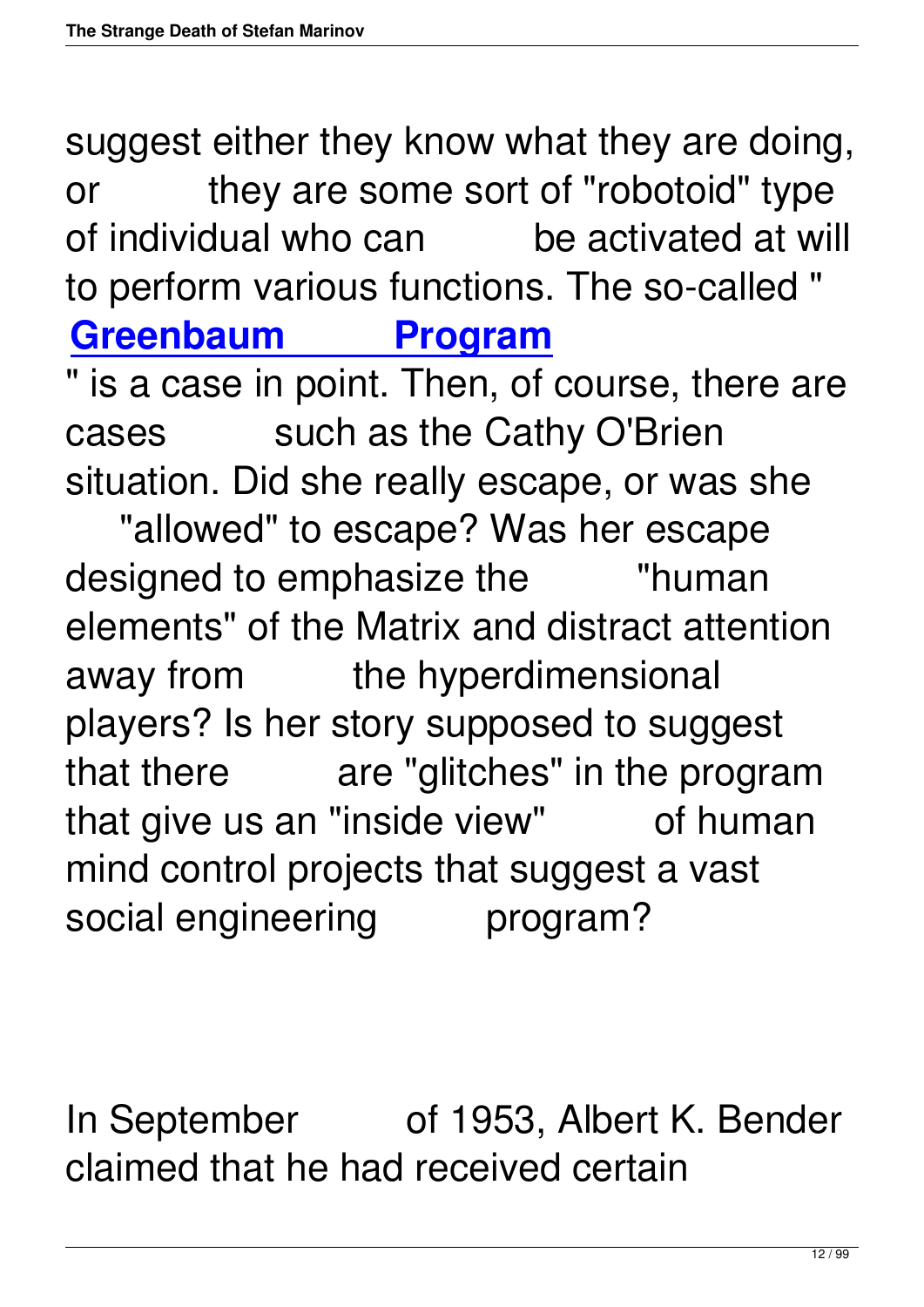suggest either they know what they are doing, or they are some sort of "robotoid" type of individual who can be activated at will to perform various functions. The so-called "**Greenbaum Program**" is a case in point. Then, of course, there are cases such as the Cathy O'Brien situation. Did she really escape, or was she "allowed" to escape? Was her escape designed to emphasize the "human elements" of the Matrix and distract attention away from the hyperdimensional players? Is her story supposed to suggest that there are "glitches" in the program that give us an "inside view" of human mind control projects that suggest a vast social engineering program?

In September of 1953, Albert K. Bender claimed that he had received certain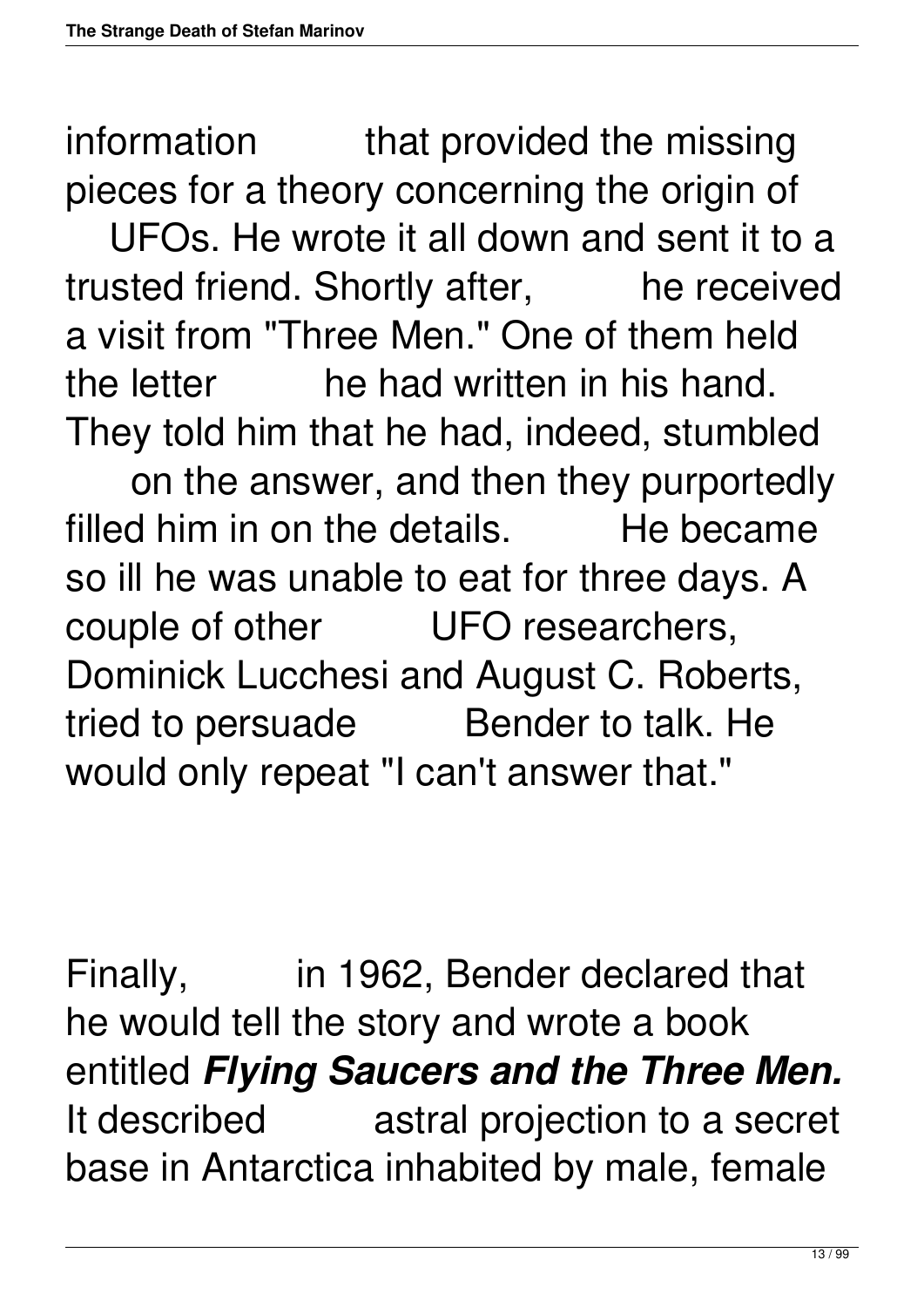information that provided the missing pieces for a theory concerning the origin of UFOs. He wrote it all down and sent it to a trusted friend. Shortly after, he received a visit from "Three Men." One of them held the letter he had written in his hand. They told him that he had, indeed, stumbled on the answer, and then they purportedly filled him in on the details. He became so ill he was unable to eat for three days. A couple of other UFO researchers, Dominick Lucchesi and August C. Roberts, tried to persuade Bender to talk. He would only repeat "I can't answer that."

Finally, in 1962, Bender declared that he would tell the story and wrote a book entitled ***Flying Saucers and the Three Men.*** It described astral projection to a secret base in Antarctica inhabited by male, female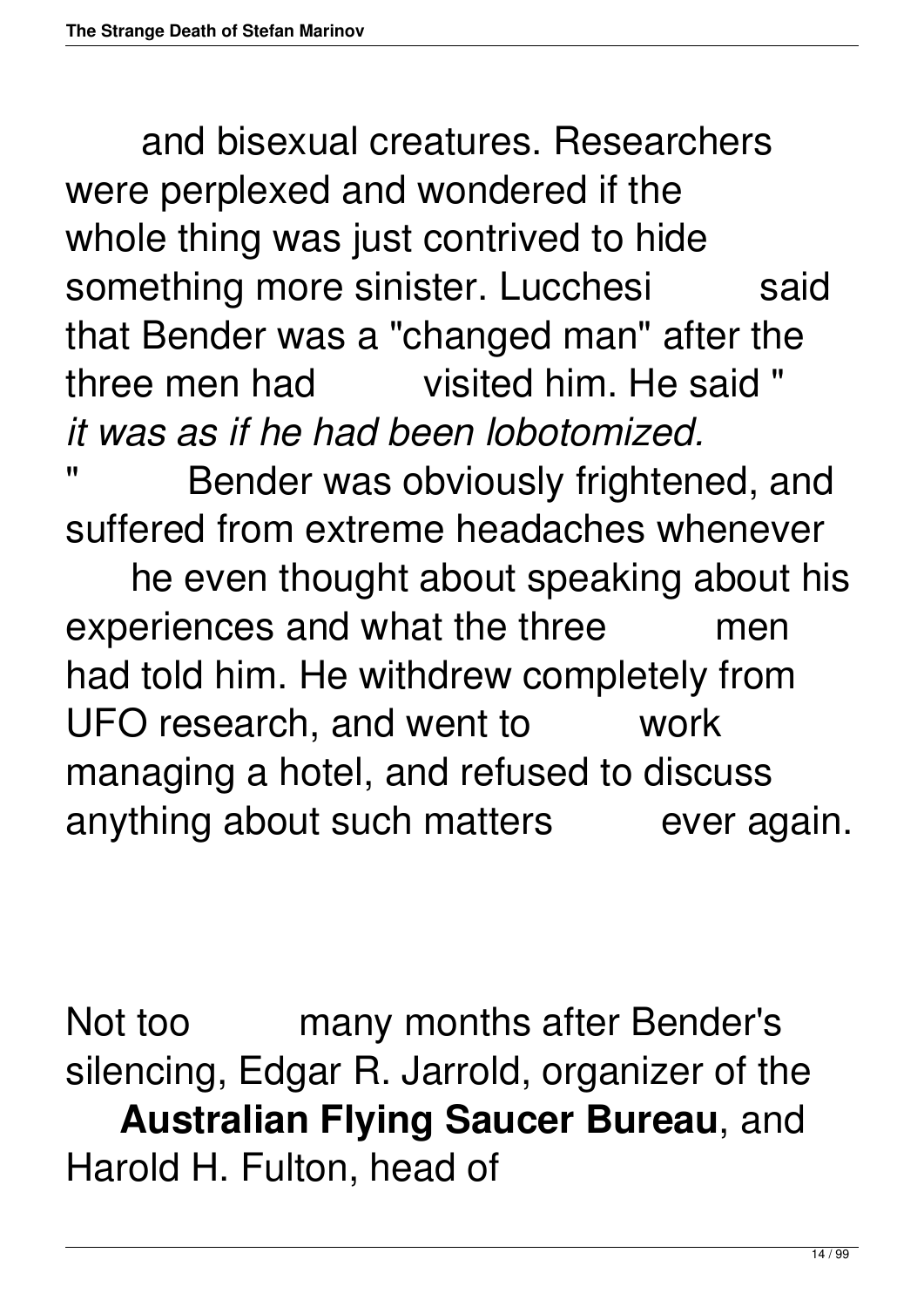and bisexual creatures. Researchers were perplexed and wondered if the whole thing was just contrived to hide something more sinister. Lucchesi said that Bender was a "changed man" after the three men had visited him. He said "*it was as if he had been lobotomized.*" Bender was obviously frightened, and suffered from extreme headaches whenever he even thought about speaking about his experiences and what the three men had told him. He withdrew completely from UFO research, and went to work managing a hotel, and refused to discuss anything about such matters ever again.

Not too many months after Bender's silencing, Edgar R. Jarrold, organizer of the **Australian Flying Saucer Bureau**, and Harold H. Fulton, head of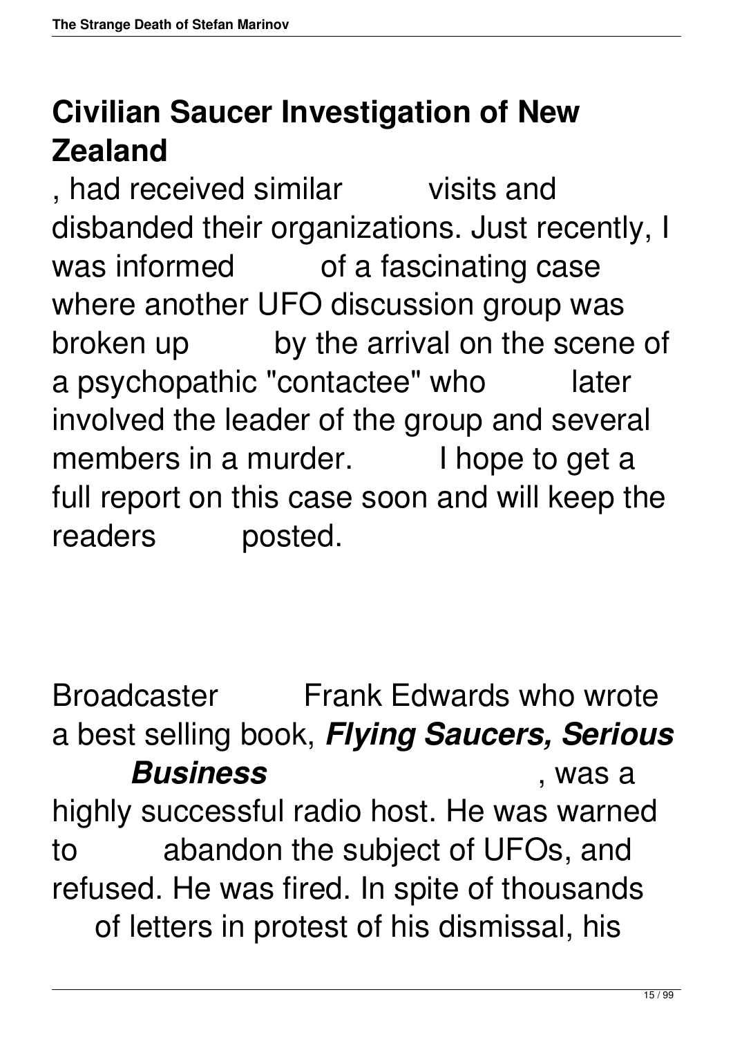## Civilian Saucer Investigation of New Zealand

, had received similar visits and disbanded their organizations. Just recently, I was informed of a fascinating case where another UFO discussion group was broken up by the arrival on the scene of a psychopathic "contactee" who later involved the leader of the group and several members in a murder. I hope to get a full report on this case soon and will keep the readers posted.

Broadcaster Frank Edwards who wrote a best selling book, ***Flying Saucers, Serious Business***, was a highly successful radio host. He was warned to abandon the subject of UFOs, and refused. He was fired. In spite of thousands of letters in protest of his dismissal, his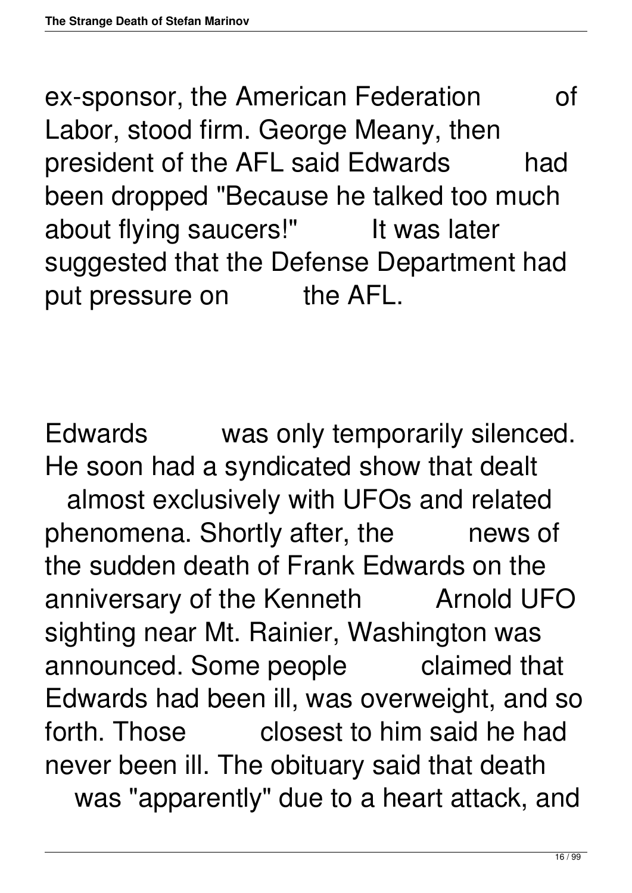ex-sponsor, the American Federation of Labor, stood firm. George Meany, then president of the AFL said Edwards had been dropped "Because he talked too much about flying saucers!" It was later suggested that the Defense Department had put pressure on the AFL.

Edwards was only temporarily silenced. He soon had a syndicated show that dealt almost exclusively with UFOs and related phenomena. Shortly after, the news of the sudden death of Frank Edwards on the anniversary of the Kenneth Arnold UFO sighting near Mt. Rainier, Washington was announced. Some people claimed that Edwards had been ill, was overweight, and so forth. Those closest to him said he had never been ill. The obituary said that death was "apparently" due to a heart attack, and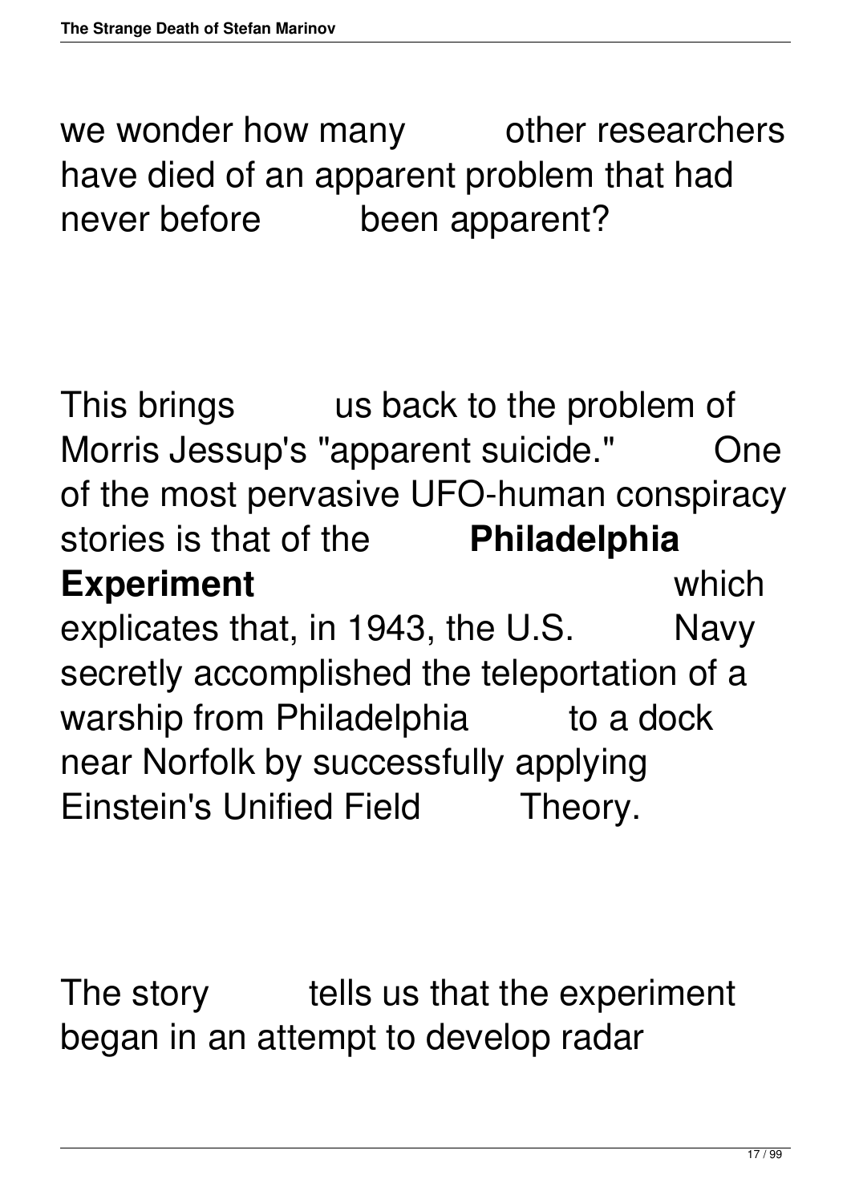we wonder how many other researchers have died of an apparent problem that had never before been apparent?

This brings us back to the problem of Morris Jessup's "apparent suicide." One of the most pervasive UFO-human conspiracy stories is that of the **Philadelphia Experiment** which explicates that, in 1943, the U.S. Navy secretly accomplished the teleportation of a warship from Philadelphia to a dock near Norfolk by successfully applying Einstein's Unified Field Theory.

The story tells us that the experiment began in an attempt to develop radar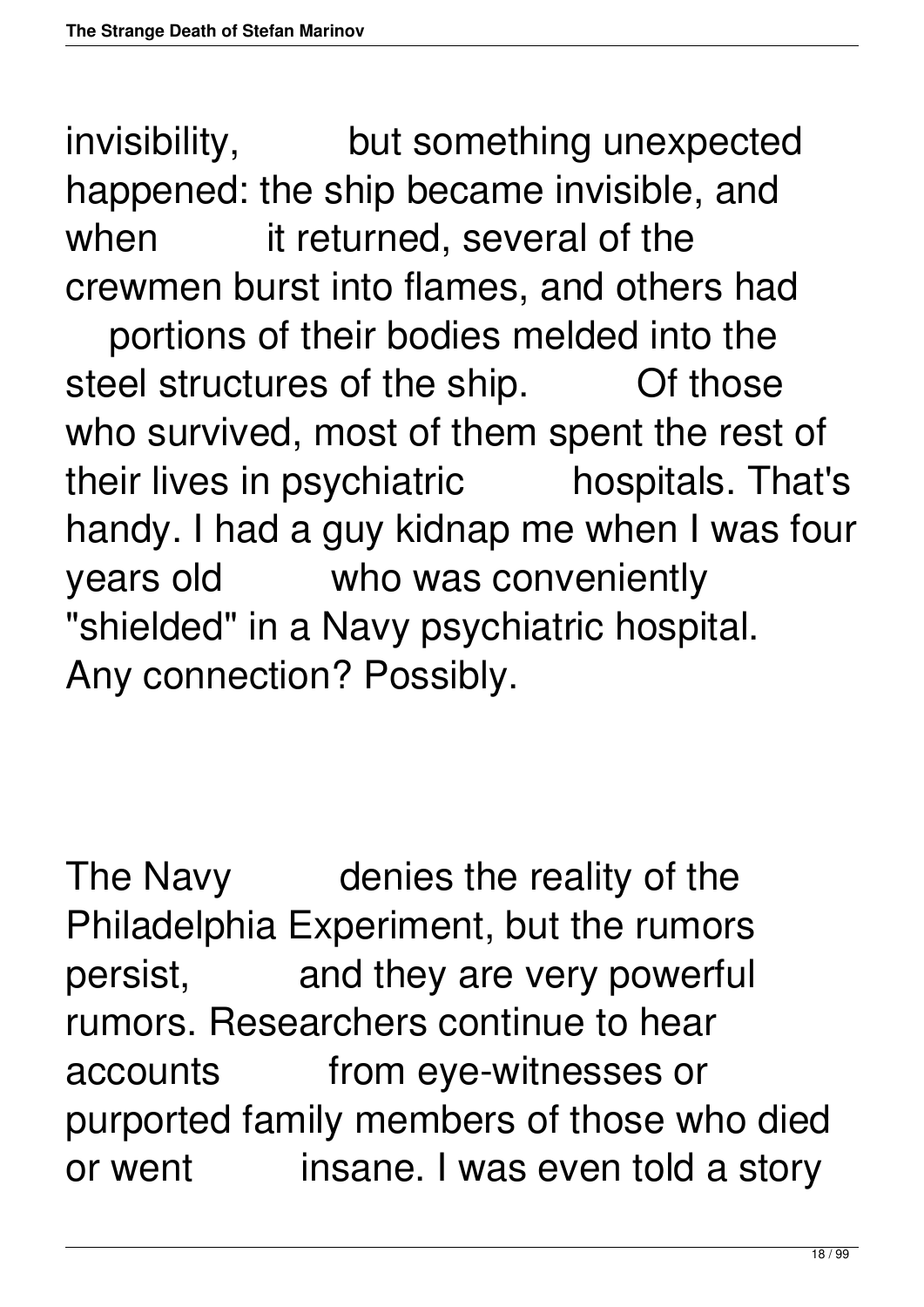invisibility, but something unexpected happened: the ship became invisible, and when it returned, several of the crewmen burst into flames, and others had portions of their bodies melded into the steel structures of the ship. Of those who survived, most of them spent the rest of their lives in psychiatric hospitals. That's handy. I had a guy kidnap me when I was four years old who was conveniently "shielded" in a Navy psychiatric hospital. Any connection? Possibly.

The Navy denies the reality of the Philadelphia Experiment, but the rumors persist, and they are very powerful rumors. Researchers continue to hear accounts from eye-witnesses or purported family members of those who died or went insane. I was even told a story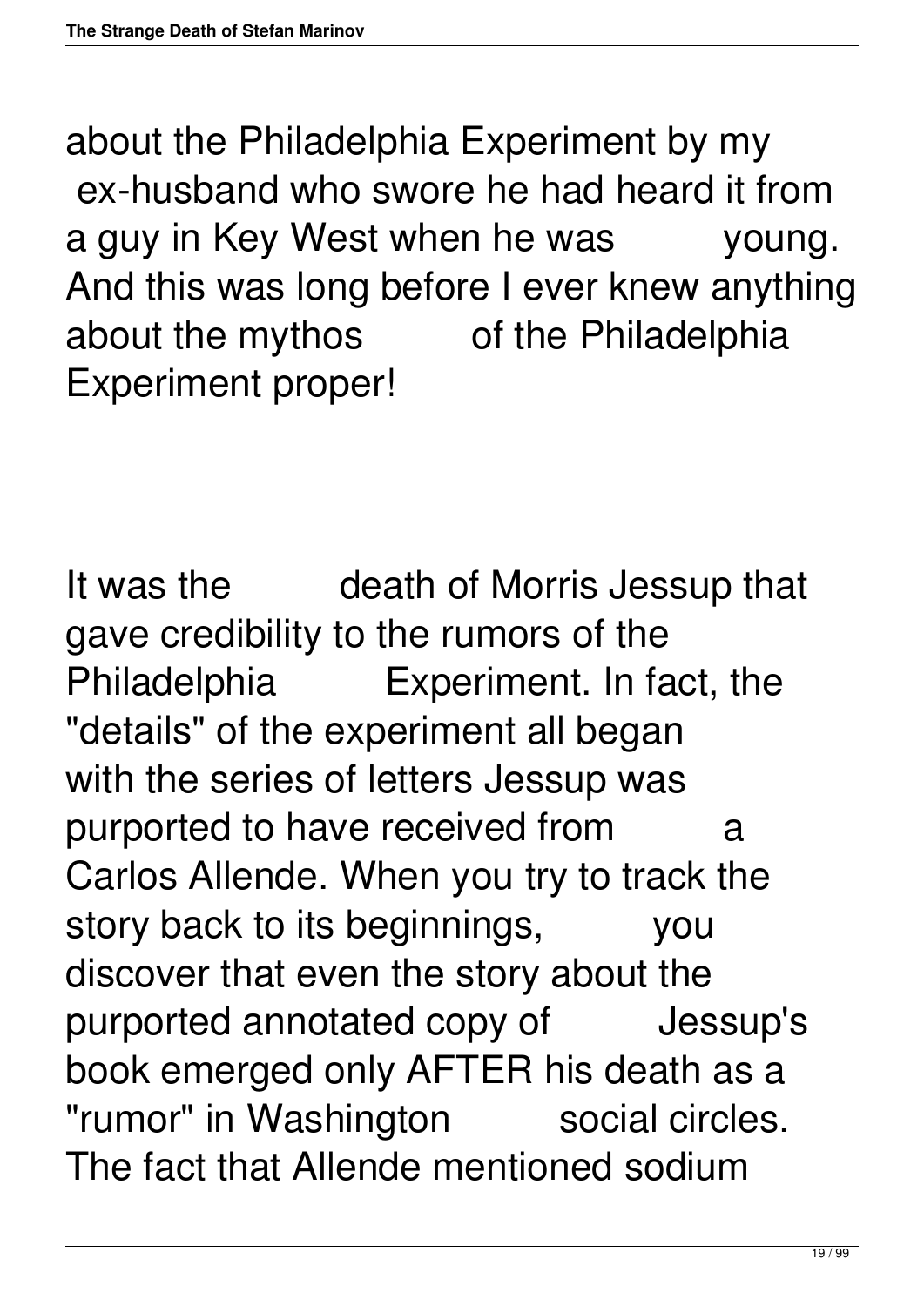about the Philadelphia Experiment by my ex-husband who swore he had heard it from a guy in Key West when he was young. And this was long before I ever knew anything about the mythos of the Philadelphia Experiment proper!

It was the death of Morris Jessup that gave credibility to the rumors of the Philadelphia Experiment. In fact, the "details" of the experiment all began with the series of letters Jessup was purported to have received from a Carlos Allende. When you try to track the story back to its beginnings, you discover that even the story about the purported annotated copy of Jessup's book emerged only AFTER his death as a "rumor" in Washington social circles. The fact that Allende mentioned sodium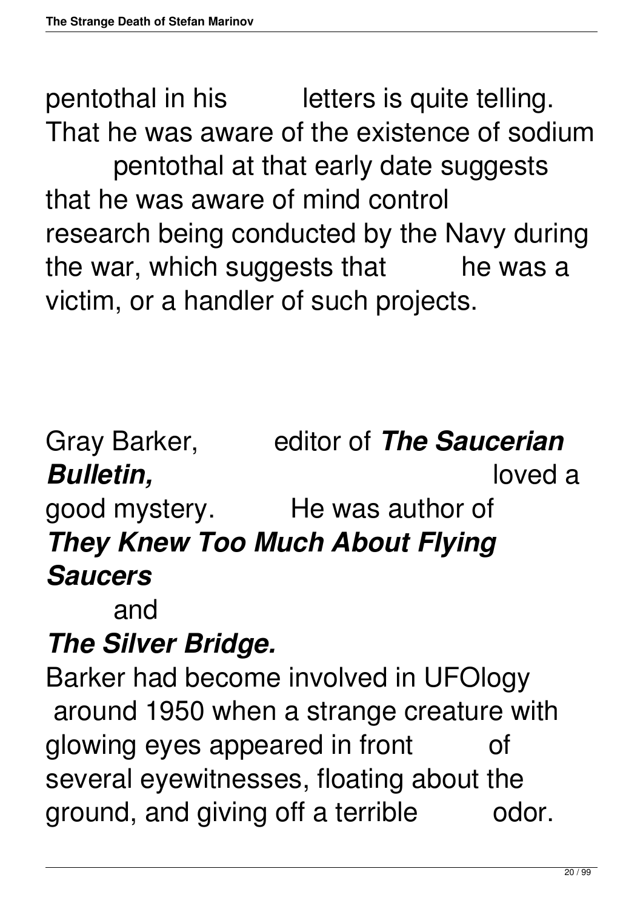pentothal in his letters is quite telling. That he was aware of the existence of sodium pentothal at that early date suggests that he was aware of mind control research being conducted by the Navy during the war, which suggests that he was a victim, or a handler of such projects.

Gray Barker, editor of ***The Saucerian Bulletin,*** loved a good mystery. He was author of ***They Knew Too Much About Flying Saucers*** and ***The Silver Bridge.*** Barker had become involved in UFOlogy around 1950 when a strange creature with glowing eyes appeared in front of several eyewitnesses, floating about the ground, and giving off a terrible odor.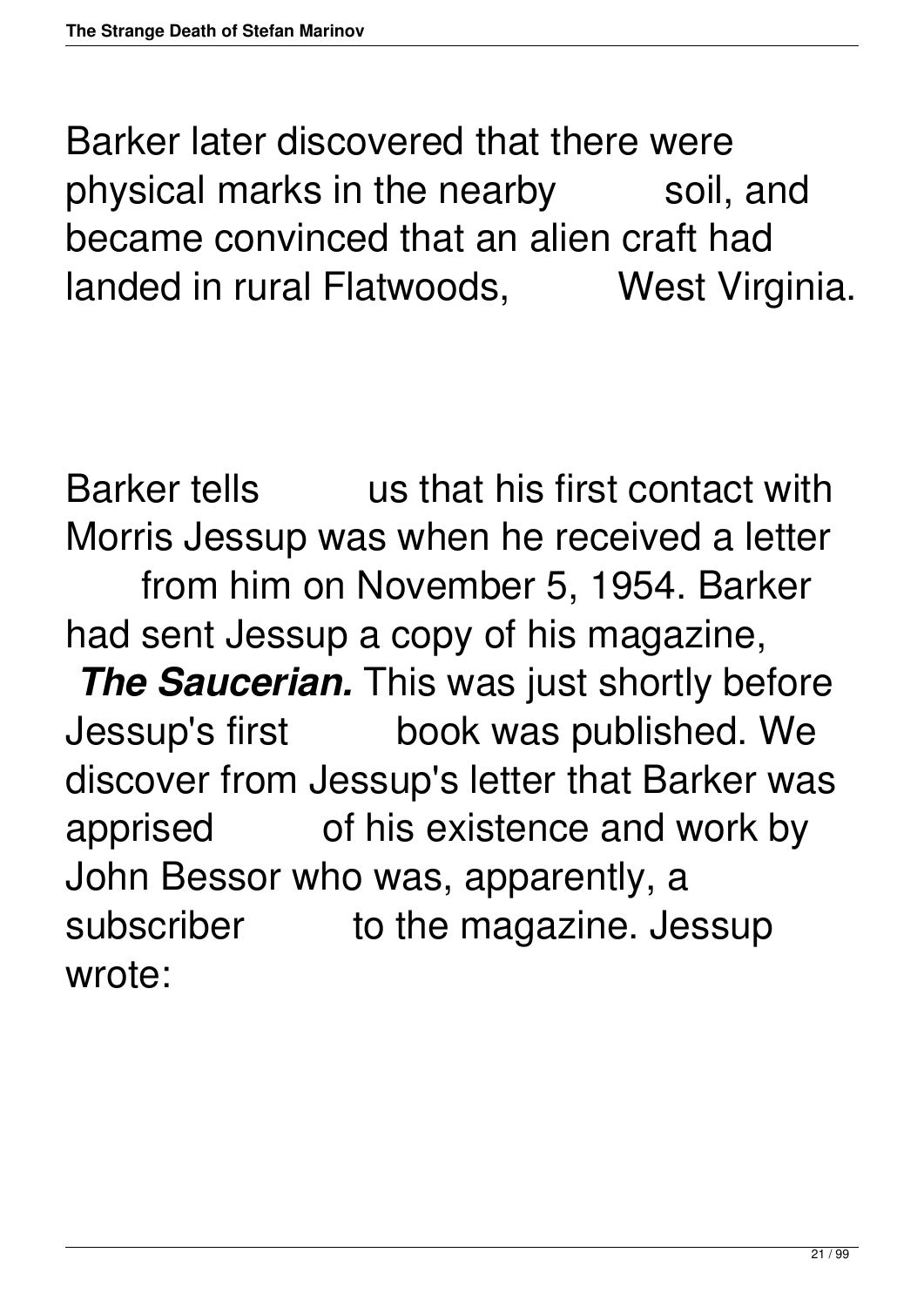Barker later discovered that there were physical marks in the nearby soil, and became convinced that an alien craft had landed in rural Flatwoods, West Virginia.

Barker tells us that his first contact with Morris Jessup was when he received a letter from him on November 5, 1954. Barker had sent Jessup a copy of his magazine, ***The Saucerian.*** This was just shortly before Jessup's first book was published. We discover from Jessup's letter that Barker was apprised of his existence and work by John Bessor who was, apparently, a subscriber to the magazine. Jessup wrote: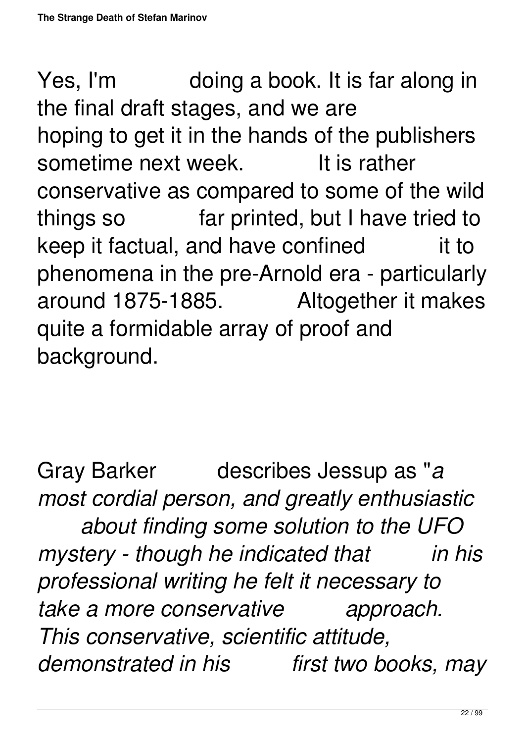Yes, I'm doing a book. It is far along in the final draft stages, and we are hoping to get it in the hands of the publishers sometime next week. It is rather conservative as compared to some of the wild things so far printed, but I have tried to keep it factual, and have confined it to phenomena in the pre-Arnold era - particularly around 1875-1885. Altogether it makes quite a formidable array of proof and background.

Gray Barker describes Jessup as "*a most cordial person, and greatly enthusiastic about finding some solution to the UFO mystery - though he indicated that in his professional writing he felt it necessary to take a more conservative approach. This conservative, scientific attitude, demonstrated in his first two books, may*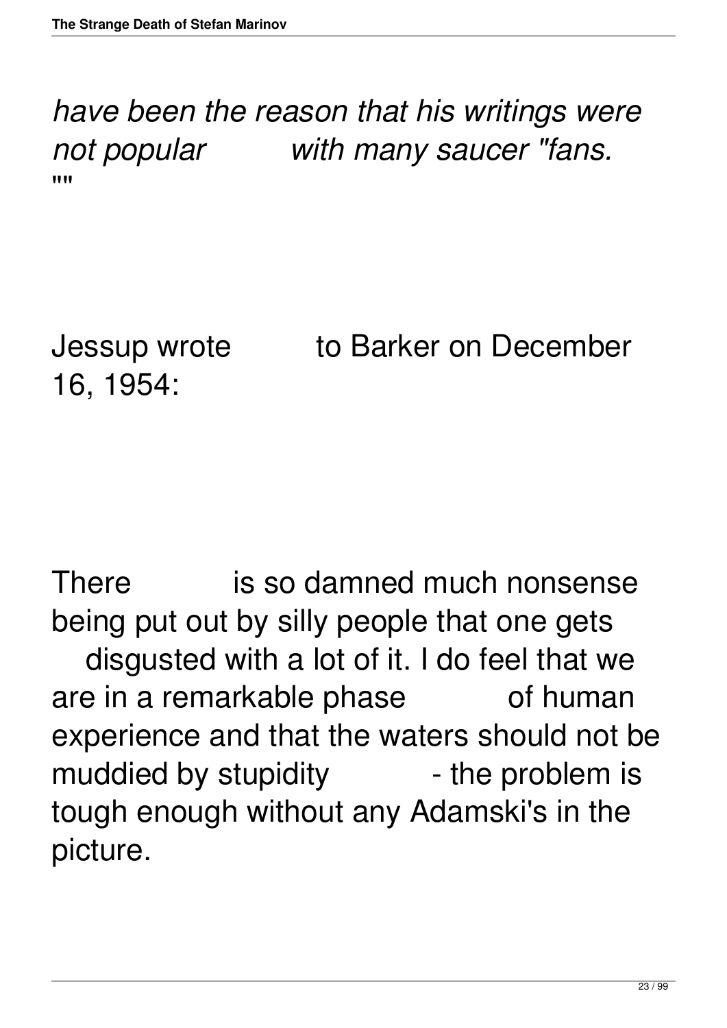*have been the reason that his writings were not popular with many saucer "fans.*
""

Jessup wrote to Barker on December 16, 1954:

There is so damned much nonsense being put out by silly people that one gets disgusted with a lot of it. I do feel that we are in a remarkable phase of human experience and that the waters should not be muddied by stupidity - the problem is tough enough without any Adamski's in the picture.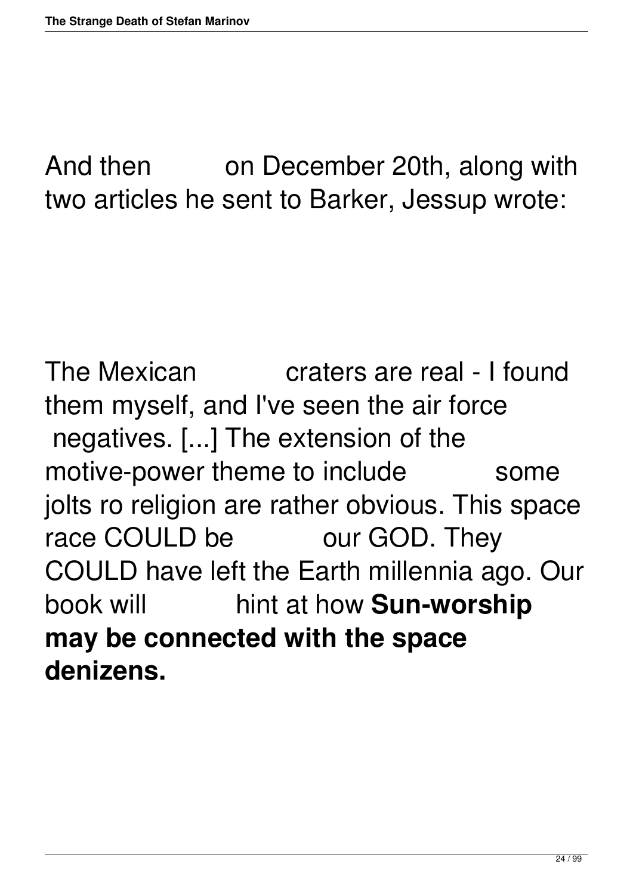And then on December 20th, along with two articles he sent to Barker, Jessup wrote:

The Mexican craters are real - I found them myself, and I've seen the air force negatives. [...] The extension of the motive-power theme to include some jolts ro religion are rather obvious. This space race COULD be our GOD. They COULD have left the Earth millennia ago. Our book will hint at how **Sun-worship may be connected with the space denizens.**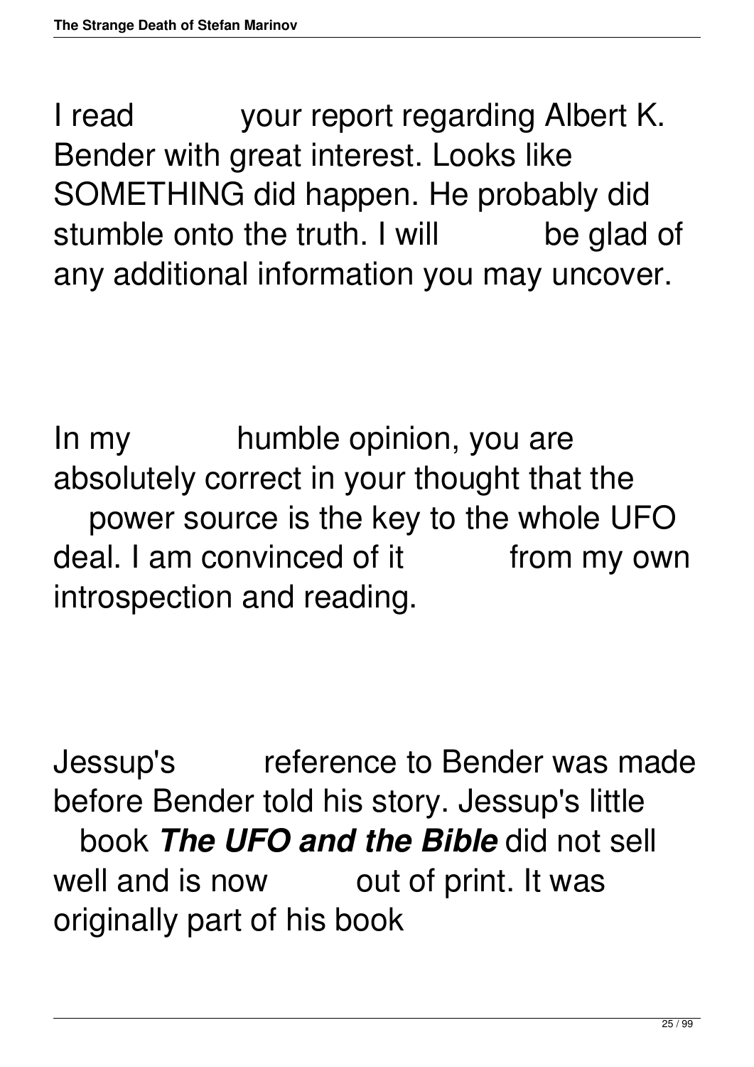I read your report regarding Albert K. Bender with great interest. Looks like SOMETHING did happen. He probably did stumble onto the truth. I will be glad of any additional information you may uncover.

In my humble opinion, you are absolutely correct in your thought that the power source is the key to the whole UFO deal. I am convinced of it from my own introspection and reading.

Jessup's reference to Bender was made before Bender told his story. Jessup's little book ***The UFO and the Bible*** did not sell well and is now out of print. It was originally part of his book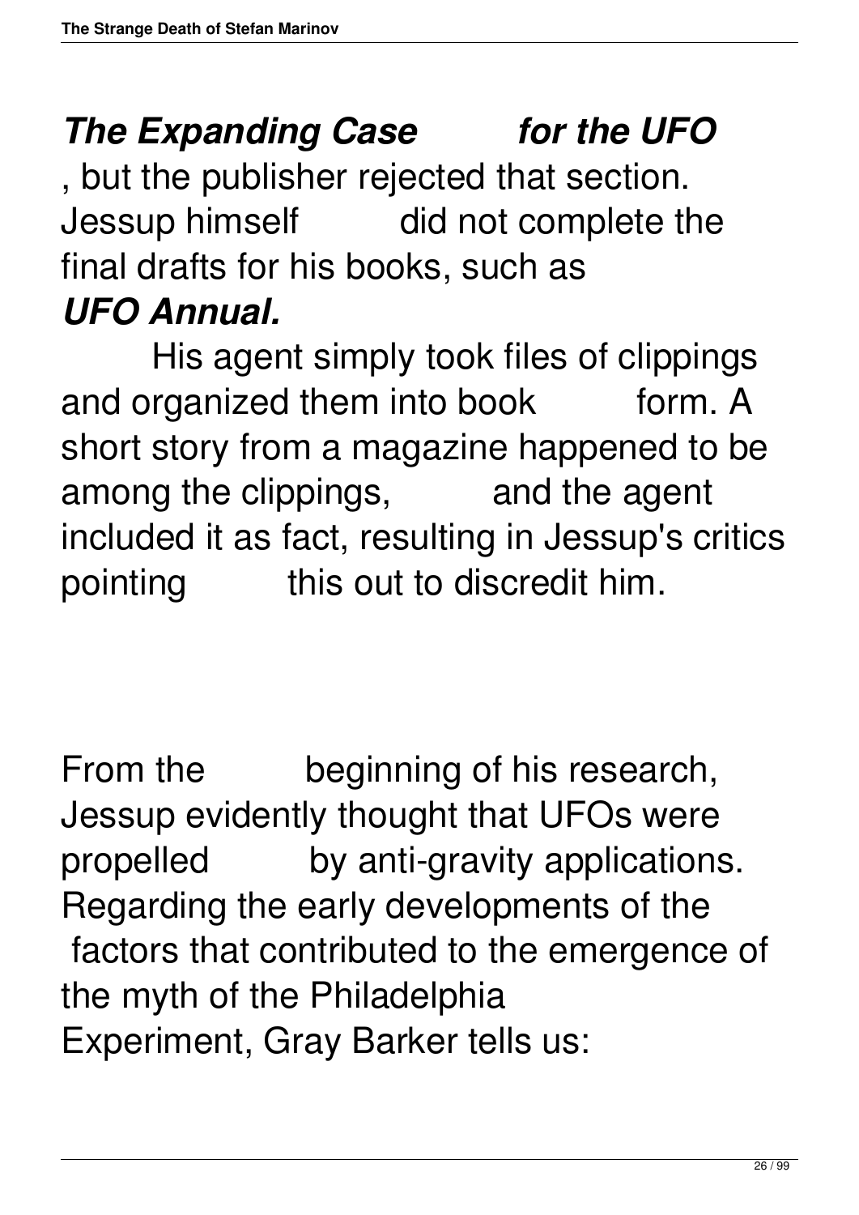*The Expanding Case for the UFO*, but the publisher rejected that section. Jessup himself did not complete the final drafts for his books, such as *UFO Annual.*

His agent simply took files of clippings and organized them into book form. A short story from a magazine happened to be among the clippings, and the agent included it as fact, resulting in Jessup's critics pointing this out to discredit him.

From the beginning of his research, Jessup evidently thought that UFOs were propelled by anti-gravity applications. Regarding the early developments of the factors that contributed to the emergence of the myth of the Philadelphia Experiment, Gray Barker tells us: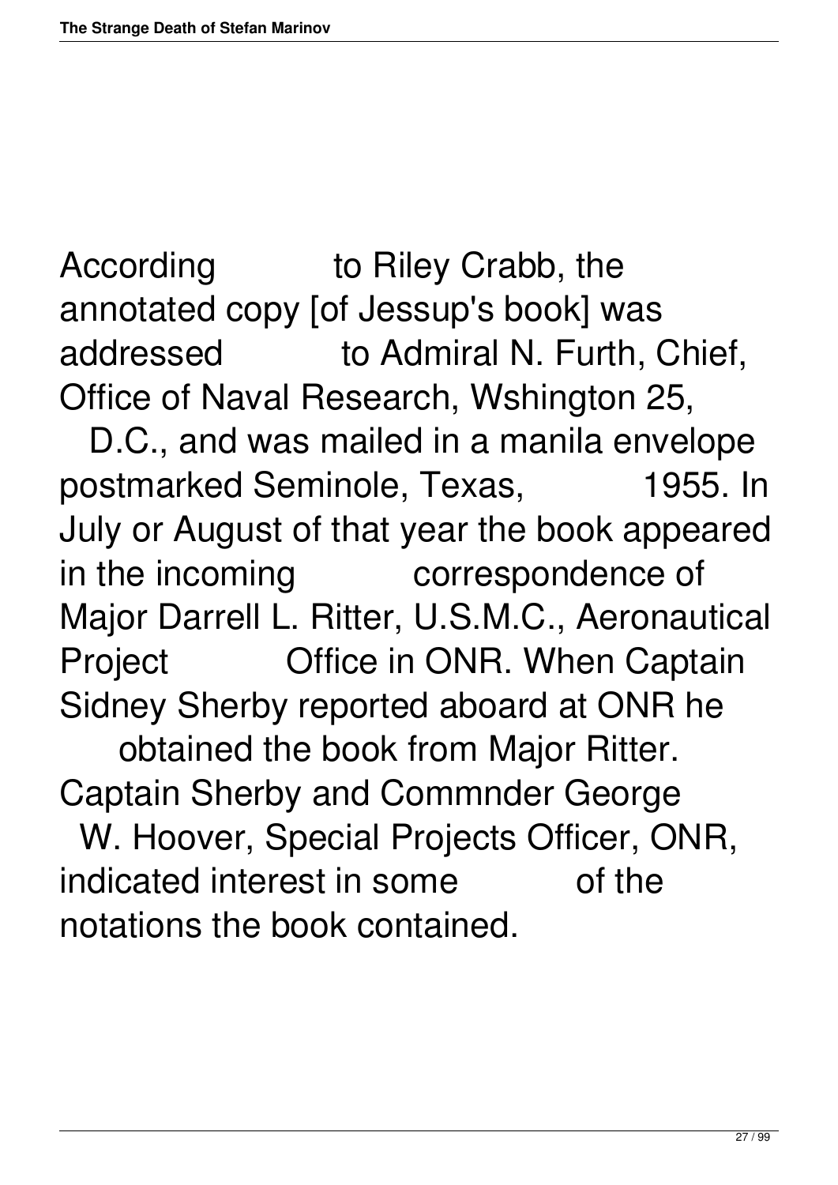According to Riley Crabb, the annotated copy [of Jessup's book] was addressed to Admiral N. Furth, Chief, Office of Naval Research, Wshington 25, D.C., and was mailed in a manila envelope postmarked Seminole, Texas, 1955. In July or August of that year the book appeared in the incoming correspondence of Major Darrell L. Ritter, U.S.M.C., Aeronautical Project Office in ONR. When Captain Sidney Sherby reported aboard at ONR he obtained the book from Major Ritter. Captain Sherby and Commnder George W. Hoover, Special Projects Officer, ONR, indicated interest in some of the notations the book contained.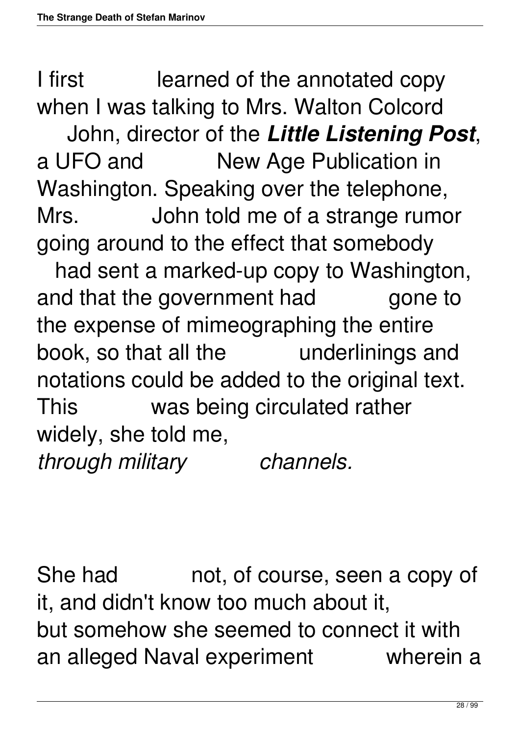I first learned of the annotated copy when I was talking to Mrs. Walton Colcord John, director of the ***Little Listening Post***, a UFO and New Age Publication in Washington. Speaking over the telephone, Mrs. John told me of a strange rumor going around to the effect that somebody had sent a marked-up copy to Washington, and that the government had gone to the expense of mimeographing the entire book, so that all the underlinings and notations could be added to the original text. This was being circulated rather widely, she told me,
*through military channels.*

She had not, of course, seen a copy of it, and didn't know too much about it, but somehow she seemed to connect it with an alleged Naval experiment wherein a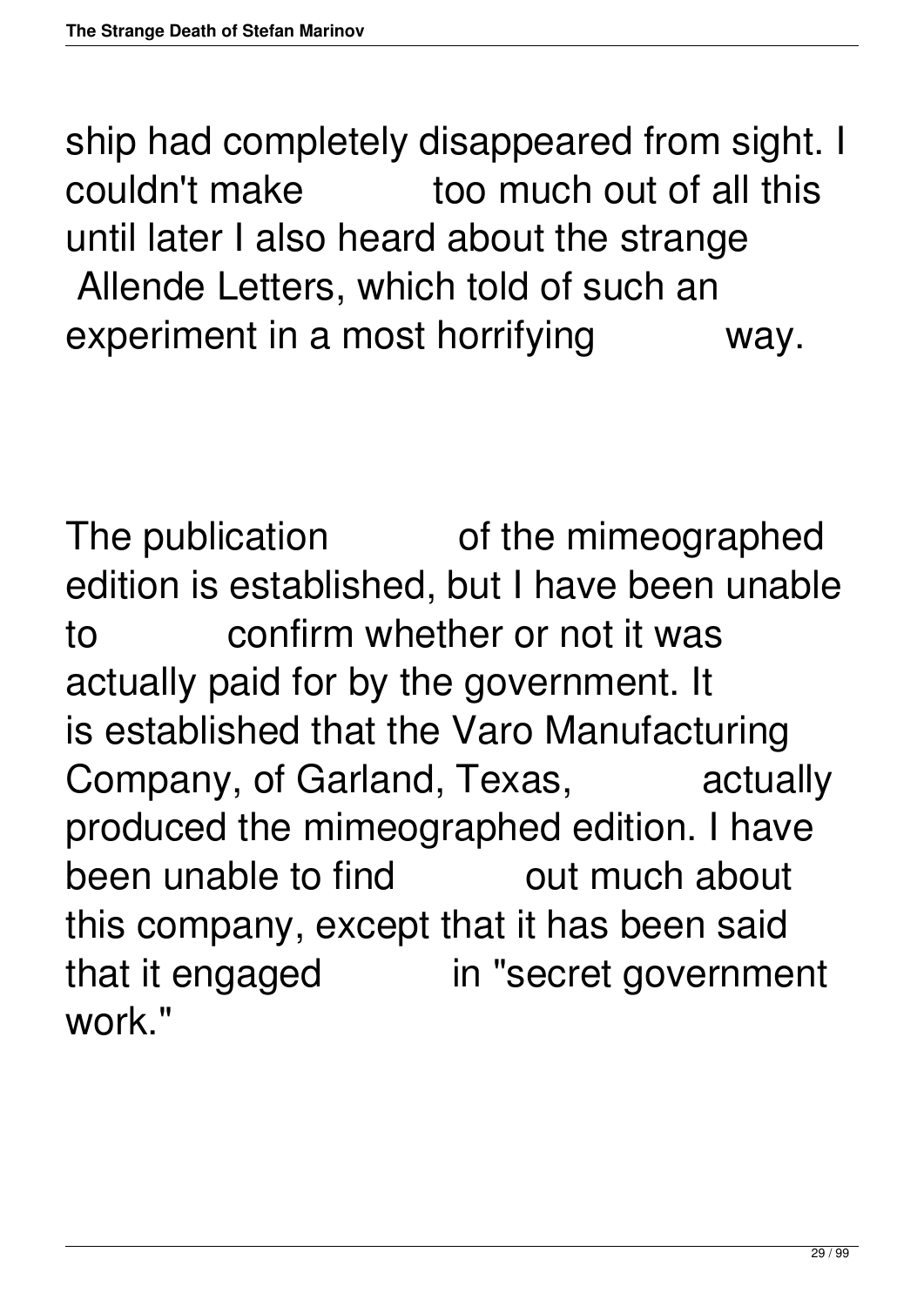ship had completely disappeared from sight. I couldn't make too much out of all this until later I also heard about the strange Allende Letters, which told of such an experiment in a most horrifying way.

The publication of the mimeographed edition is established, but I have been unable to confirm whether or not it was actually paid for by the government. It is established that the Varo Manufacturing Company, of Garland, Texas, actually produced the mimeographed edition. I have been unable to find out much about this company, except that it has been said that it engaged in "secret government work."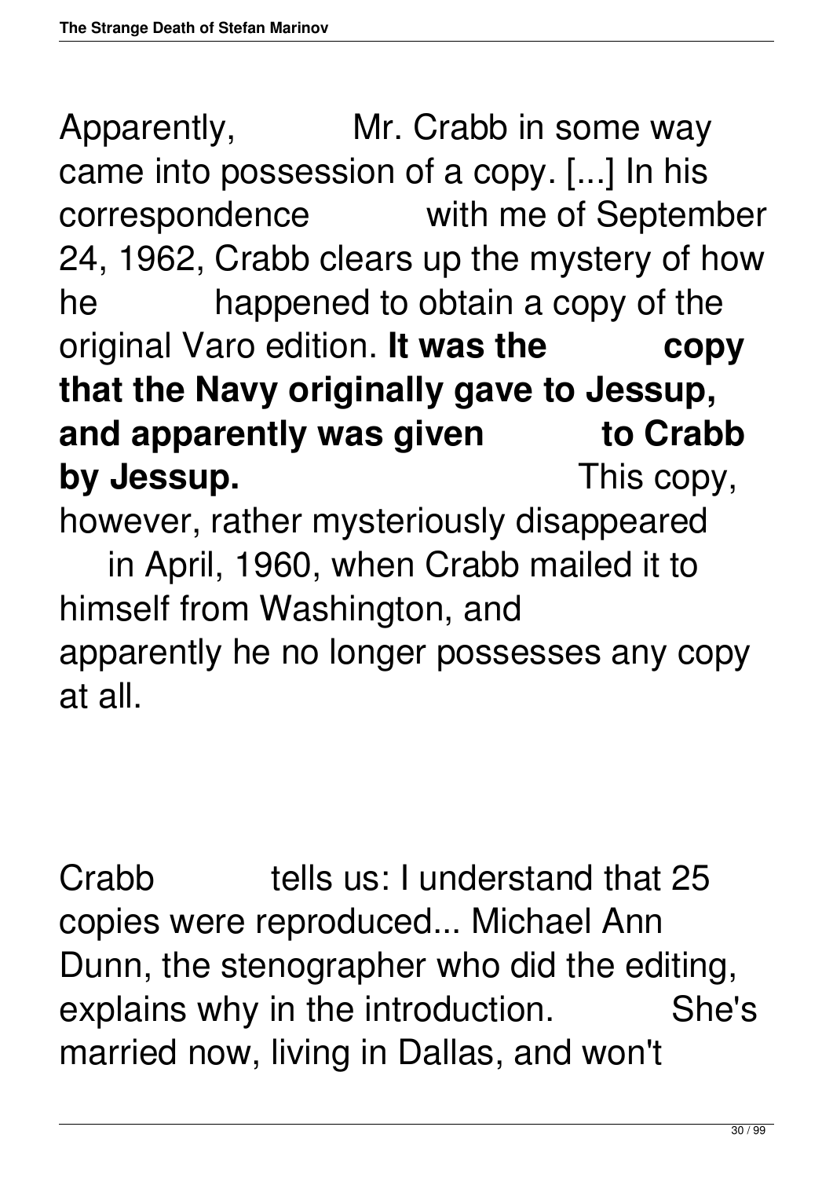Apparently, Mr. Crabb in some way came into possession of a copy. [...] In his correspondence with me of September 24, 1962, Crabb clears up the mystery of how he happened to obtain a copy of the original Varo edition. **It was the copy that the Navy originally gave to Jessup, and apparently was given to Crabb by Jessup.** This copy, however, rather mysteriously disappeared in April, 1960, when Crabb mailed it to himself from Washington, and apparently he no longer possesses any copy at all.

Crabb tells us: I understand that 25 copies were reproduced... Michael Ann Dunn, the stenographer who did the editing, explains why in the introduction. She's married now, living in Dallas, and won't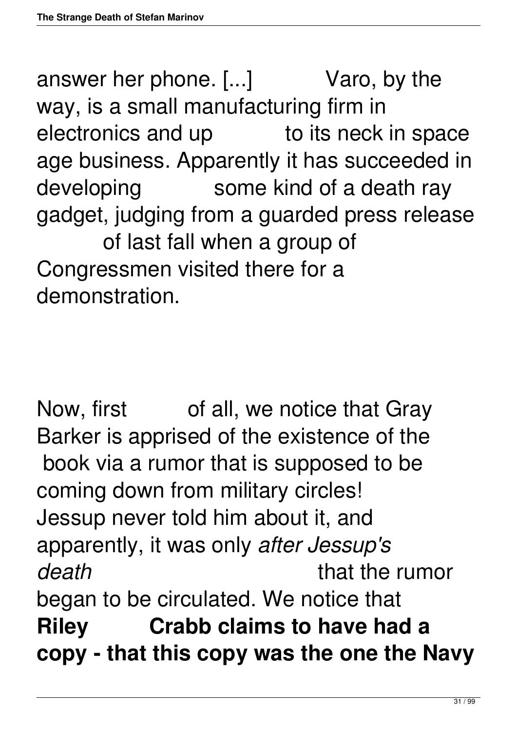answer her phone. [...] Varo, by the way, is a small manufacturing firm in electronics and up to its neck in space age business. Apparently it has succeeded in developing some kind of a death ray gadget, judging from a guarded press release of last fall when a group of Congressmen visited there for a demonstration.

Now, first of all, we notice that Gray Barker is apprised of the existence of the book via a rumor that is supposed to be coming down from military circles! Jessup never told him about it, and apparently, it was only *after Jessup's death* that the rumor began to be circulated. We notice that **Riley Crabb claims to have had a copy - that this copy was the one the Navy**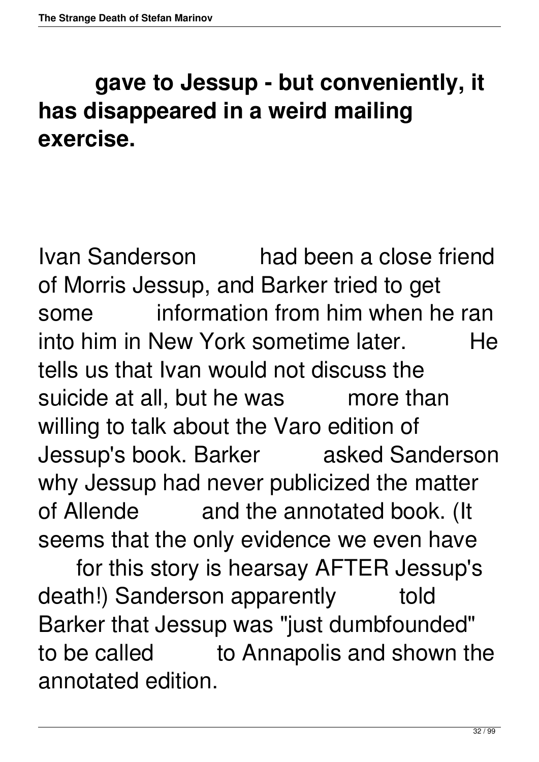**gave to Jessup - but conveniently, it has disappeared in a weird mailing exercise.**

Ivan Sanderson had been a close friend of Morris Jessup, and Barker tried to get some information from him when he ran into him in New York sometime later. He tells us that Ivan would not discuss the suicide at all, but he was more than willing to talk about the Varo edition of Jessup's book. Barker asked Sanderson why Jessup had never publicized the matter of Allende and the annotated book. (It seems that the only evidence we even have for this story is hearsay AFTER Jessup's death!) Sanderson apparently told Barker that Jessup was "just dumbfounded" to be called to Annapolis and shown the annotated edition.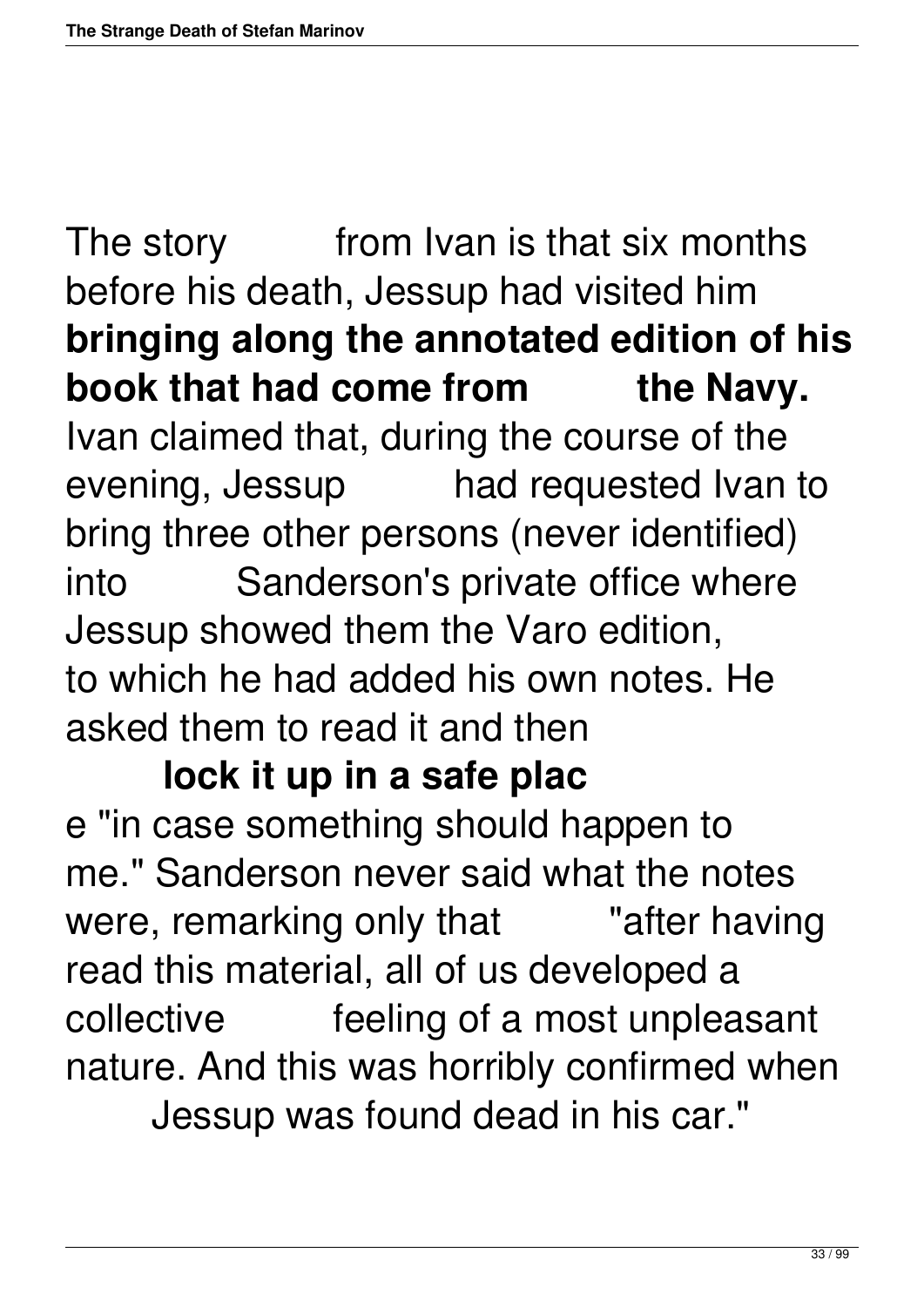The story from Ivan is that six months before his death, Jessup had visited him **bringing along the annotated edition of his book that had come from the Navy.** Ivan claimed that, during the course of the evening, Jessup had requested Ivan to bring three other persons (never identified) into Sanderson's private office where Jessup showed them the Varo edition, to which he had added his own notes. He asked them to read it and then **lock it up in a safe place** "in case something should happen to me." Sanderson never said what the notes were, remarking only that "after having read this material, all of us developed a collective feeling of a most unpleasant nature. And this was horribly confirmed when Jessup was found dead in his car."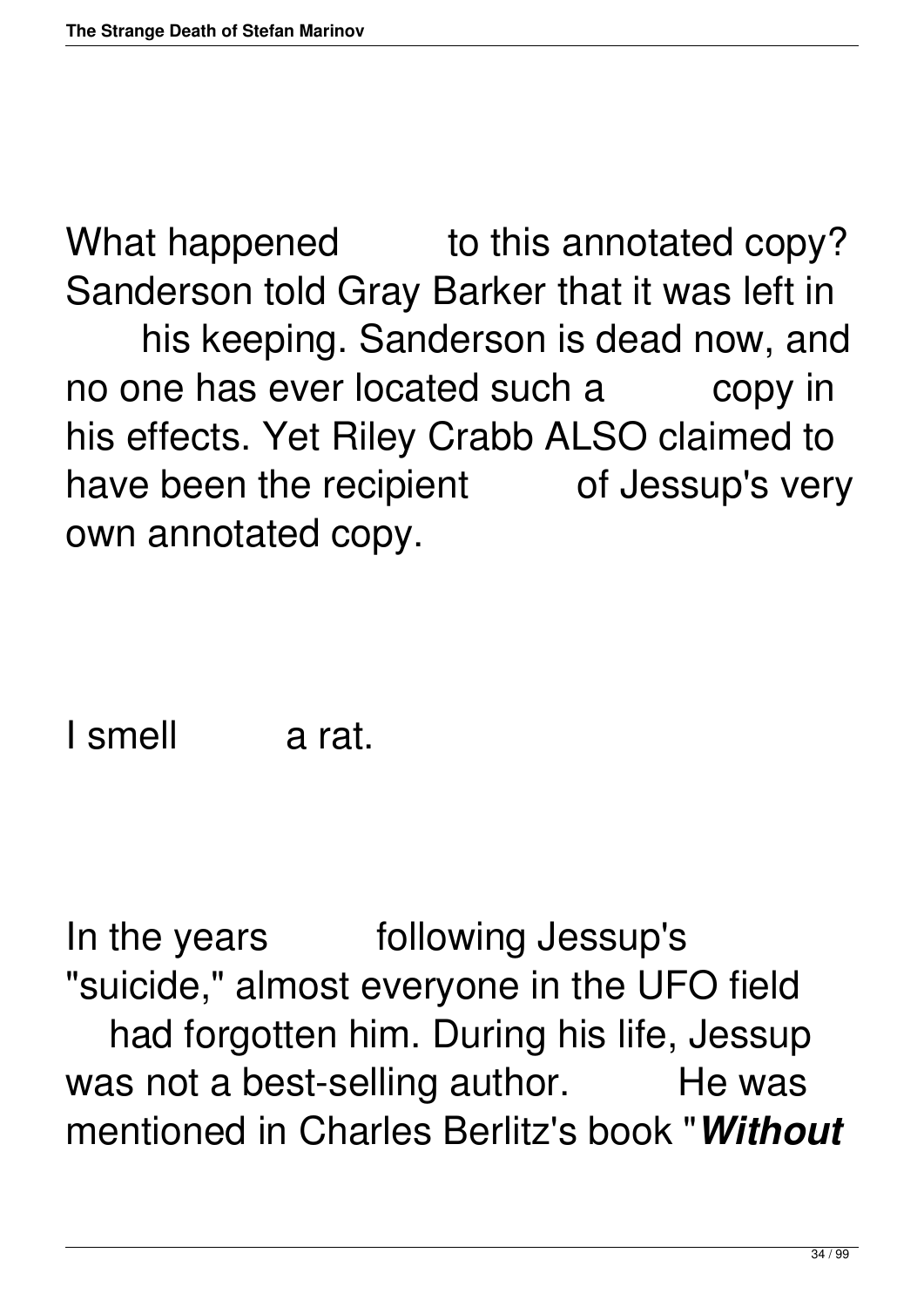What happened to this annotated copy? Sanderson told Gray Barker that it was left in his keeping. Sanderson is dead now, and no one has ever located such a copy in his effects. Yet Riley Crabb ALSO claimed to have been the recipient of Jessup's very own annotated copy.

I smell a rat.

In the years following Jessup's "suicide," almost everyone in the UFO field had forgotten him. During his life, Jessup was not a best-selling author. He was mentioned in Charles Berlitz's book "***Without***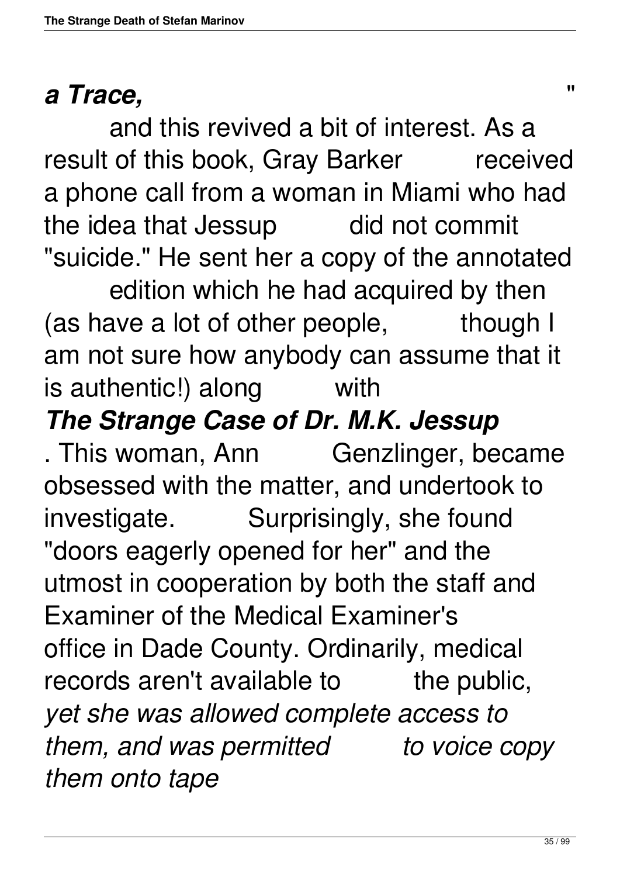***a Trace,*** "

and this revived a bit of interest. As a result of this book, Gray Barker received a phone call from a woman in Miami who had the idea that Jessup did not commit "suicide." He sent her a copy of the annotated edition which he had acquired by then (as have a lot of other people, though I am not sure how anybody can assume that it is authentic!) along with ***The Strange Case of Dr. M.K. Jessup***. This woman, Ann Genzlinger, became obsessed with the matter, and undertook to investigate. Surprisingly, she found "doors eagerly opened for her" and the utmost in cooperation by both the staff and Examiner of the Medical Examiner's office in Dade County. Ordinarily, medical records aren't available to the public, *yet she was allowed complete access to them, and was permitted to voice copy them onto tape*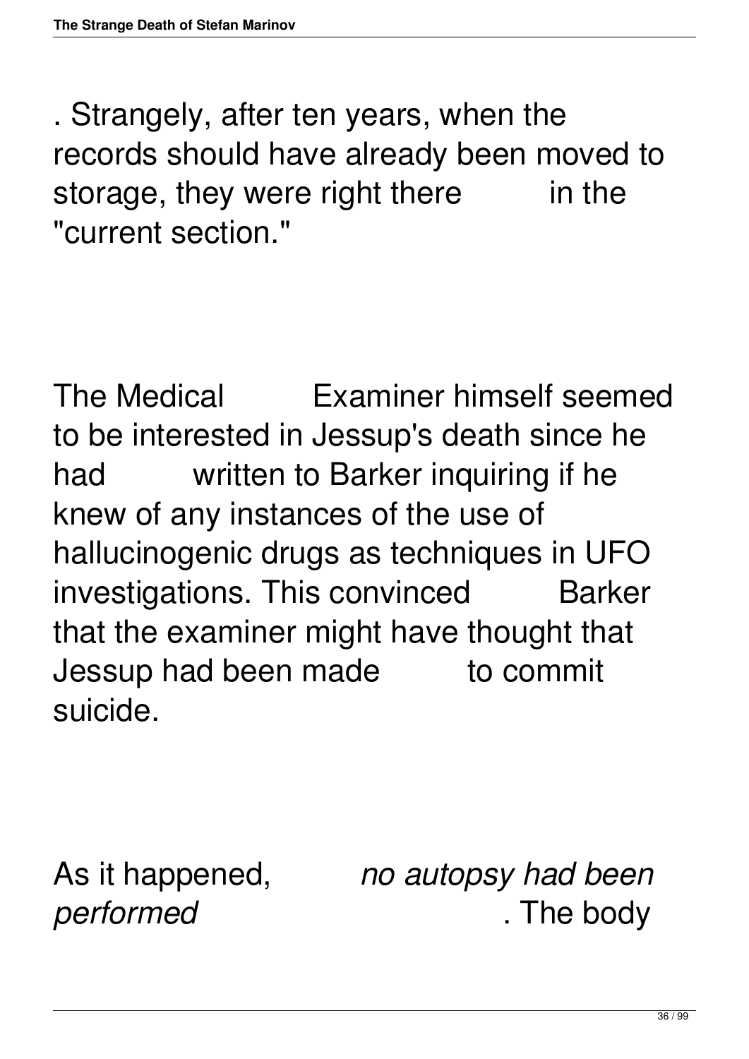. Strangely, after ten years, when the records should have already been moved to storage, they were right there in the "current section."

The Medical Examiner himself seemed to be interested in Jessup's death since he had written to Barker inquiring if he knew of any instances of the use of hallucinogenic drugs as techniques in UFO investigations. This convinced Barker that the examiner might have thought that Jessup had been made to commit suicide.

As it happened, *no autopsy had been performed*. The body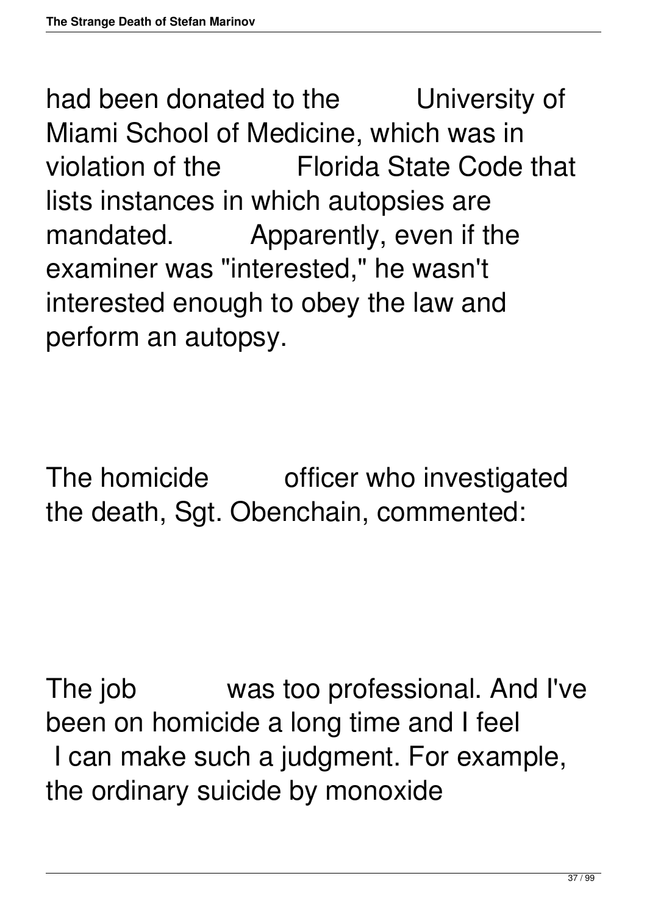had been donated to the University of Miami School of Medicine, which was in violation of the Florida State Code that lists instances in which autopsies are mandated. Apparently, even if the examiner was "interested," he wasn't interested enough to obey the law and perform an autopsy.

The homicide officer who investigated the death, Sgt. Obenchain, commented:

The job was too professional. And I've been on homicide a long time and I feel I can make such a judgment. For example, the ordinary suicide by monoxide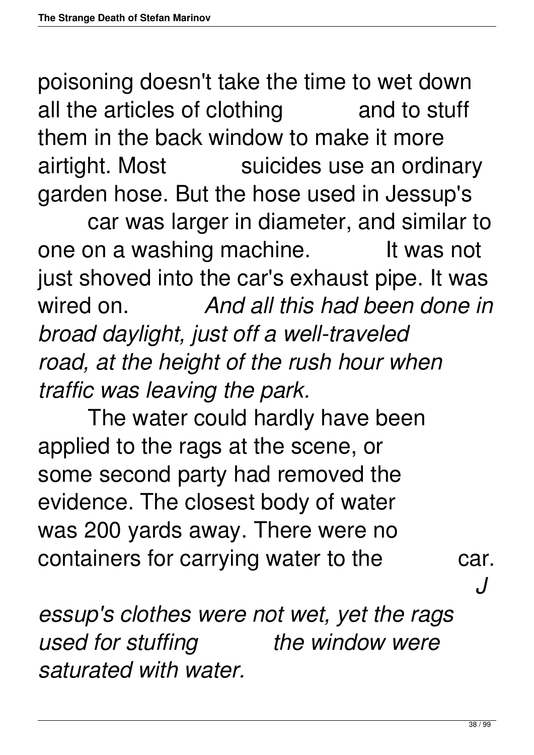poisoning doesn't take the time to wet down all the articles of clothing and to stuff them in the back window to make it more airtight. Most suicides use an ordinary garden hose. But the hose used in Jessup's car was larger in diameter, and similar to one on a washing machine. It was not just shoved into the car's exhaust pipe. It was wired on. *And all this had been done in broad daylight, just off a well-traveled road, at the height of the rush hour when traffic was leaving the park.*

The water could hardly have been applied to the rags at the scene, or some second party had removed the evidence. The closest body of water was 200 yards away. There were no containers for carrying water to the car. *Jessup's clothes were not wet, yet the rags used for stuffing the window were saturated with water.*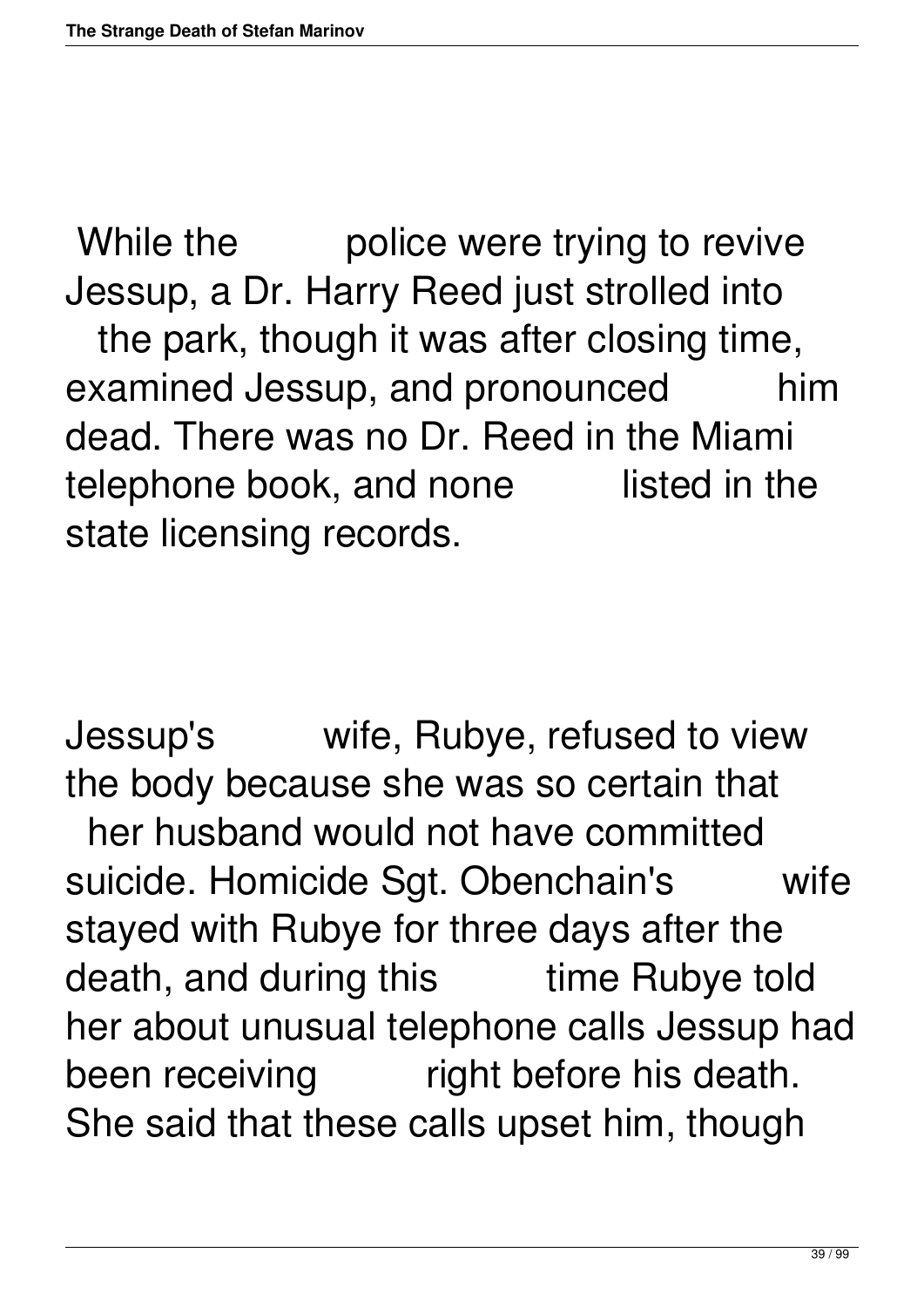While the police were trying to revive Jessup, a Dr. Harry Reed just strolled into the park, though it was after closing time, examined Jessup, and pronounced him dead. There was no Dr. Reed in the Miami telephone book, and none listed in the state licensing records.

Jessup's wife, Rubye, refused to view the body because she was so certain that her husband would not have committed suicide. Homicide Sgt. Obenchain's wife stayed with Rubye for three days after the death, and during this time Rubye told her about unusual telephone calls Jessup had been receiving right before his death. She said that these calls upset him, though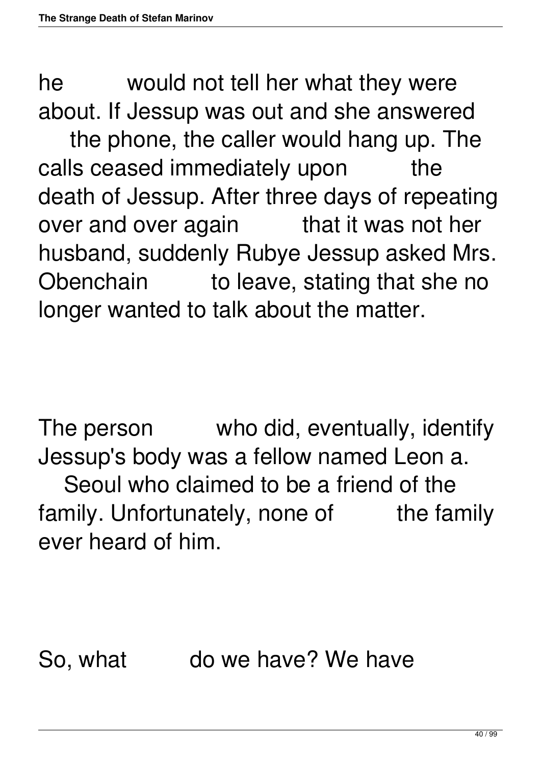he would not tell her what they were about. If Jessup was out and she answered the phone, the caller would hang up. The calls ceased immediately upon the death of Jessup. After three days of repeating over and over again that it was not her husband, suddenly Rubye Jessup asked Mrs. Obenchain to leave, stating that she no longer wanted to talk about the matter.

The person who did, eventually, identify Jessup's body was a fellow named Leon a. Seoul who claimed to be a friend of the family. Unfortunately, none of the family ever heard of him.

So, what do we have? We have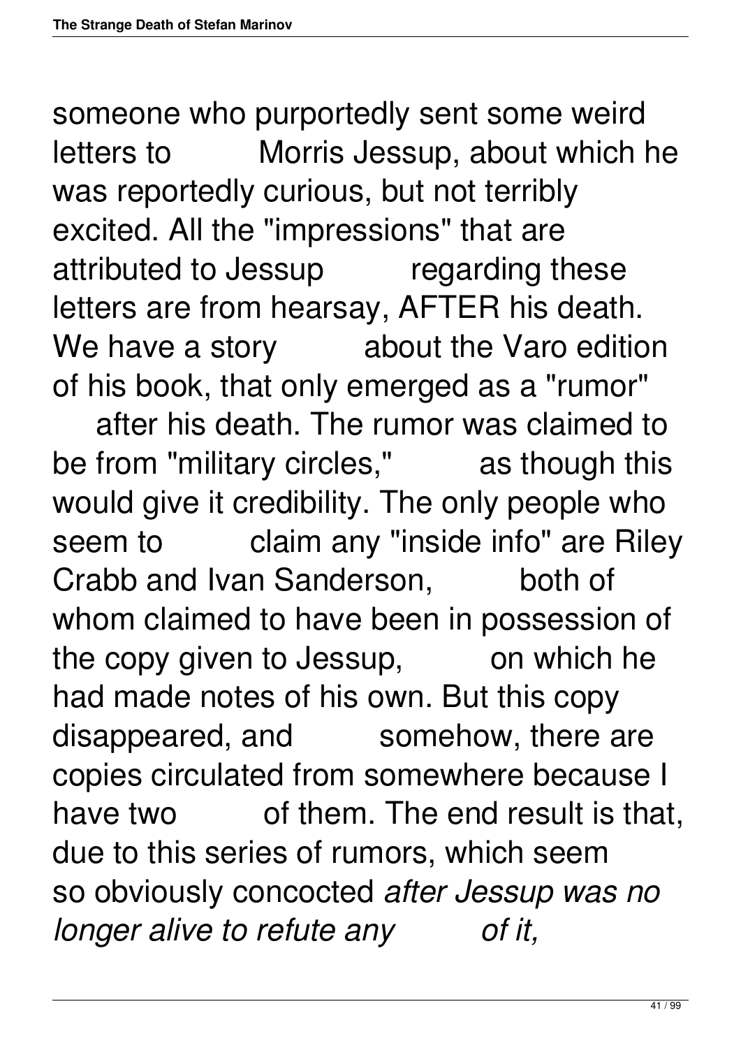someone who purportedly sent some weird letters to Morris Jessup, about which he was reportedly curious, but not terribly excited. All the "impressions" that are attributed to Jessup regarding these letters are from hearsay, AFTER his death. We have a story about the Varo edition of his book, that only emerged as a "rumor" after his death. The rumor was claimed to be from "military circles," as though this would give it credibility. The only people who seem to claim any "inside info" are Riley Crabb and Ivan Sanderson, both of whom claimed to have been in possession of the copy given to Jessup, on which he had made notes of his own. But this copy disappeared, and somehow, there are copies circulated from somewhere because I have two of them. The end result is that, due to this series of rumors, which seem so obviously concocted *after Jessup was no longer alive to refute any of it,*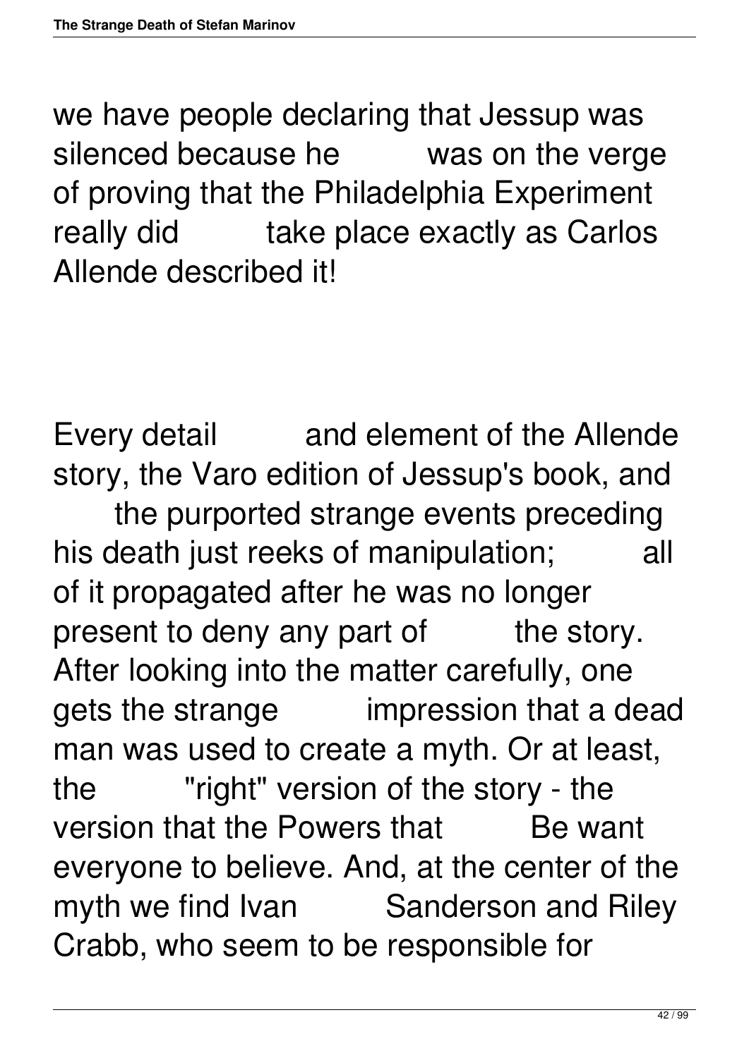we have people declaring that Jessup was silenced because he was on the verge of proving that the Philadelphia Experiment really did take place exactly as Carlos Allende described it!

Every detail and element of the Allende story, the Varo edition of Jessup's book, and the purported strange events preceding his death just reeks of manipulation; all of it propagated after he was no longer present to deny any part of the story. After looking into the matter carefully, one gets the strange impression that a dead man was used to create a myth. Or at least, the "right" version of the story - the version that the Powers that Be want everyone to believe. And, at the center of the myth we find Ivan Sanderson and Riley Crabb, who seem to be responsible for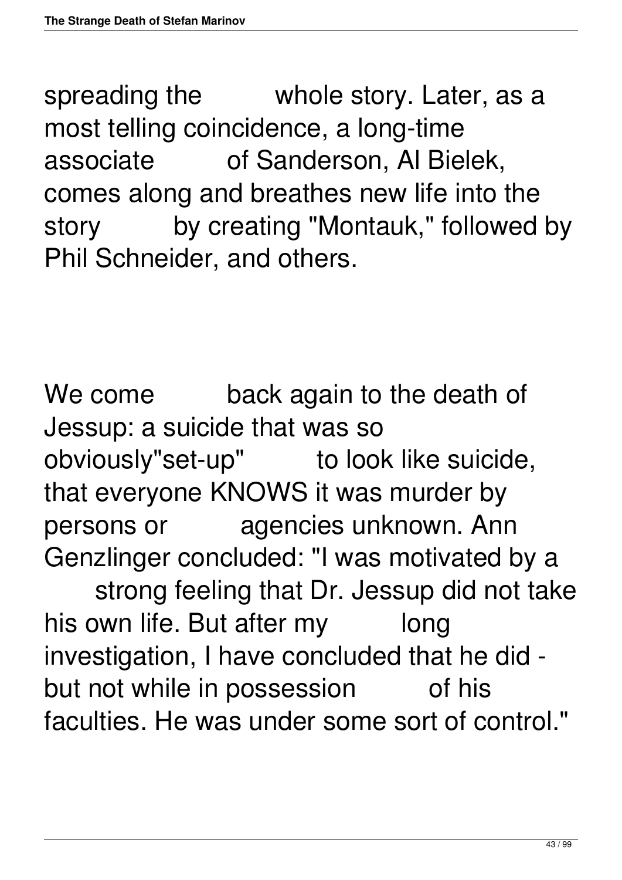spreading the whole story. Later, as a most telling coincidence, a long-time associate of Sanderson, Al Bielek, comes along and breathes new life into the story by creating "Montauk," followed by Phil Schneider, and others.

We come back again to the death of Jessup: a suicide that was so obviously"set-up" to look like suicide, that everyone KNOWS it was murder by persons or agencies unknown. Ann Genzlinger concluded: "I was motivated by a strong feeling that Dr. Jessup did not take his own life. But after my long investigation, I have concluded that he did - but not while in possession of his faculties. He was under some sort of control."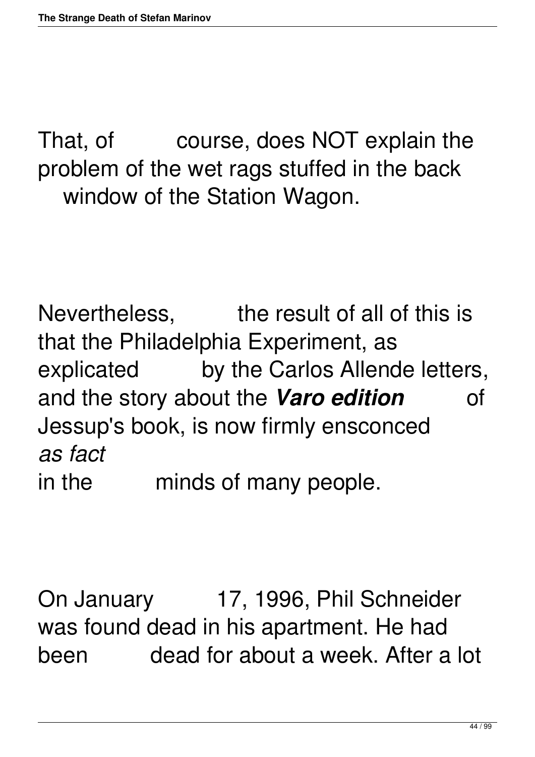That, of course, does NOT explain the problem of the wet rags stuffed in the back window of the Station Wagon.

Nevertheless, the result of all of this is that the Philadelphia Experiment, as explicated by the Carlos Allende letters, and the story about the ***Varo edition*** of Jessup's book, is now firmly ensconced *as fact* in the minds of many people.

On January 17, 1996, Phil Schneider was found dead in his apartment. He had been dead for about a week. After a lot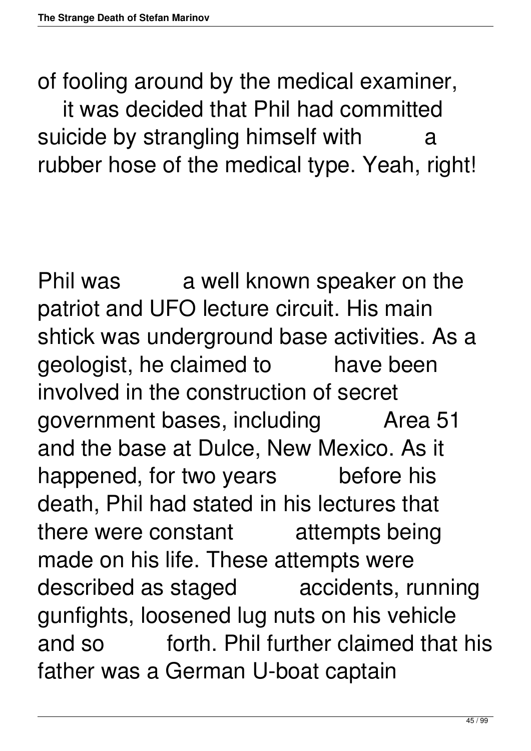of fooling around by the medical examiner, it was decided that Phil had committed suicide by strangling himself with a rubber hose of the medical type. Yeah, right!

Phil was a well known speaker on the patriot and UFO lecture circuit. His main shtick was underground base activities. As a geologist, he claimed to have been involved in the construction of secret government bases, including Area 51 and the base at Dulce, New Mexico. As it happened, for two years before his death, Phil had stated in his lectures that there were constant attempts being made on his life. These attempts were described as staged accidents, running gunfights, loosened lug nuts on his vehicle and so forth. Phil further claimed that his father was a German U-boat captain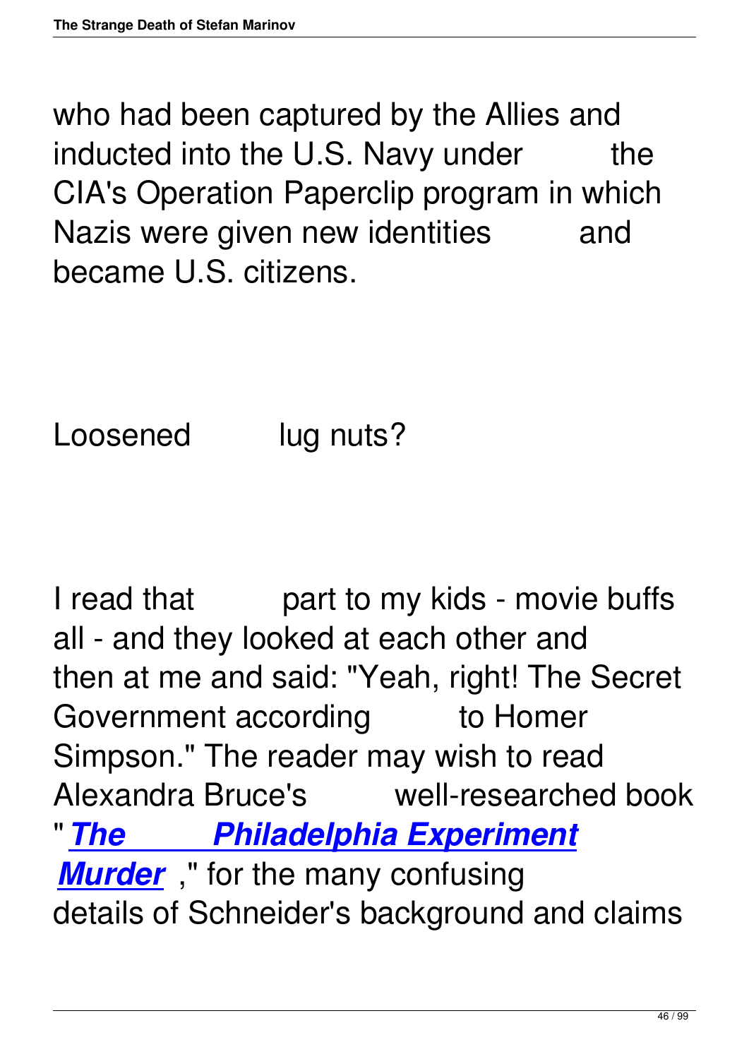who had been captured by the Allies and inducted into the U.S. Navy under the CIA's Operation Paperclip program in which Nazis were given new identities and became U.S. citizens.

Loosened lug nuts?

I read that part to my kids - movie buffs all - and they looked at each other and then at me and said: "Yeah, right! The Secret Government according to Homer Simpson." The reader may wish to read Alexandra Bruce's well-researched book "***The Philadelphia Experiment Murder***," for the many confusing details of Schneider's background and claims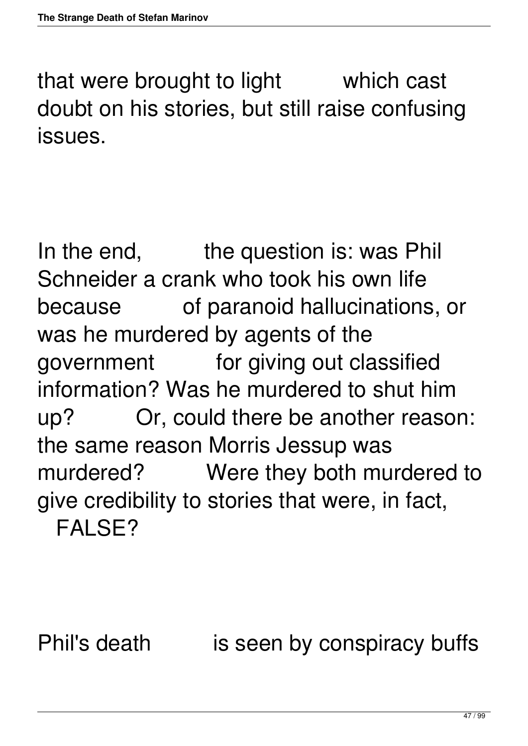that were brought to light which cast doubt on his stories, but still raise confusing issues.

In the end, the question is: was Phil Schneider a crank who took his own life because of paranoid hallucinations, or was he murdered by agents of the government for giving out classified information? Was he murdered to shut him up? Or, could there be another reason: the same reason Morris Jessup was murdered? Were they both murdered to give credibility to stories that were, in fact, FALSE?

Phil's death is seen by conspiracy buffs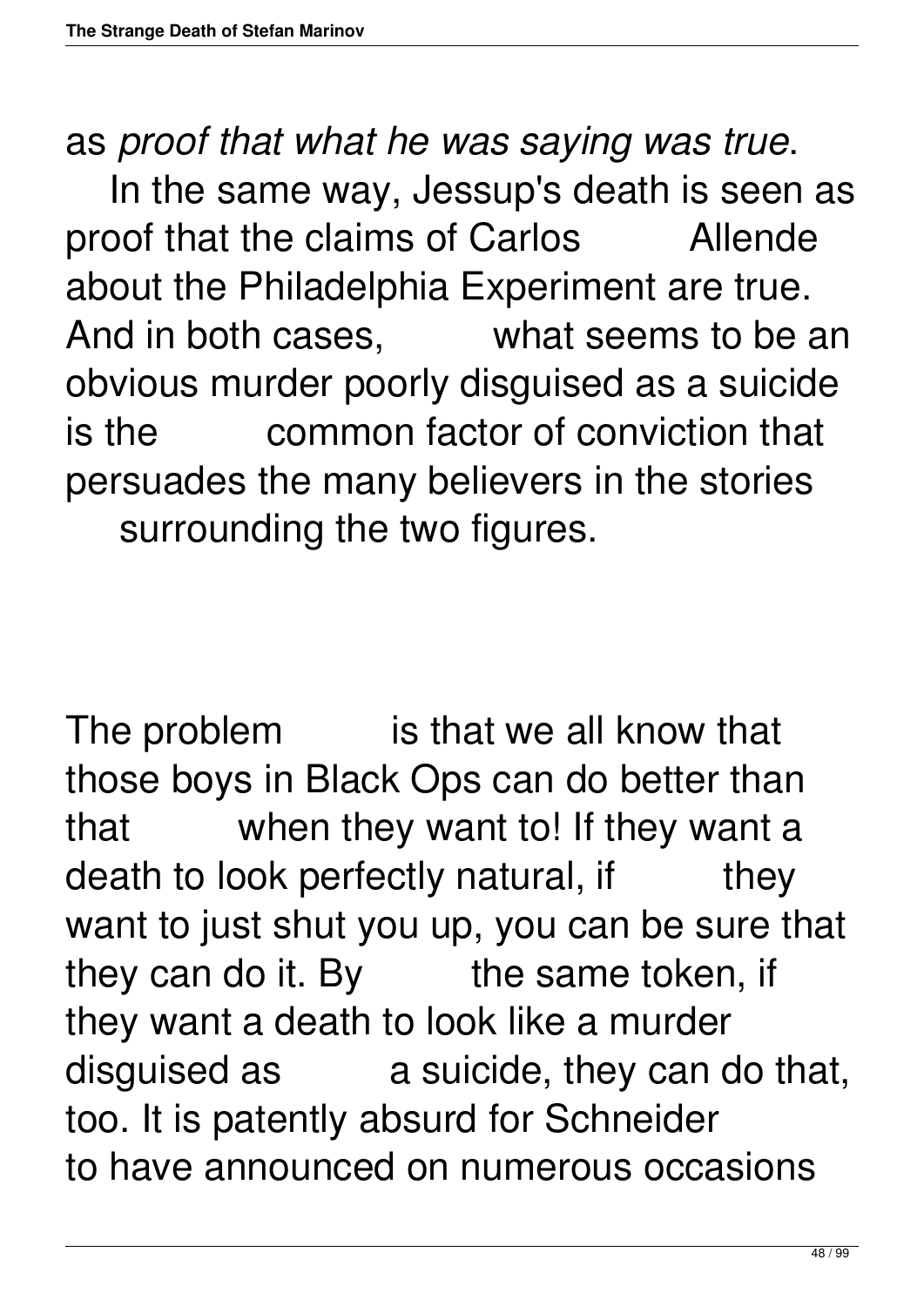as *proof that what he was saying was true*.

In the same way, Jessup's death is seen as proof that the claims of Carlos Allende about the Philadelphia Experiment are true. And in both cases, what seems to be an obvious murder poorly disguised as a suicide is the common factor of conviction that persuades the many believers in the stories surrounding the two figures.

The problem is that we all know that those boys in Black Ops can do better than that when they want to! If they want a death to look perfectly natural, if they want to just shut you up, you can be sure that they can do it. By the same token, if they want a death to look like a murder disguised as a suicide, they can do that, too. It is patently absurd for Schneider to have announced on numerous occasions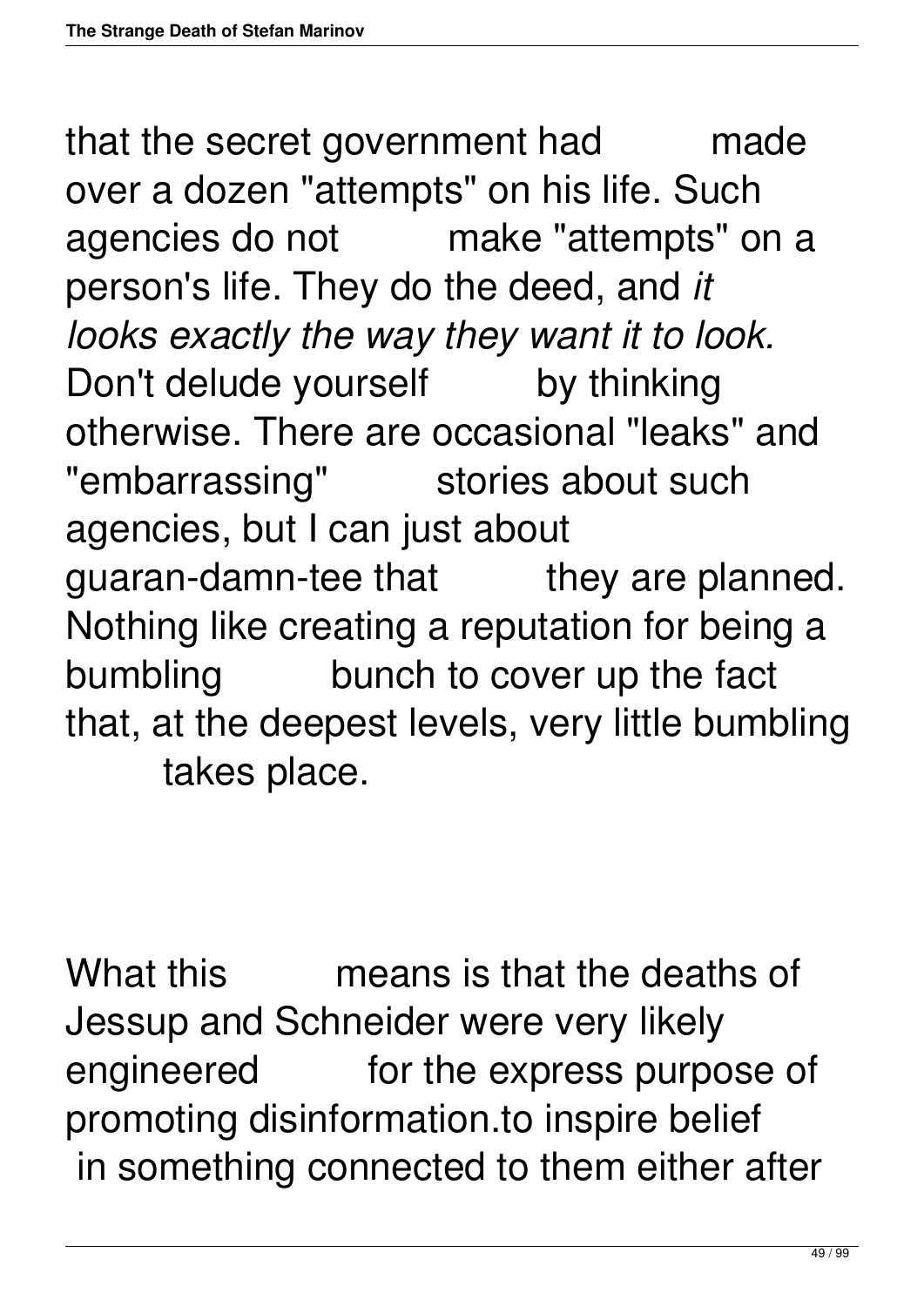that the secret government had made over a dozen "attempts" on his life. Such agencies do not make "attempts" on a person's life. They do the deed, and *it looks exactly the way they want it to look.* Don't delude yourself by thinking otherwise. There are occasional "leaks" and "embarrassing" stories about such agencies, but I can just about guaran-damn-tee that they are planned. Nothing like creating a reputation for being a bumbling bunch to cover up the fact that, at the deepest levels, very little bumbling takes place.

What this means is that the deaths of Jessup and Schneider were very likely engineered for the express purpose of promoting disinformation.to inspire belief in something connected to them either after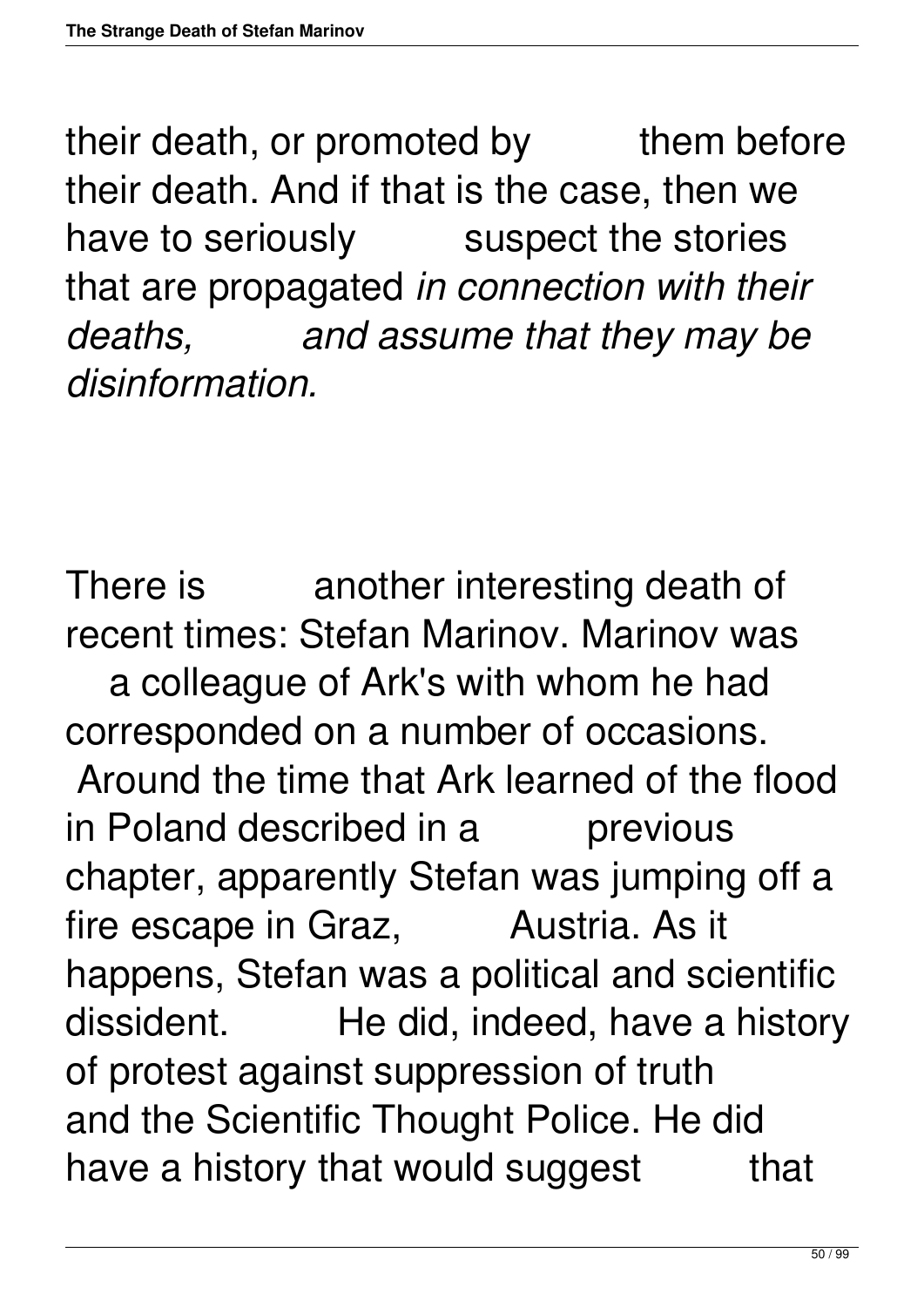their death, or promoted by them before their death. And if that is the case, then we have to seriously suspect the stories that are propagated *in connection with their deaths, and assume that they may be disinformation.*

There is another interesting death of recent times: Stefan Marinov. Marinov was a colleague of Ark's with whom he had corresponded on a number of occasions. Around the time that Ark learned of the flood in Poland described in a previous chapter, apparently Stefan was jumping off a fire escape in Graz, Austria. As it happens, Stefan was a political and scientific dissident. He did, indeed, have a history of protest against suppression of truth and the Scientific Thought Police. He did have a history that would suggest that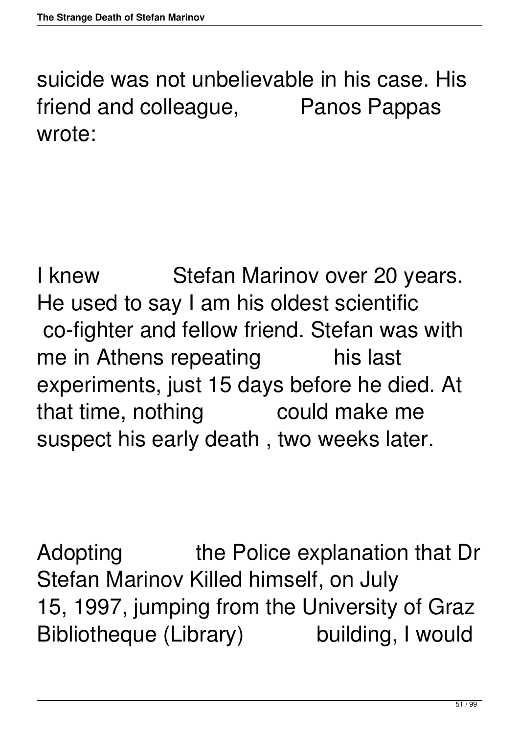suicide was not unbelievable in his case. His friend and colleague, Panos Pappas wrote:

I knew Stefan Marinov over 20 years. He used to say I am his oldest scientific co-fighter and fellow friend. Stefan was with me in Athens repeating his last experiments, just 15 days before he died. At that time, nothing could make me suspect his early death , two weeks later.

Adopting the Police explanation that Dr Stefan Marinov Killed himself, on July 15, 1997, jumping from the University of Graz Bibliotheque (Library) building, I would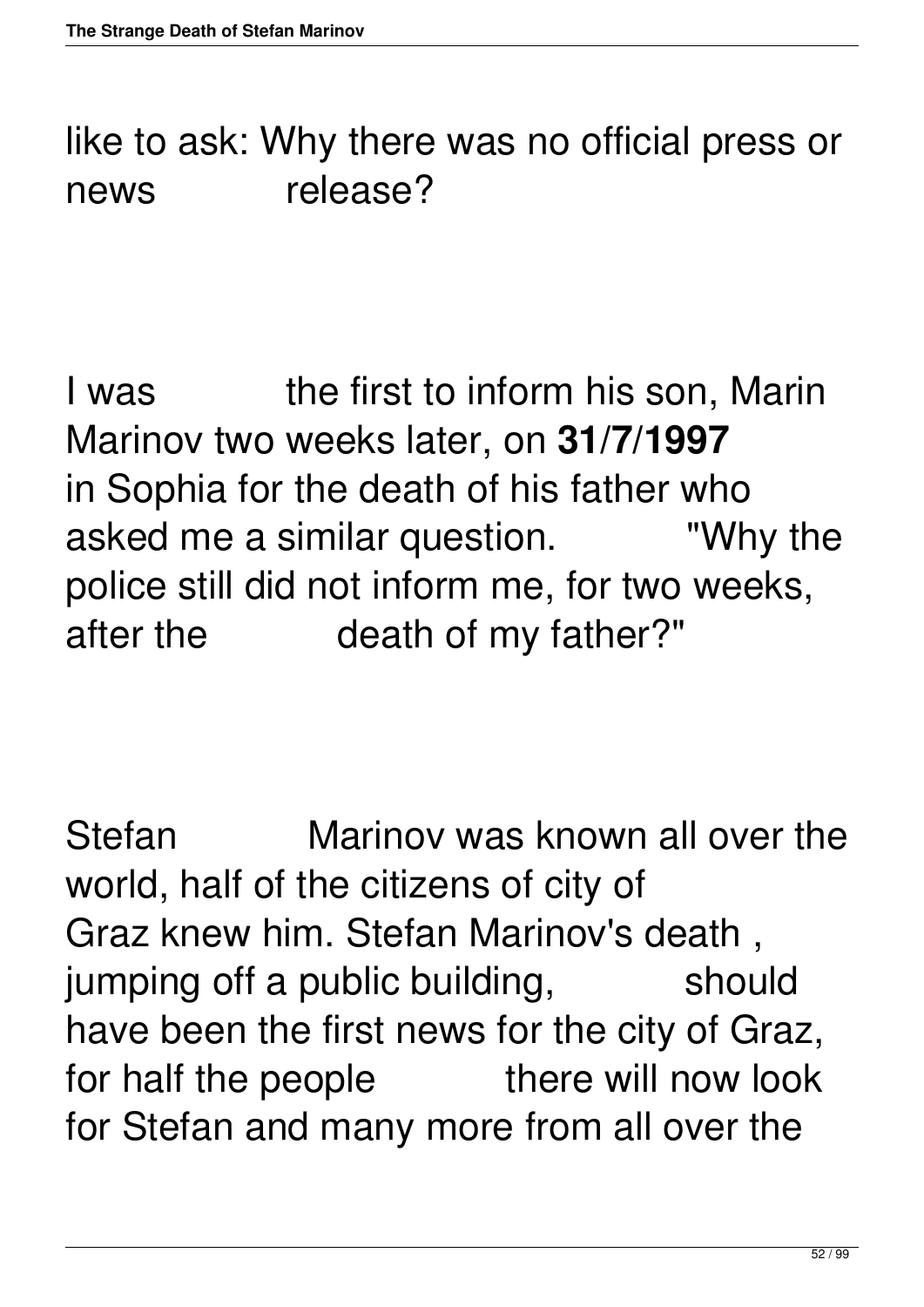like to ask: Why there was no official press or news release?

I was the first to inform his son, Marin Marinov two weeks later, on **31/7/1997** in Sophia for the death of his father who asked me a similar question. "Why the police still did not inform me, for two weeks, after the death of my father?"

Stefan Marinov was known all over the world, half of the citizens of city of Graz knew him. Stefan Marinov's death , jumping off a public building, should have been the first news for the city of Graz, for half the people there will now look for Stefan and many more from all over the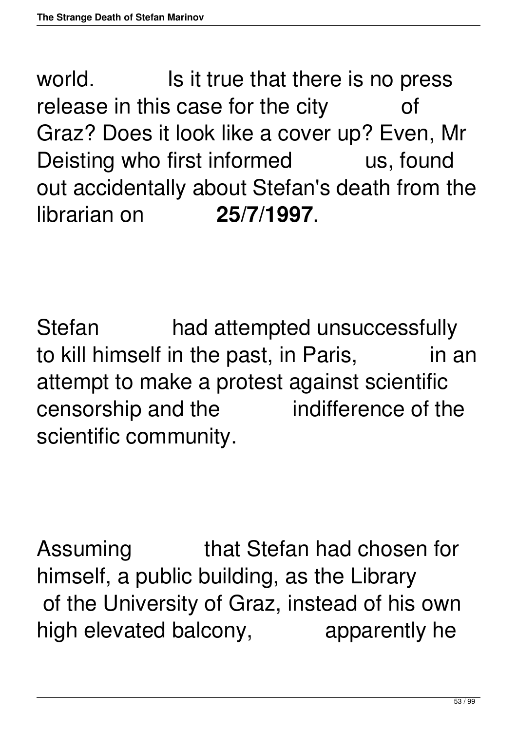world. Is it true that there is no press release in this case for the city of Graz? Does it look like a cover up? Even, Mr Deisting who first informed us, found out accidentally about Stefan's death from the librarian on **25/7/1997**.

Stefan had attempted unsuccessfully to kill himself in the past, in Paris, in an attempt to make a protest against scientific censorship and the indifference of the scientific community.

Assuming that Stefan had chosen for himself, a public building, as the Library of the University of Graz, instead of his own high elevated balcony, apparently he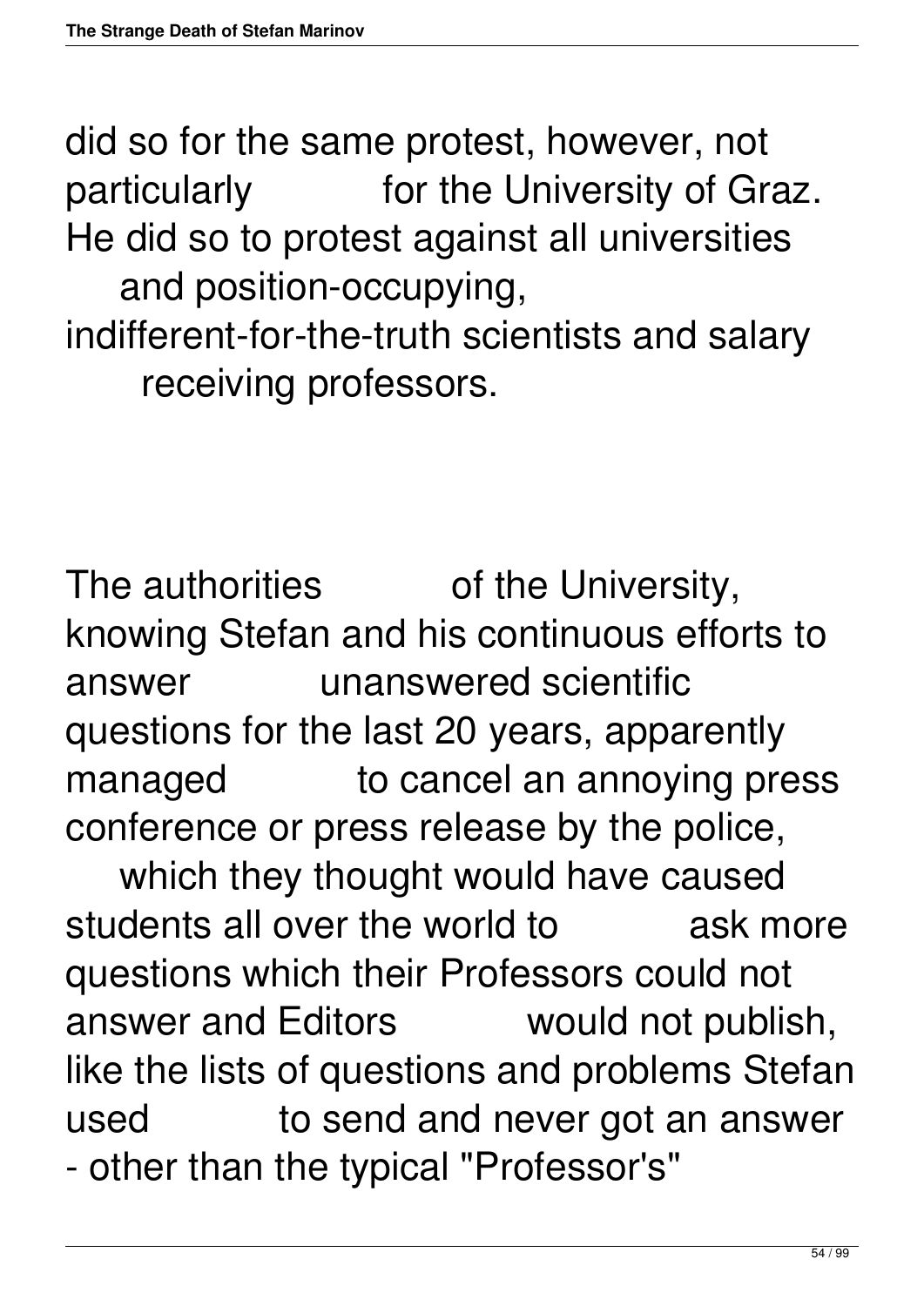did so for the same protest, however, not particularly for the University of Graz. He did so to protest against all universities and position-occupying, indifferent-for-the-truth scientists and salary receiving professors.

The authorities of the University, knowing Stefan and his continuous efforts to answer unanswered scientific questions for the last 20 years, apparently managed to cancel an annoying press conference or press release by the police, which they thought would have caused students all over the world to ask more questions which their Professors could not answer and Editors would not publish, like the lists of questions and problems Stefan used to send and never got an answer - other than the typical "Professor's"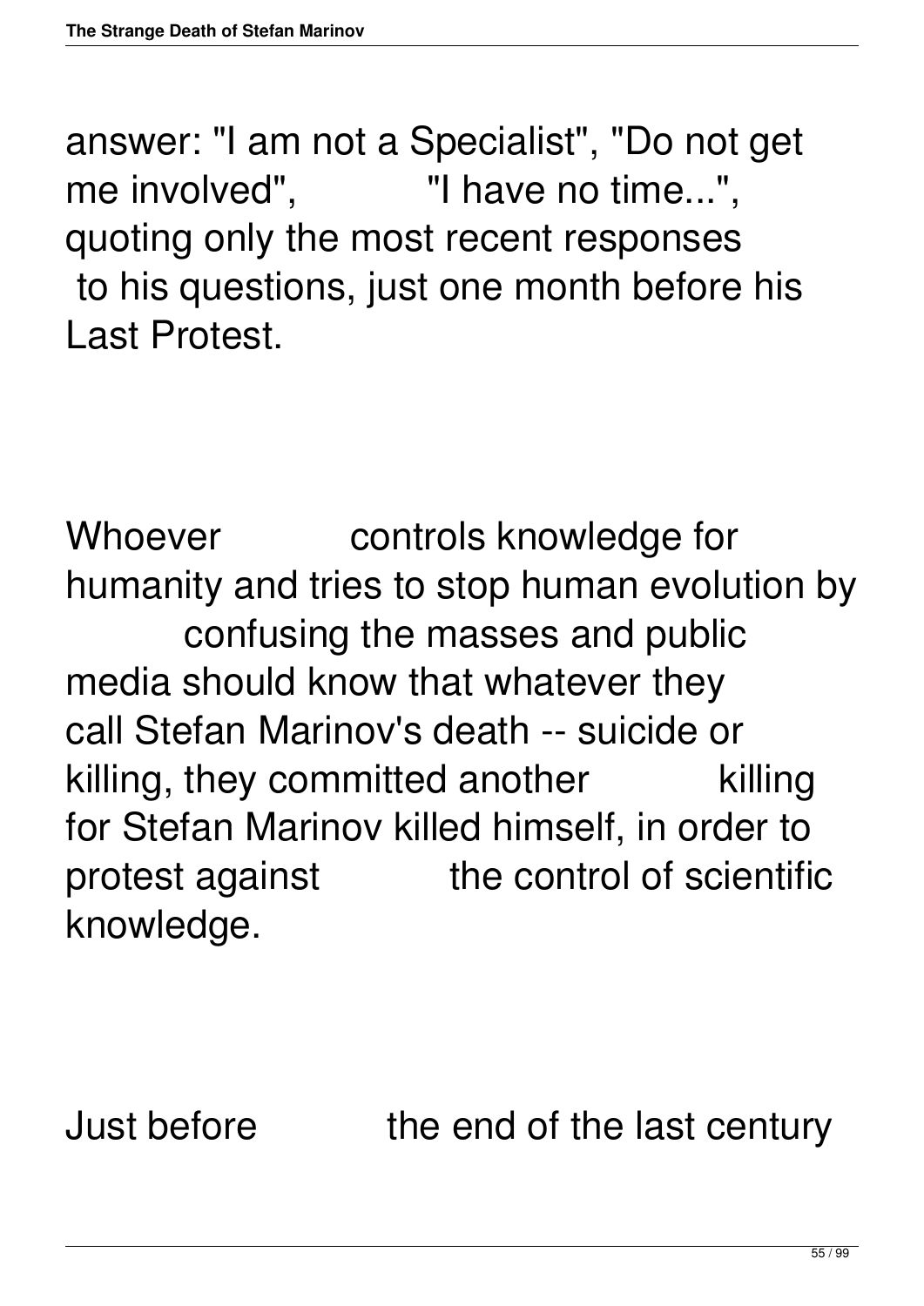answer: "I am not a Specialist", "Do not get me involved", "I have no time...", quoting only the most recent responses to his questions, just one month before his Last Protest.

Whoever controls knowledge for humanity and tries to stop human evolution by confusing the masses and public media should know that whatever they call Stefan Marinov's death -- suicide or killing, they committed another killing for Stefan Marinov killed himself, in order to protest against the control of scientific knowledge.

Just before the end of the last century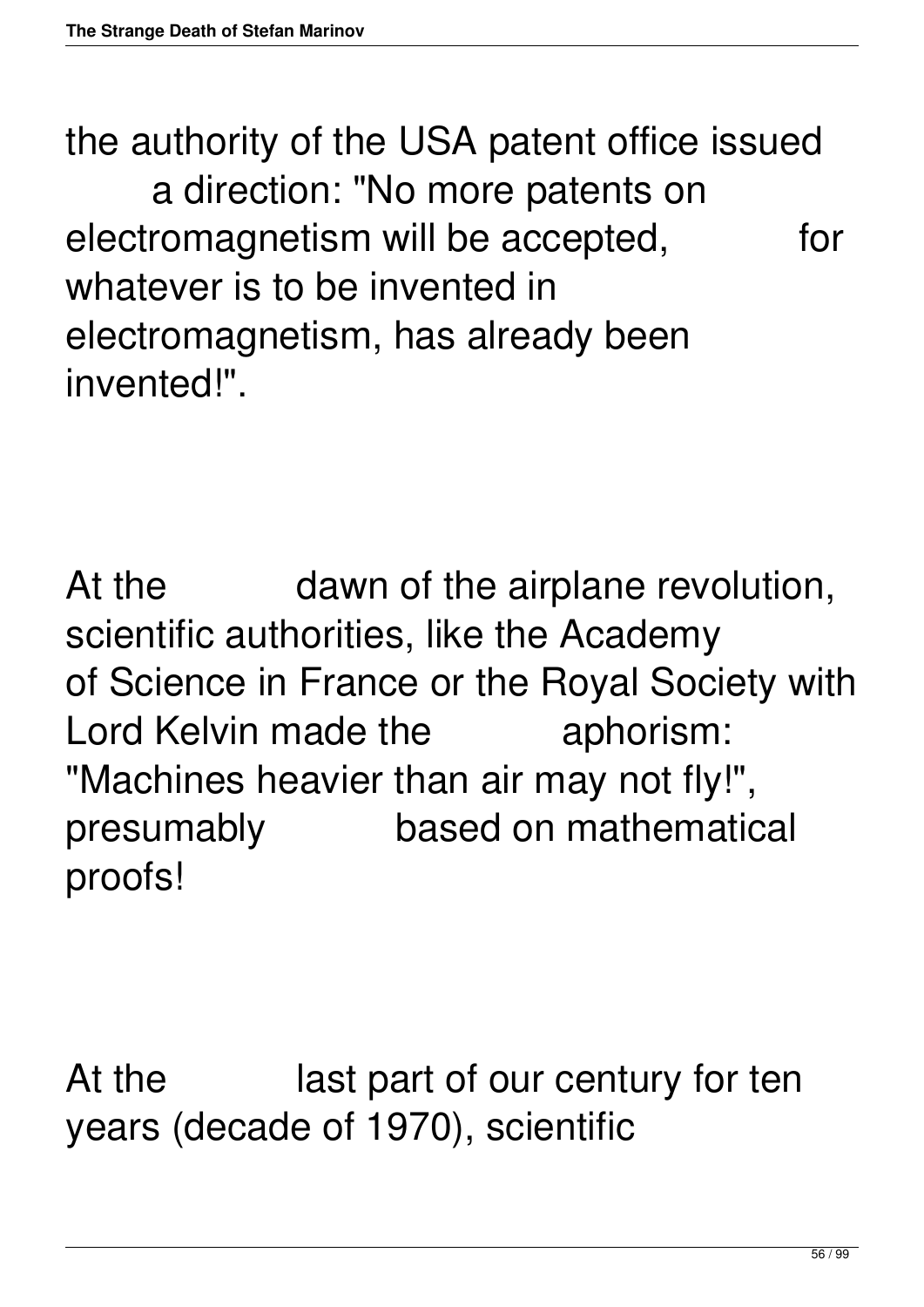the authority of the USA patent office issued a direction: "No more patents on electromagnetism will be accepted, for whatever is to be invented in electromagnetism, has already been invented!".

At the dawn of the airplane revolution, scientific authorities, like the Academy of Science in France or the Royal Society with Lord Kelvin made the aphorism: "Machines heavier than air may not fly!", presumably based on mathematical proofs!

At the last part of our century for ten years (decade of 1970), scientific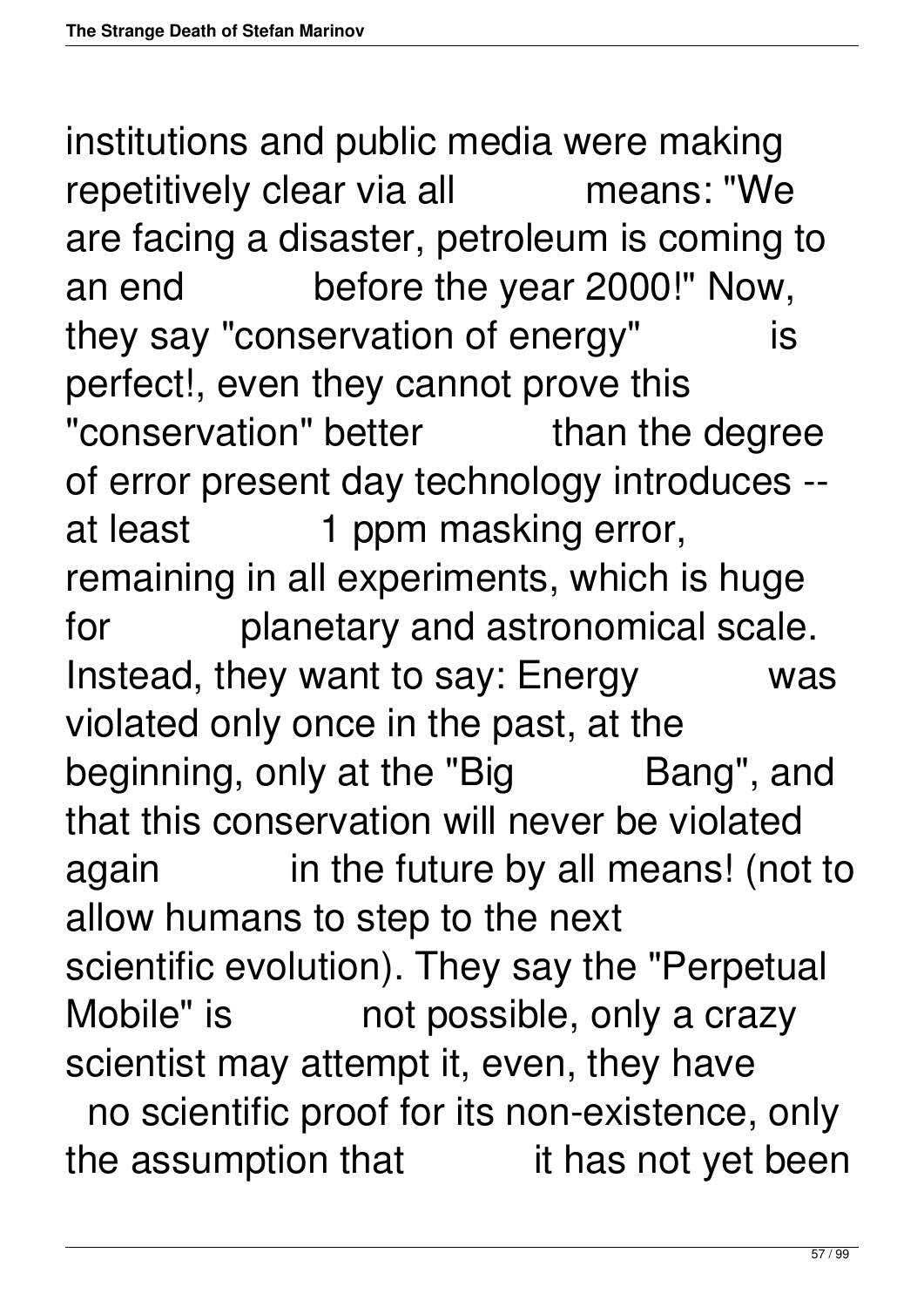institutions and public media were making repetitively clear via all means: "We are facing a disaster, petroleum is coming to an end before the year 2000!" Now, they say "conservation of energy" is perfect!, even they cannot prove this "conservation" better than the degree of error present day technology introduces -- at least 1 ppm masking error, remaining in all experiments, which is huge for planetary and astronomical scale. Instead, they want to say: Energy was violated only once in the past, at the beginning, only at the "Big Bang", and that this conservation will never be violated again in the future by all means! (not to allow humans to step to the next scientific evolution). They say the "Perpetual Mobile" is not possible, only a crazy scientist may attempt it, even, they have no scientific proof for its non-existence, only the assumption that it has not yet been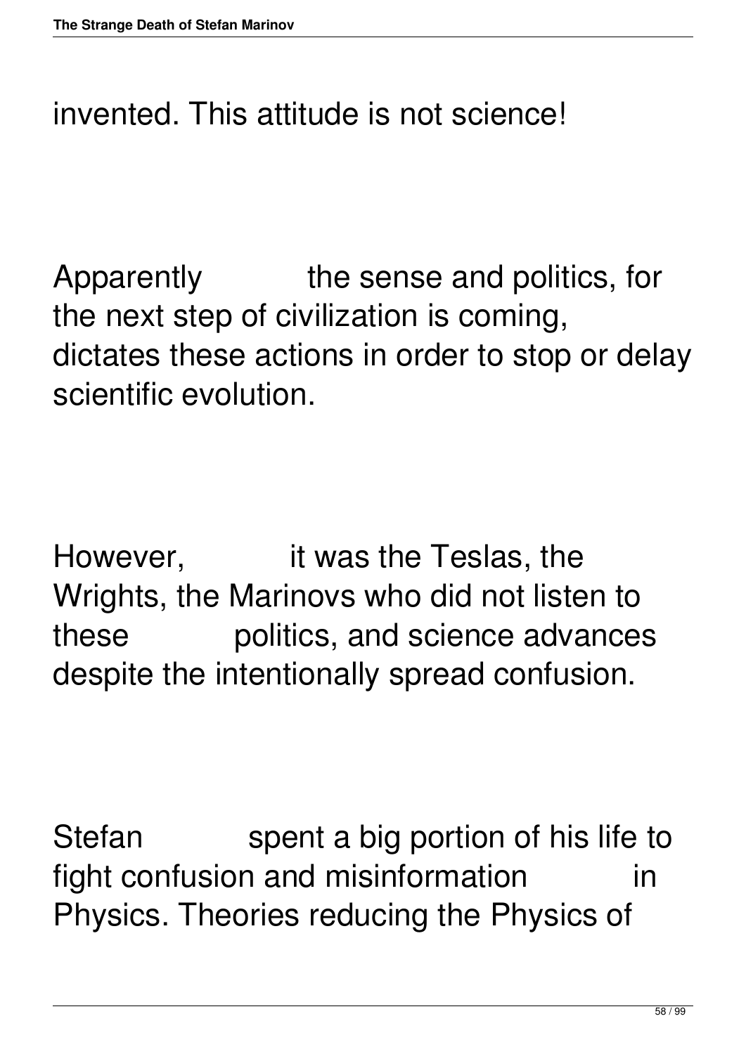invented. This attitude is not science!

Apparently the sense and politics, for the next step of civilization is coming, dictates these actions in order to stop or delay scientific evolution.

However, it was the Teslas, the Wrights, the Marinovs who did not listen to these politics, and science advances despite the intentionally spread confusion.

Stefan spent a big portion of his life to fight confusion and misinformation in Physics. Theories reducing the Physics of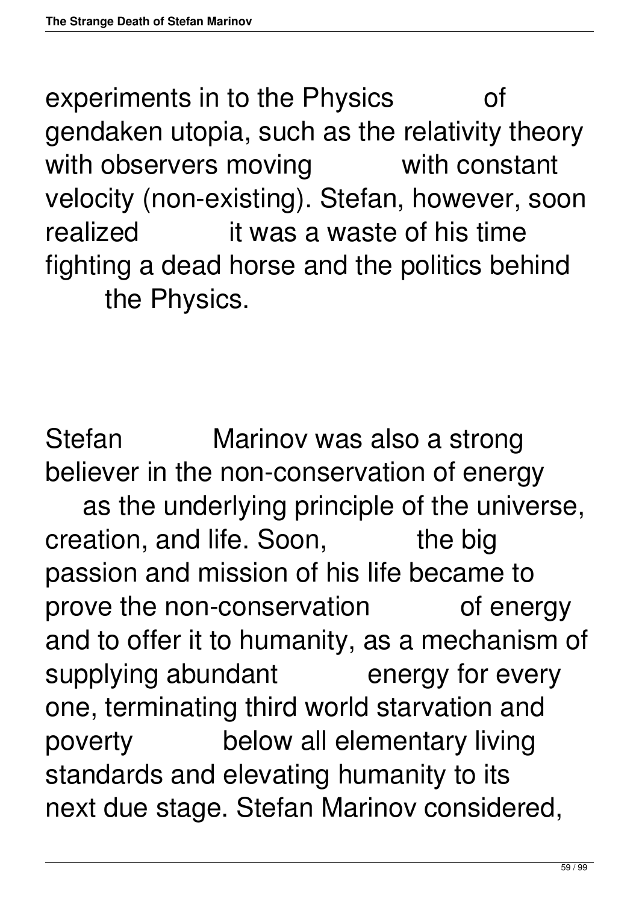experiments in to the Physics of gendaken utopia, such as the relativity theory with observers moving with constant velocity (non-existing). Stefan, however, soon realized it was a waste of his time fighting a dead horse and the politics behind the Physics.

Stefan Marinov was also a strong believer in the non-conservation of energy as the underlying principle of the universe, creation, and life. Soon, the big passion and mission of his life became to prove the non-conservation of energy and to offer it to humanity, as a mechanism of supplying abundant energy for every one, terminating third world starvation and poverty below all elementary living standards and elevating humanity to its next due stage. Stefan Marinov considered,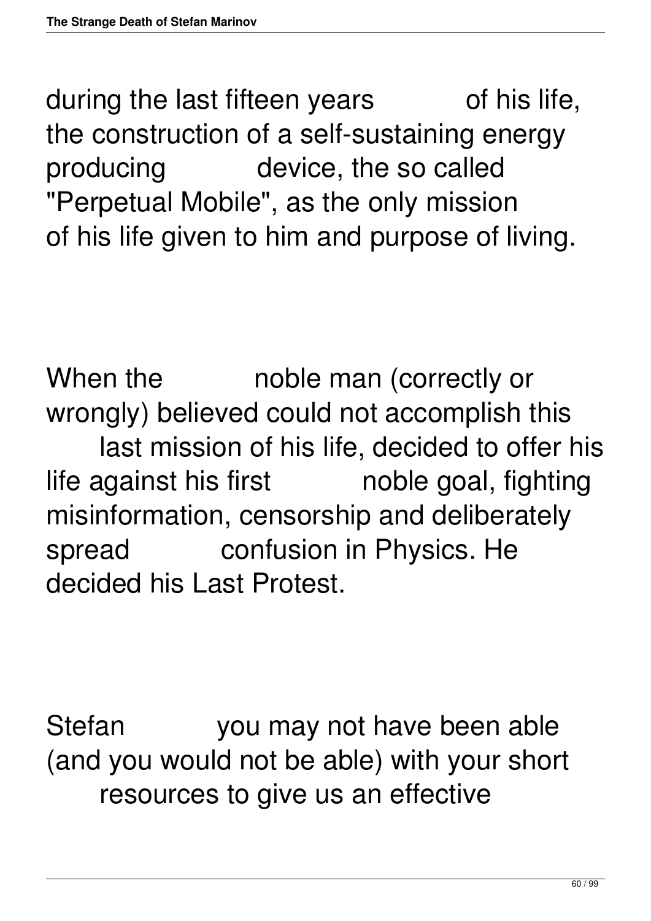during the last fifteen years of his life, the construction of a self-sustaining energy producing device, the so called "Perpetual Mobile", as the only mission of his life given to him and purpose of living.

When the noble man (correctly or wrongly) believed could not accomplish this last mission of his life, decided to offer his life against his first noble goal, fighting misinformation, censorship and deliberately spread confusion in Physics. He decided his Last Protest.

Stefan you may not have been able (and you would not be able) with your short resources to give us an effective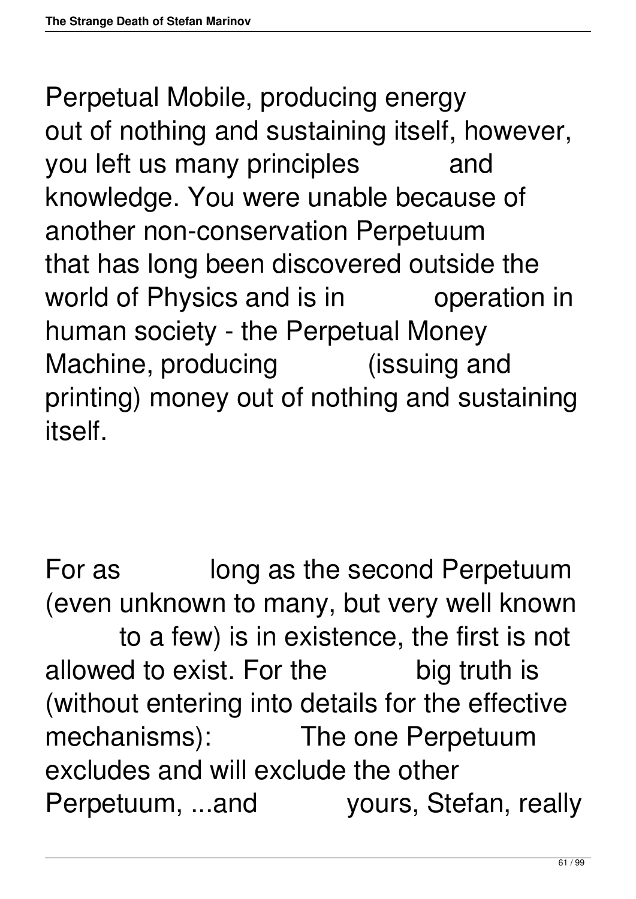Perpetual Mobile, producing energy out of nothing and sustaining itself, however, you left us many principles and knowledge. You were unable because of another non-conservation Perpetuum that has long been discovered outside the world of Physics and is in operation in human society - the Perpetual Money Machine, producing (issuing and printing) money out of nothing and sustaining itself.

For as long as the second Perpetuum (even unknown to many, but very well known to a few) is in existence, the first is not allowed to exist. For the big truth is (without entering into details for the effective mechanisms): The one Perpetuum excludes and will exclude the other Perpetuum, ...and yours, Stefan, really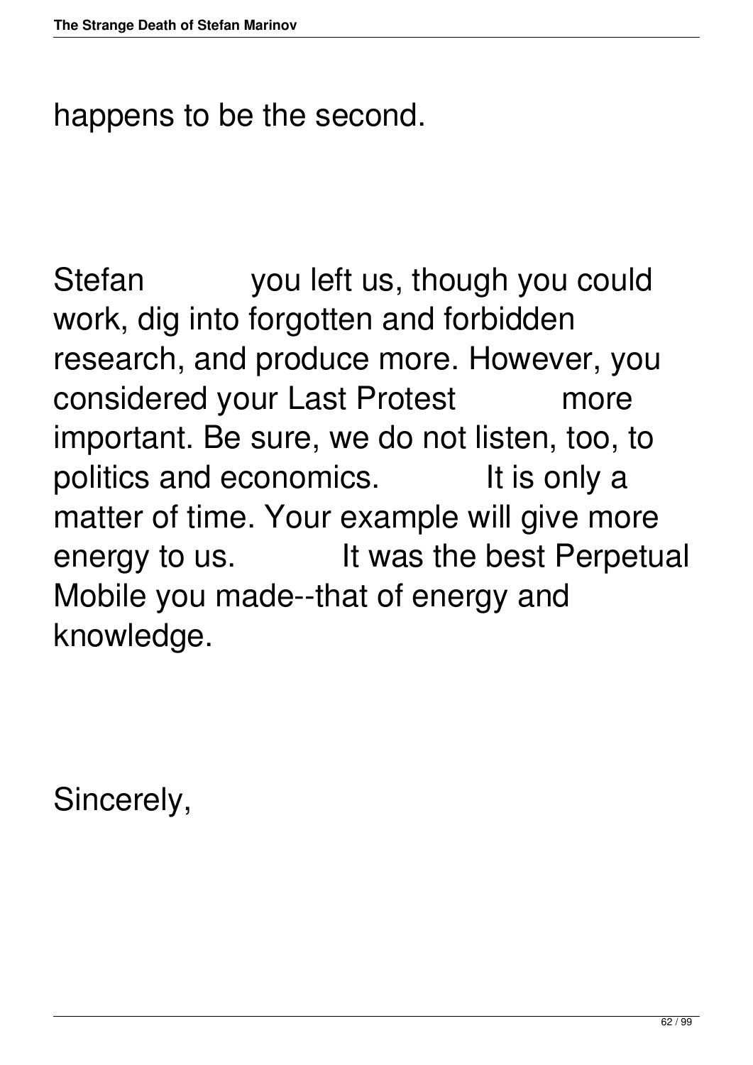happens to be the second.

Stefan you left us, though you could work, dig into forgotten and forbidden research, and produce more. However, you considered your Last Protest more important. Be sure, we do not listen, too, to politics and economics. It is only a matter of time. Your example will give more energy to us. It was the best Perpetual Mobile you made--that of energy and knowledge.

Sincerely,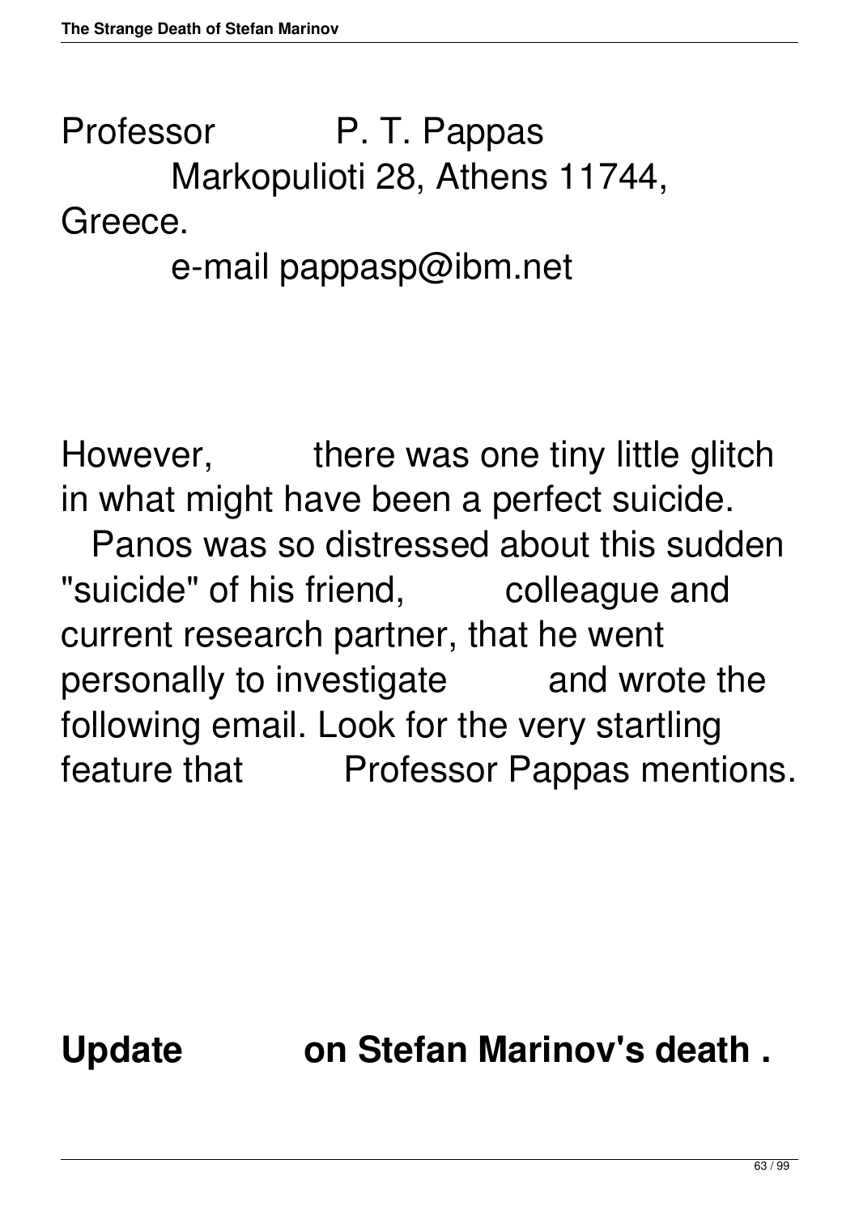Professor P. T. Pappas
Markopulioti 28, Athens 11744, Greece.
e-mail pappasp@ibm.net

However, there was one tiny little glitch in what might have been a perfect suicide.

Panos was so distressed about this sudden "suicide" of his friend, colleague and current research partner, that he went personally to investigate and wrote the following email. Look for the very startling feature that Professor Pappas mentions.

## Update on Stefan Marinov's death .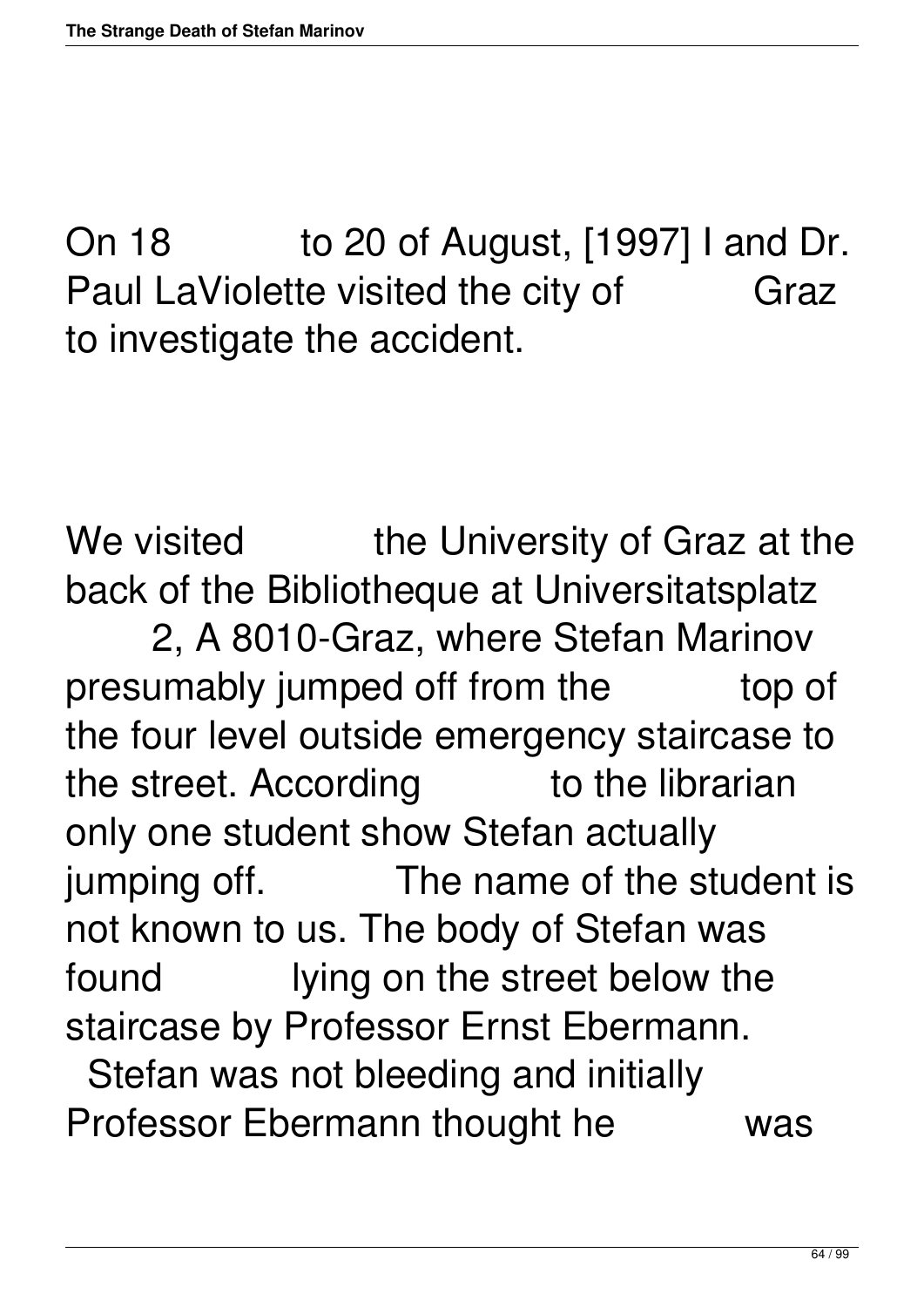On 18 to 20 of August, [1997] I and Dr. Paul LaViolette visited the city of Graz to investigate the accident.

We visited the University of Graz at the back of the Bibliotheque at Universitatsplatz 2, A 8010-Graz, where Stefan Marinov presumably jumped off from the top of the four level outside emergency staircase to the street. According to the librarian only one student show Stefan actually jumping off. The name of the student is not known to us. The body of Stefan was found lying on the street below the staircase by Professor Ernst Ebermann. Stefan was not bleeding and initially Professor Ebermann thought he was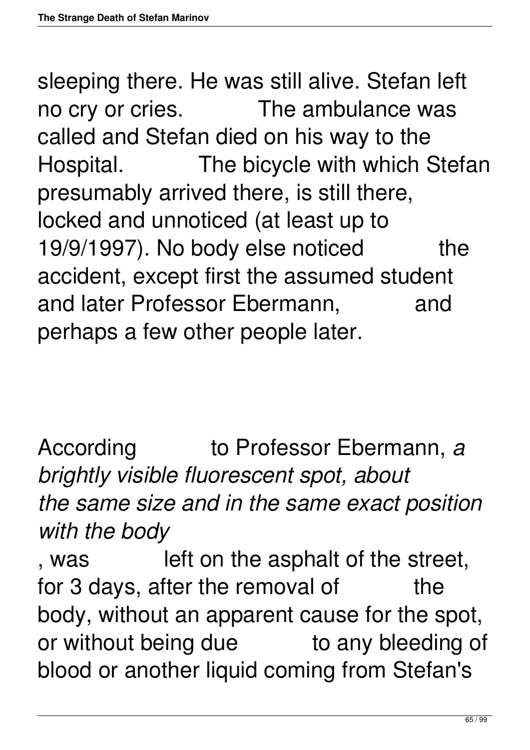sleeping there. He was still alive. Stefan left no cry or cries. The ambulance was called and Stefan died on his way to the Hospital. The bicycle with which Stefan presumably arrived there, is still there, locked and unnoticed (at least up to 19/9/1997). No body else noticed the accident, except first the assumed student and later Professor Ebermann, and perhaps a few other people later.

According to Professor Ebermann, *a brightly visible fluorescent spot, about the same size and in the same exact position with the body*, was left on the asphalt of the street, for 3 days, after the removal of the body, without an apparent cause for the spot, or without being due to any bleeding of blood or another liquid coming from Stefan's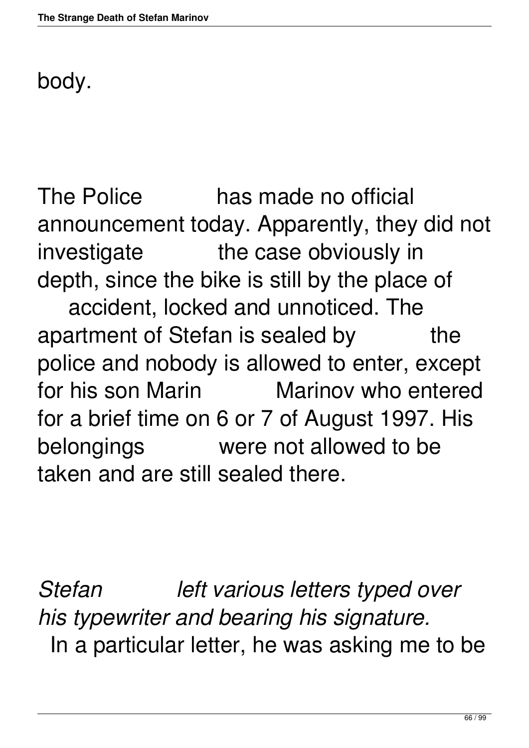body.

The Police has made no official announcement today. Apparently, they did not investigate the case obviously in depth, since the bike is still by the place of accident, locked and unnoticed. The apartment of Stefan is sealed by the police and nobody is allowed to enter, except for his son Marin Marinov who entered for a brief time on 6 or 7 of August 1997. His belongings were not allowed to be taken and are still sealed there.

*Stefan left various letters typed over his typewriter and bearing his signature.* In a particular letter, he was asking me to be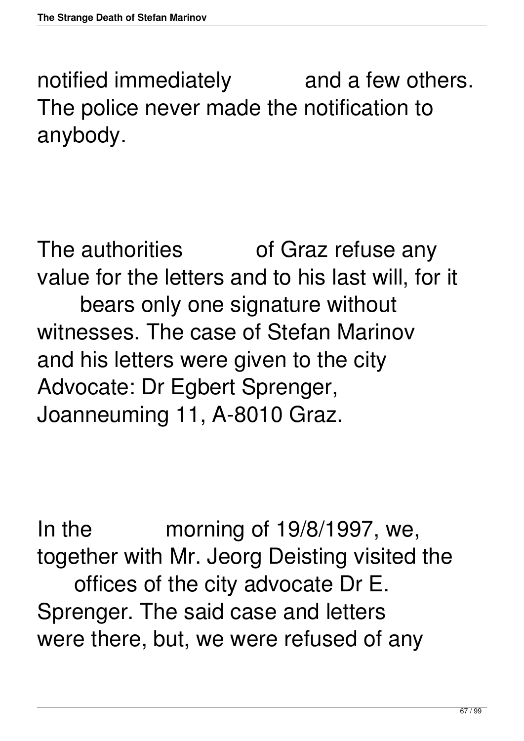notified immediately and a few others. The police never made the notification to anybody.

The authorities of Graz refuse any value for the letters and to his last will, for it bears only one signature without witnesses. The case of Stefan Marinov and his letters were given to the city Advocate: Dr Egbert Sprenger, Joanneuming 11, A-8010 Graz.

In the morning of 19/8/1997, we, together with Mr. Jeorg Deisting visited the offices of the city advocate Dr E. Sprenger. The said case and letters were there, but, we were refused of any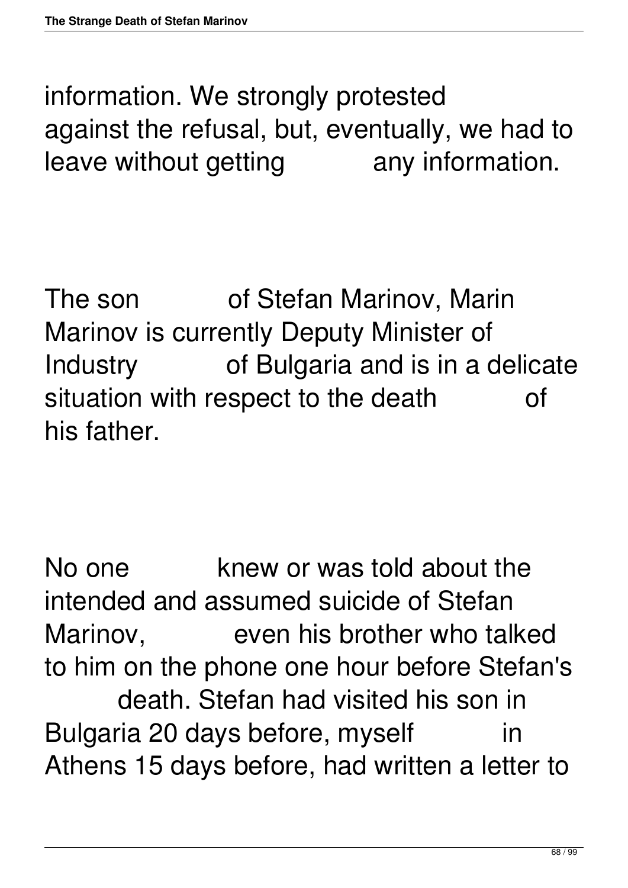information. We strongly protested against the refusal, but, eventually, we had to leave without getting any information.

The son of Stefan Marinov, Marin Marinov is currently Deputy Minister of Industry of Bulgaria and is in a delicate situation with respect to the death of his father.

No one knew or was told about the intended and assumed suicide of Stefan Marinov, even his brother who talked to him on the phone one hour before Stefan's death. Stefan had visited his son in Bulgaria 20 days before, myself in Athens 15 days before, had written a letter to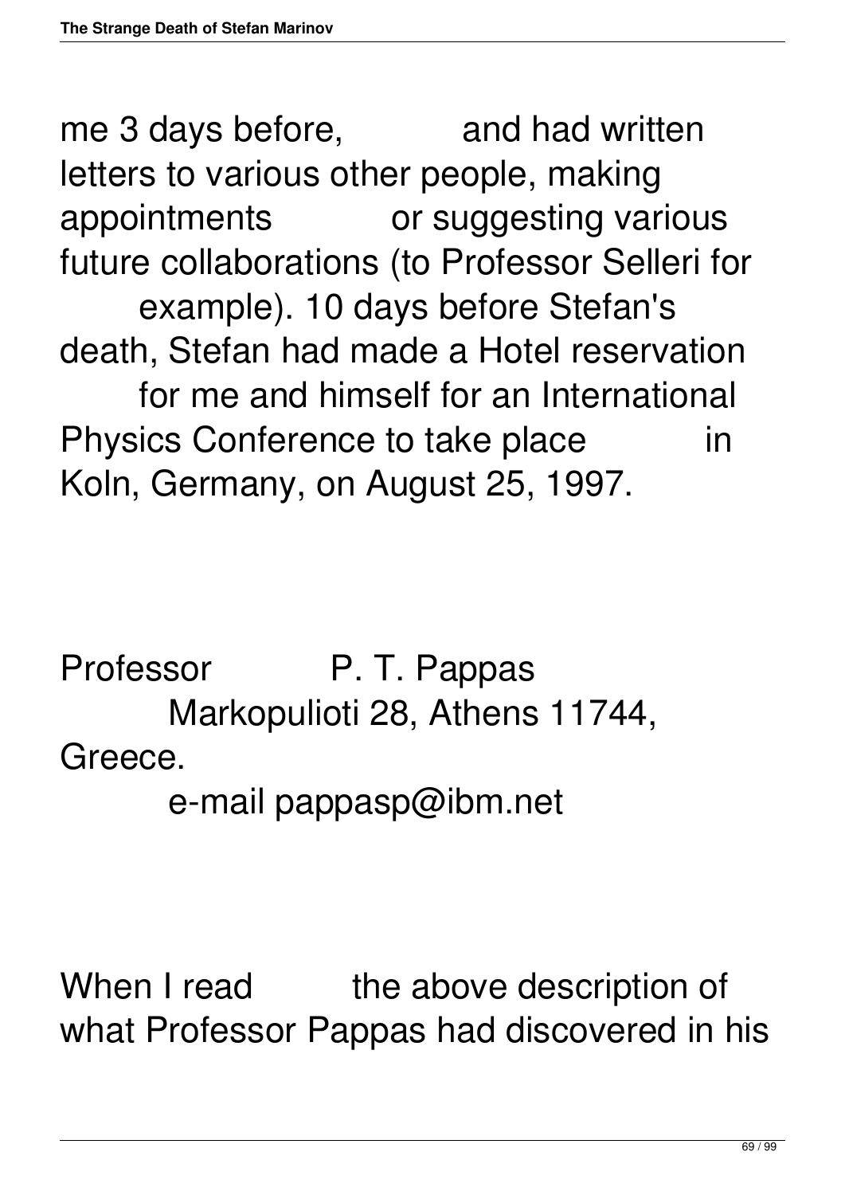me 3 days before, and had written letters to various other people, making appointments or suggesting various future collaborations (to Professor Selleri for example). 10 days before Stefan's death, Stefan had made a Hotel reservation for me and himself for an International Physics Conference to take place in Koln, Germany, on August 25, 1997.

Professor P. T. Pappas
Markopulioti 28, Athens 11744, Greece.
e-mail pappasp@ibm.net

When I read the above description of what Professor Pappas had discovered in his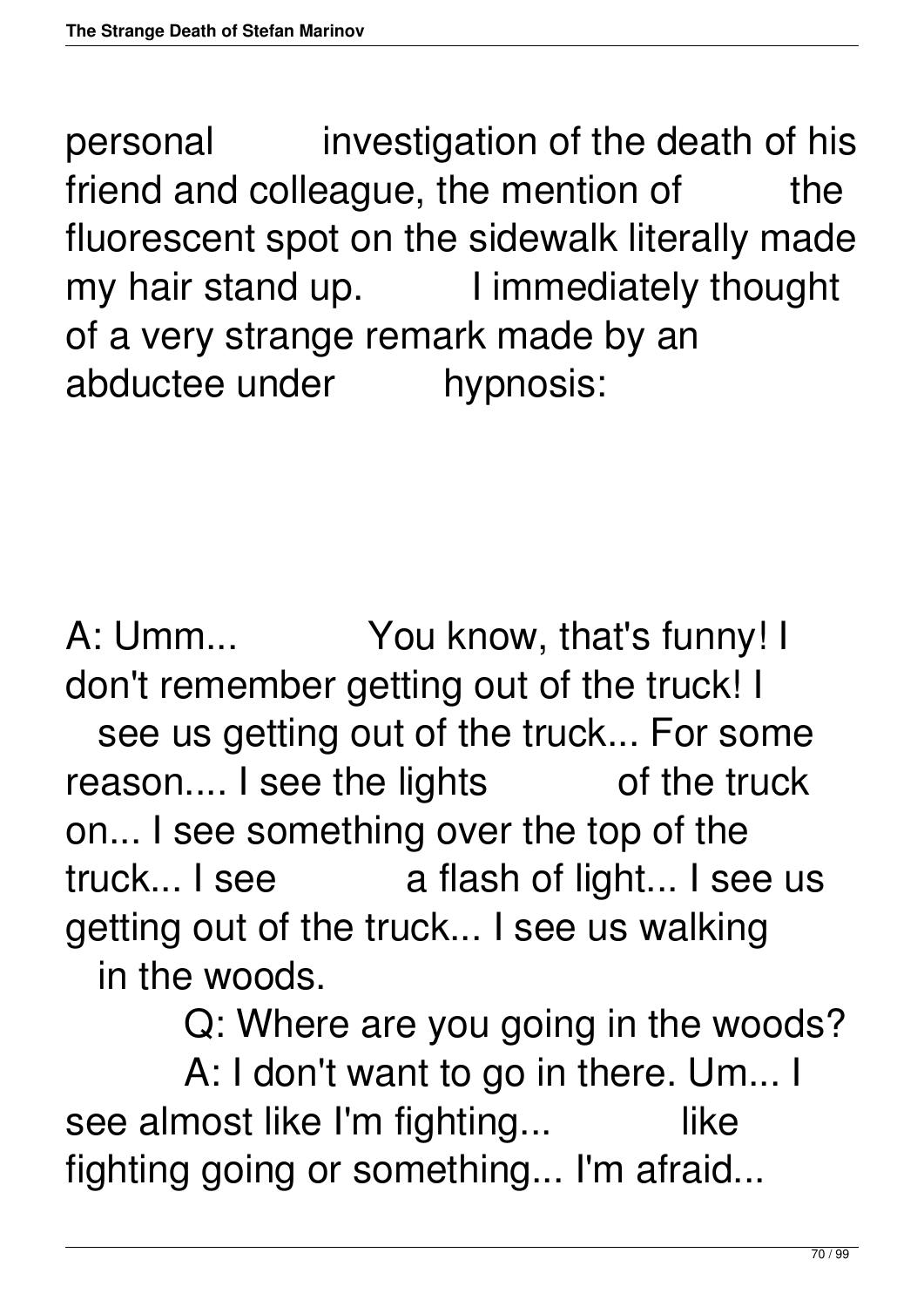personal investigation of the death of his friend and colleague, the mention of the fluorescent spot on the sidewalk literally made my hair stand up. I immediately thought of a very strange remark made by an abductee under hypnosis:

A: Umm... You know, that's funny! I don't remember getting out of the truck! I see us getting out of the truck... For some reason.... I see the lights of the truck on... I see something over the top of the truck... I see a flash of light... I see us getting out of the truck... I see us walking in the woods.

Q: Where are you going in the woods?

A: I don't want to go in there. Um... I see almost like I'm fighting... like fighting going or something... I'm afraid...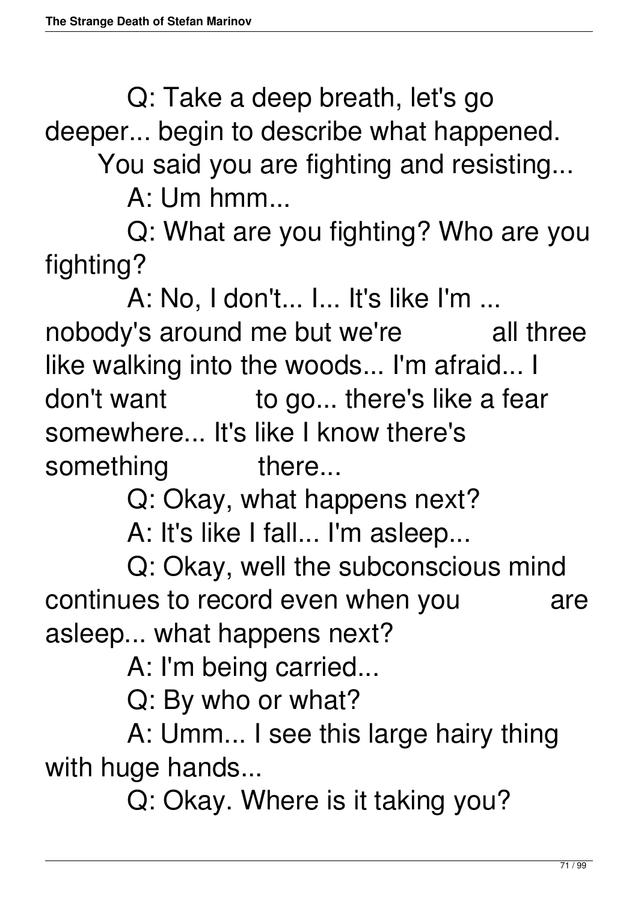Q: Take a deep breath, let's go deeper... begin to describe what happened. You said you are fighting and resisting...

A: Um hmm...

Q: What are you fighting? Who are you fighting?

A: No, I don't... I... It's like I'm ... nobody's around me but we're all three like walking into the woods... I'm afraid... I don't want to go... there's like a fear somewhere... It's like I know there's something there...

Q: Okay, what happens next?

A: It's like I fall... I'm asleep...

Q: Okay, well the subconscious mind continues to record even when you are asleep... what happens next?

A: I'm being carried...

Q: By who or what?

A: Umm... I see this large hairy thing with huge hands...

Q: Okay. Where is it taking you?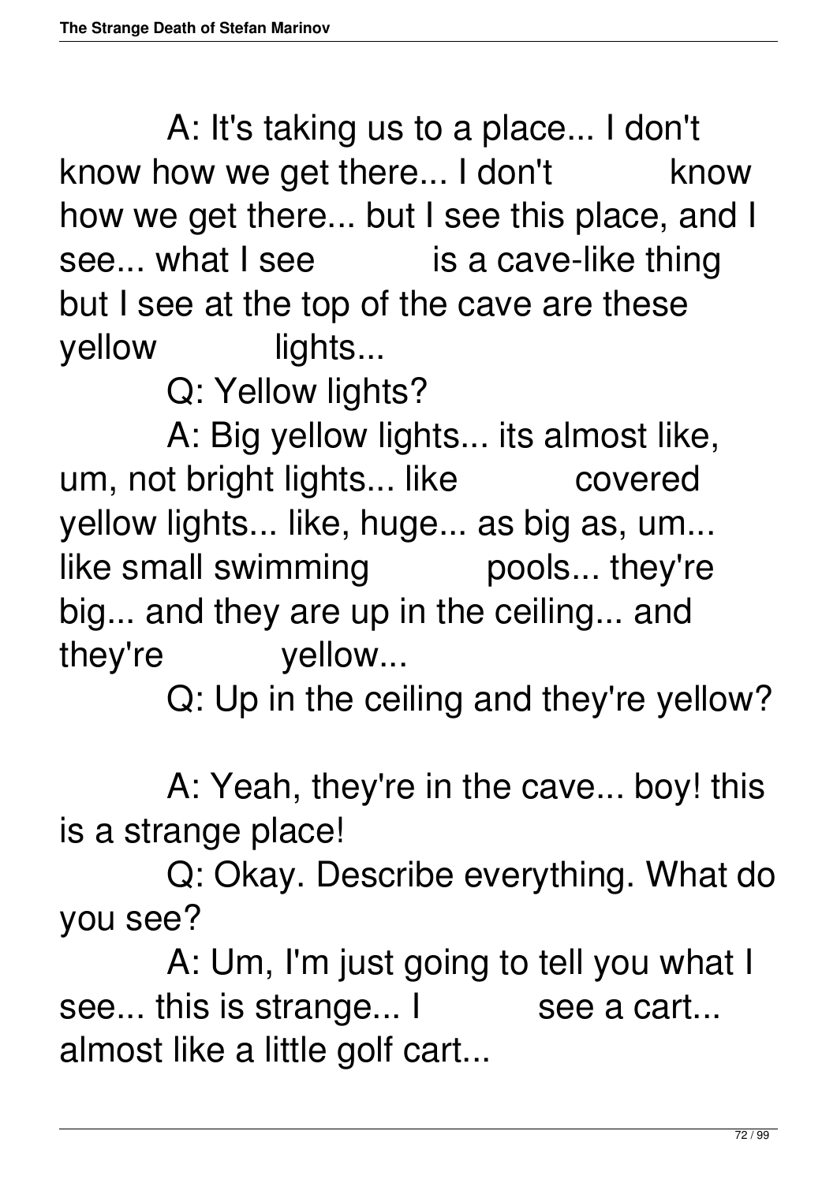A: It's taking us to a place... I don't know how we get there... I don't know how we get there... but I see this place, and I see... what I see is a cave-like thing but I see at the top of the cave are these yellow lights...

Q: Yellow lights?

A: Big yellow lights... its almost like, um, not bright lights... like covered yellow lights... like, huge... as big as, um... like small swimming pools... they're big... and they are up in the ceiling... and they're yellow...

Q: Up in the ceiling and they're yellow?

A: Yeah, they're in the cave... boy! this is a strange place!

Q: Okay. Describe everything. What do you see?

A: Um, I'm just going to tell you what I see... this is strange... I see a cart... almost like a little golf cart...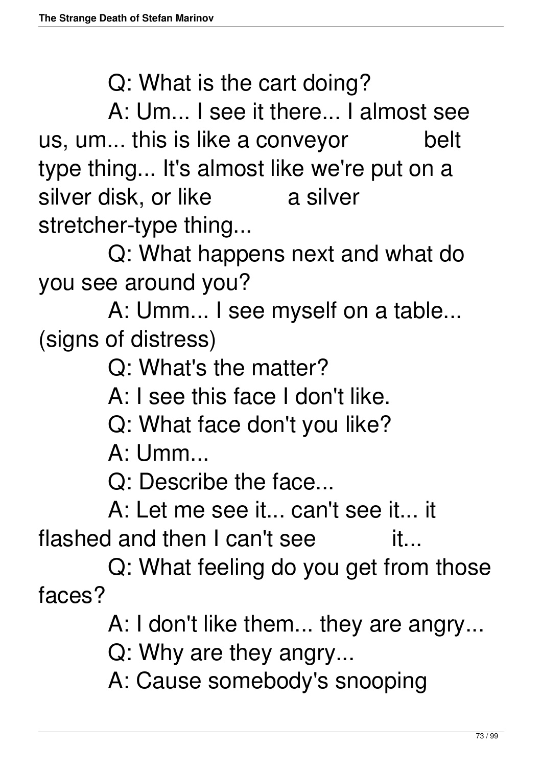Q: What is the cart doing?

A: Um... I see it there... I almost see us, um... this is like a conveyor belt type thing... It's almost like we're put on a silver disk, or like a silver stretcher-type thing...

Q: What happens next and what do you see around you?

A: Umm... I see myself on a table... (signs of distress)

Q: What's the matter?

A: I see this face I don't like.

Q: What face don't you like?

A: Umm...

Q: Describe the face...

A: Let me see it... can't see it... it flashed and then I can't see it...

Q: What feeling do you get from those faces?

A: I don't like them... they are angry...

Q: Why are they angry...

A: Cause somebody's snooping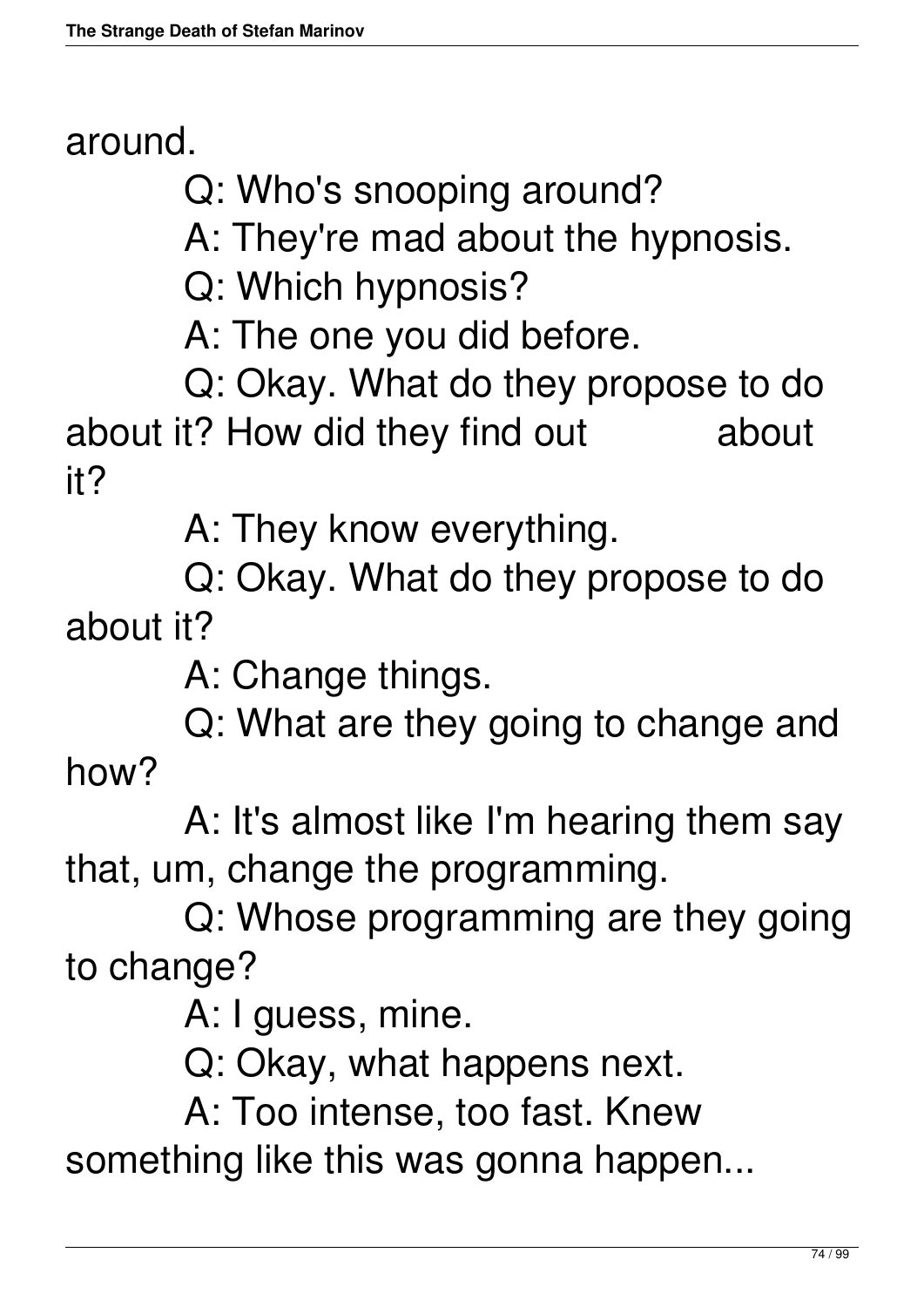around.

Q: Who's snooping around?

A: They're mad about the hypnosis.

Q: Which hypnosis?

A: The one you did before.

Q: Okay. What do they propose to do about it? How did they find out about it?

A: They know everything.

Q: Okay. What do they propose to do about it?

A: Change things.

Q: What are they going to change and how?

A: It's almost like I'm hearing them say that, um, change the programming.

Q: Whose programming are they going to change?

A: I guess, mine.

Q: Okay, what happens next.

A: Too intense, too fast. Knew something like this was gonna happen...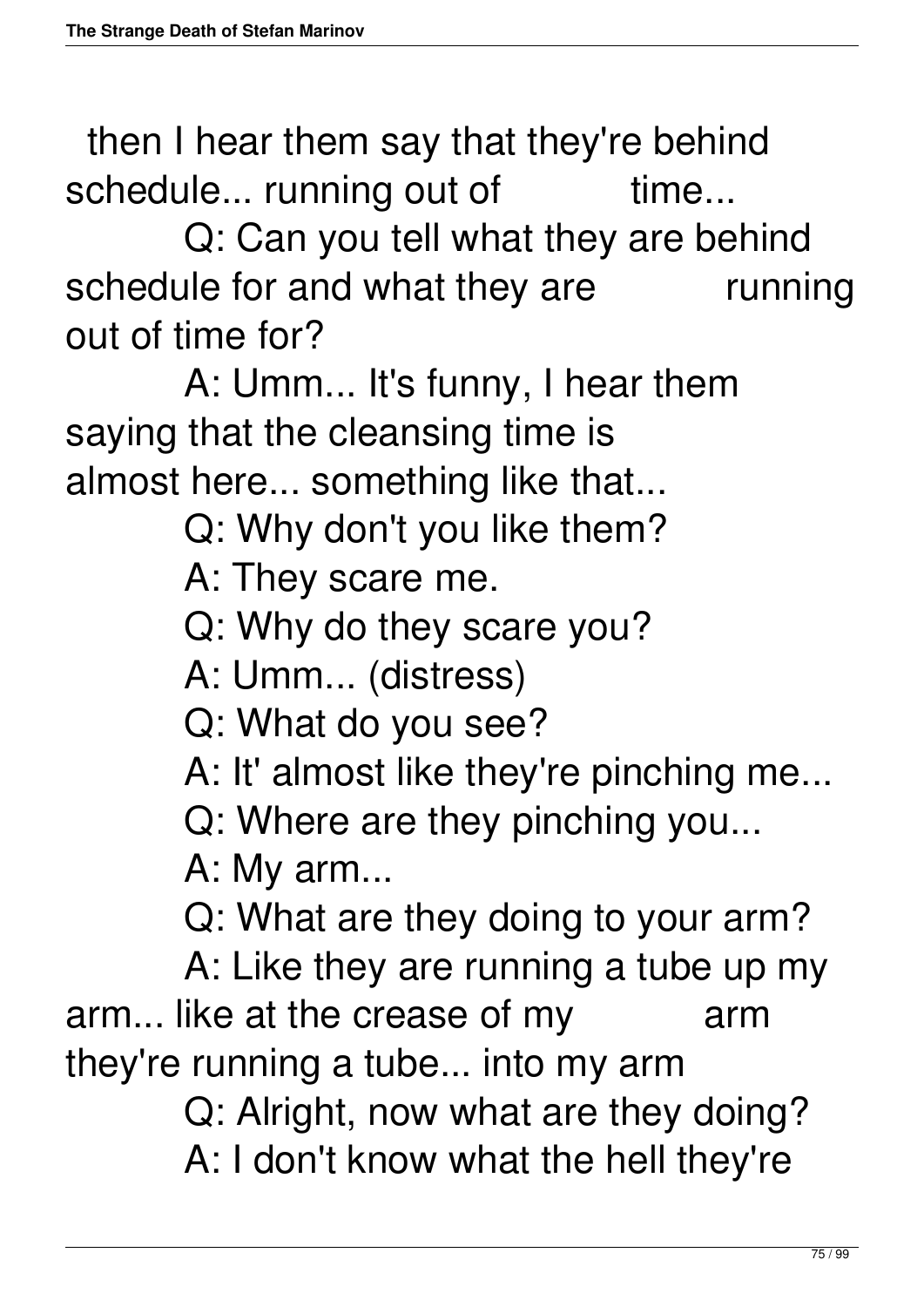then I hear them say that they're behind schedule... running out of time...

Q: Can you tell what they are behind schedule for and what they are running out of time for?

A: Umm... It's funny, I hear them saying that the cleansing time is almost here... something like that...

Q: Why don't you like them?

A: They scare me.

Q: Why do they scare you?

A: Umm... (distress)

Q: What do you see?

A: It' almost like they're pinching me...

Q: Where are they pinching you...

A: My arm...

Q: What are they doing to your arm?

A: Like they are running a tube up my arm... like at the crease of my arm they're running a tube... into my arm

Q: Alright, now what are they doing?

A: I don't know what the hell they're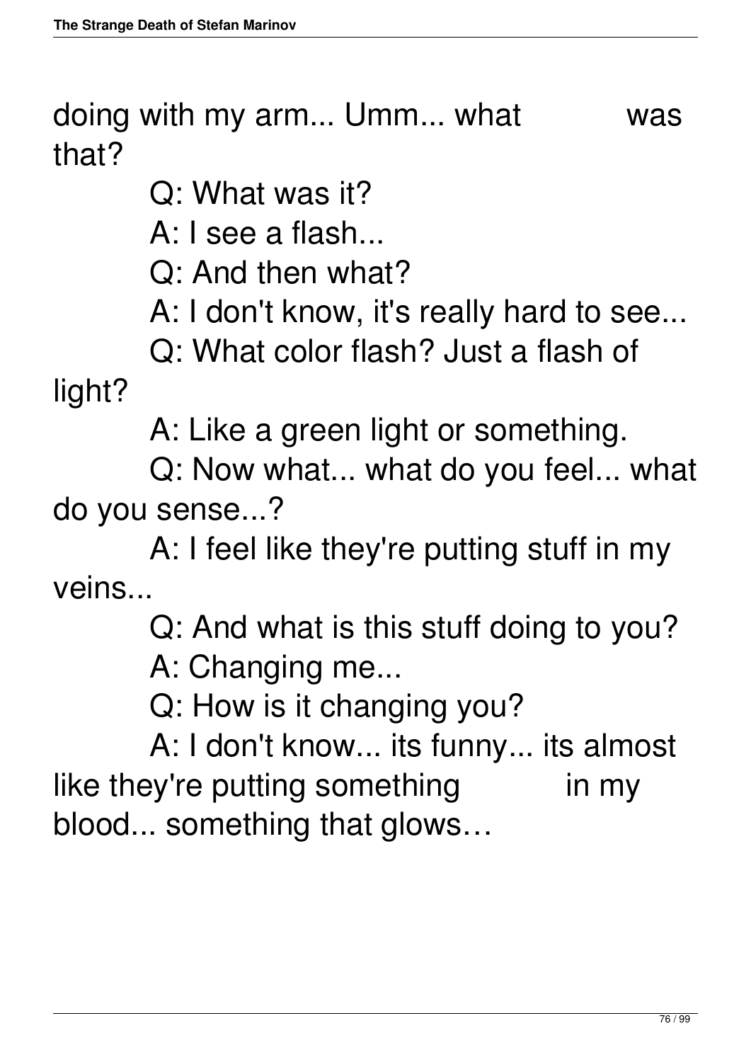doing with my arm... Umm... what was that?

Q: What was it?

A: I see a flash...

Q: And then what?

A: I don't know, it's really hard to see...

Q: What color flash? Just a flash of light?

A: Like a green light or something.

Q: Now what... what do you feel... what do you sense...?

A: I feel like they're putting stuff in my veins...

Q: And what is this stuff doing to you?

A: Changing me...

Q: How is it changing you?

A: I don't know... its funny... its almost like they're putting something in my blood... something that glows…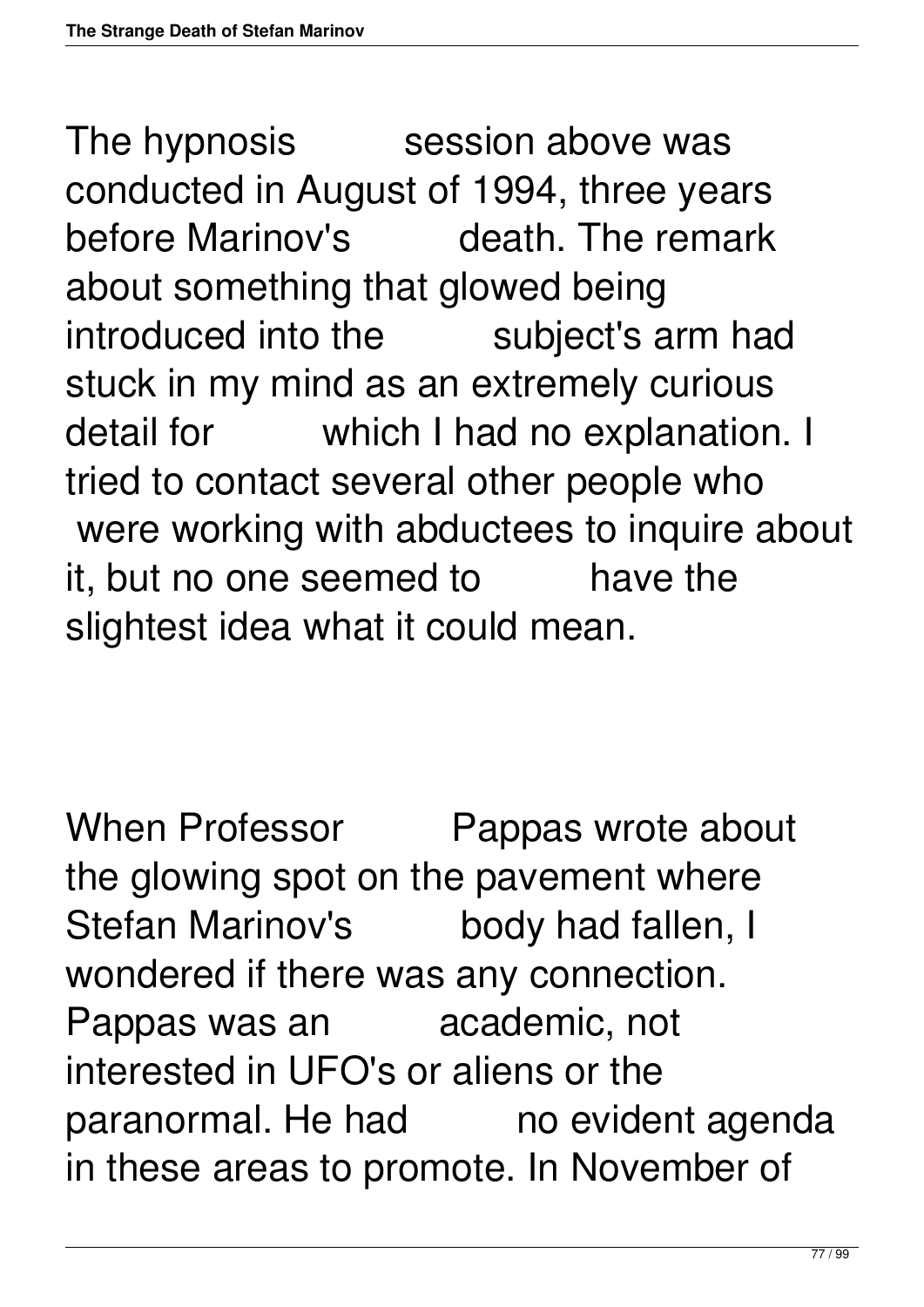The hypnosis session above was conducted in August of 1994, three years before Marinov's death. The remark about something that glowed being introduced into the subject's arm had stuck in my mind as an extremely curious detail for which I had no explanation. I tried to contact several other people who were working with abductees to inquire about it, but no one seemed to have the slightest idea what it could mean.

When Professor Pappas wrote about the glowing spot on the pavement where Stefan Marinov's body had fallen, I wondered if there was any connection. Pappas was an academic, not interested in UFO's or aliens or the paranormal. He had no evident agenda in these areas to promote. In November of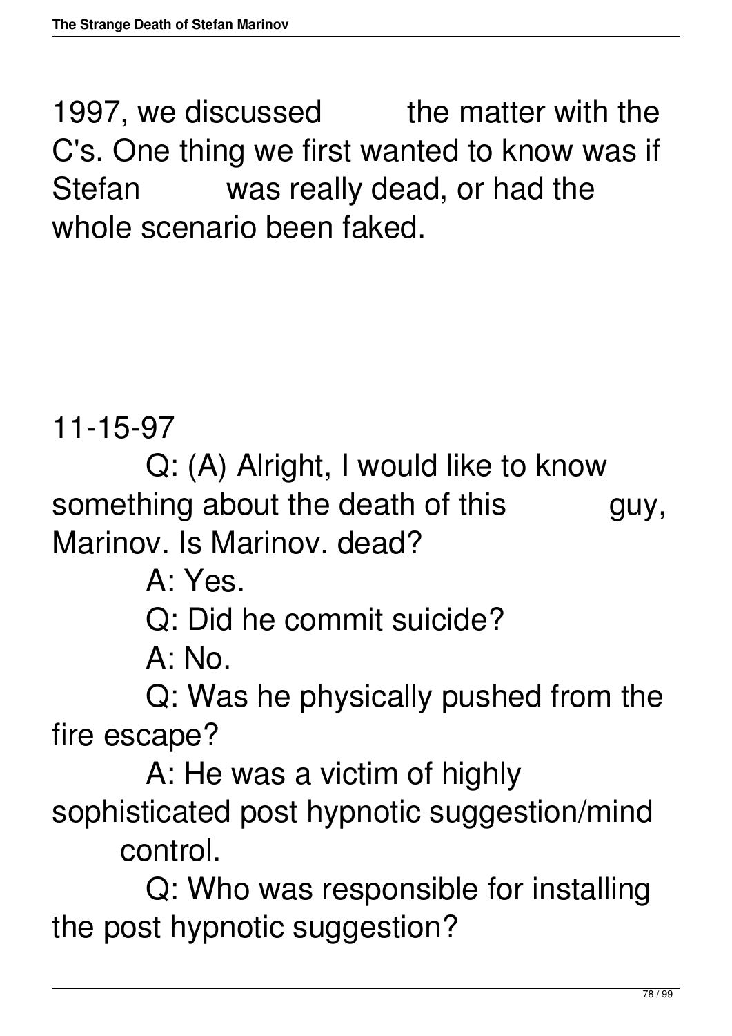1997, we discussed the matter with the C's. One thing we first wanted to know was if Stefan was really dead, or had the whole scenario been faked.

11-15-97

Q: (A) Alright, I would like to know something about the death of this guy, Marinov. Is Marinov. dead?

A: Yes.

Q: Did he commit suicide?

A: No.

Q: Was he physically pushed from the fire escape?

A: He was a victim of highly sophisticated post hypnotic suggestion/mind control.

Q: Who was responsible for installing the post hypnotic suggestion?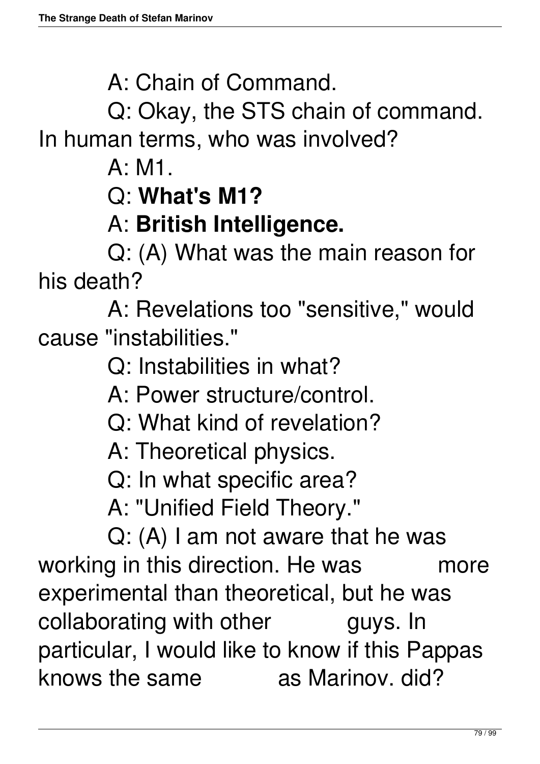A: Chain of Command.

Q: Okay, the STS chain of command. In human terms, who was involved?

A: M1.

Q: **What's M1?**

A: **British Intelligence.**

Q: (A) What was the main reason for his death?

A: Revelations too "sensitive," would cause "instabilities."

Q: Instabilities in what?

A: Power structure/control.

Q: What kind of revelation?

A: Theoretical physics.

Q: In what specific area?

A: "Unified Field Theory."

Q: (A) I am not aware that he was working in this direction. He was more experimental than theoretical, but he was collaborating with other guys. In particular, I would like to know if this Pappas knows the same as Marinov. did?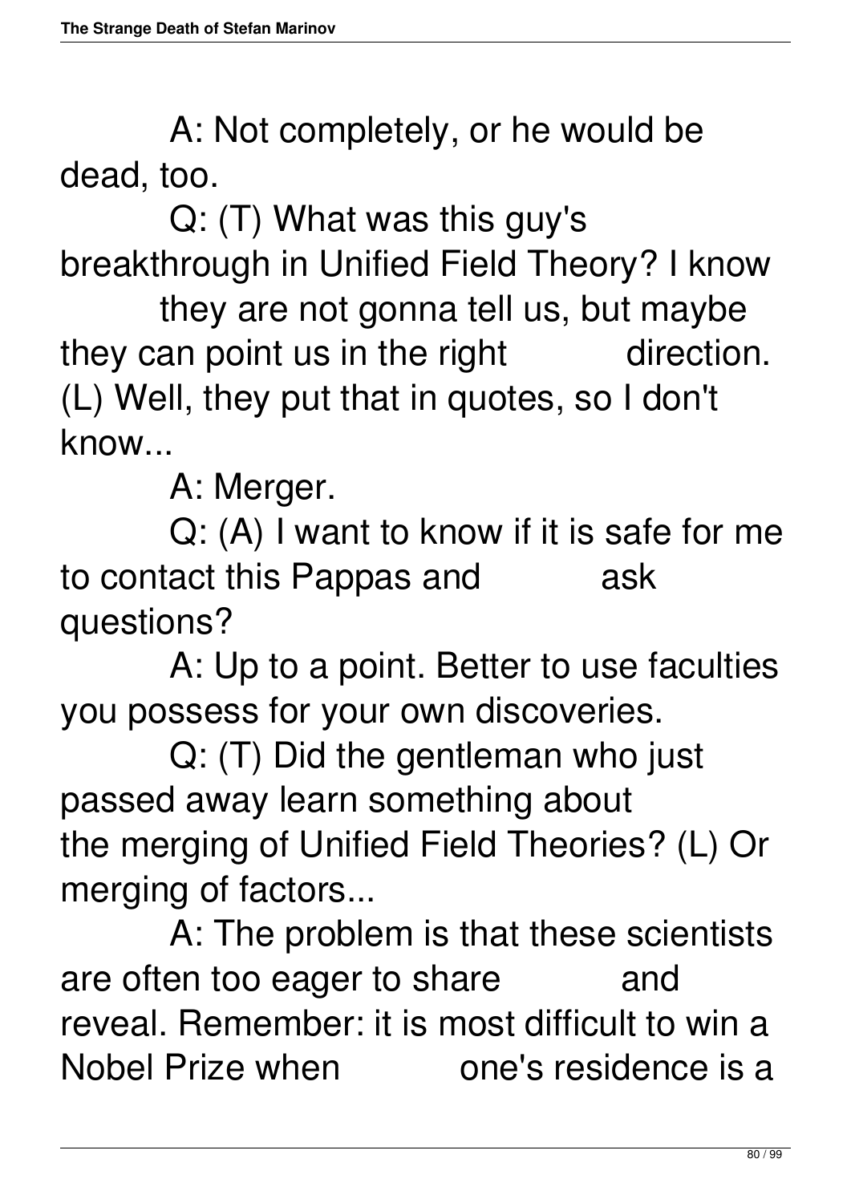A: Not completely, or he would be dead, too.

Q: (T) What was this guy's breakthrough in Unified Field Theory? I know they are not gonna tell us, but maybe they can point us in the right direction. (L) Well, they put that in quotes, so I don't know...

A: Merger.

Q: (A) I want to know if it is safe for me to contact this Pappas and ask questions?

A: Up to a point. Better to use faculties you possess for your own discoveries.

Q: (T) Did the gentleman who just passed away learn something about the merging of Unified Field Theories? (L) Or merging of factors...

A: The problem is that these scientists are often too eager to share and reveal. Remember: it is most difficult to win a Nobel Prize when one's residence is a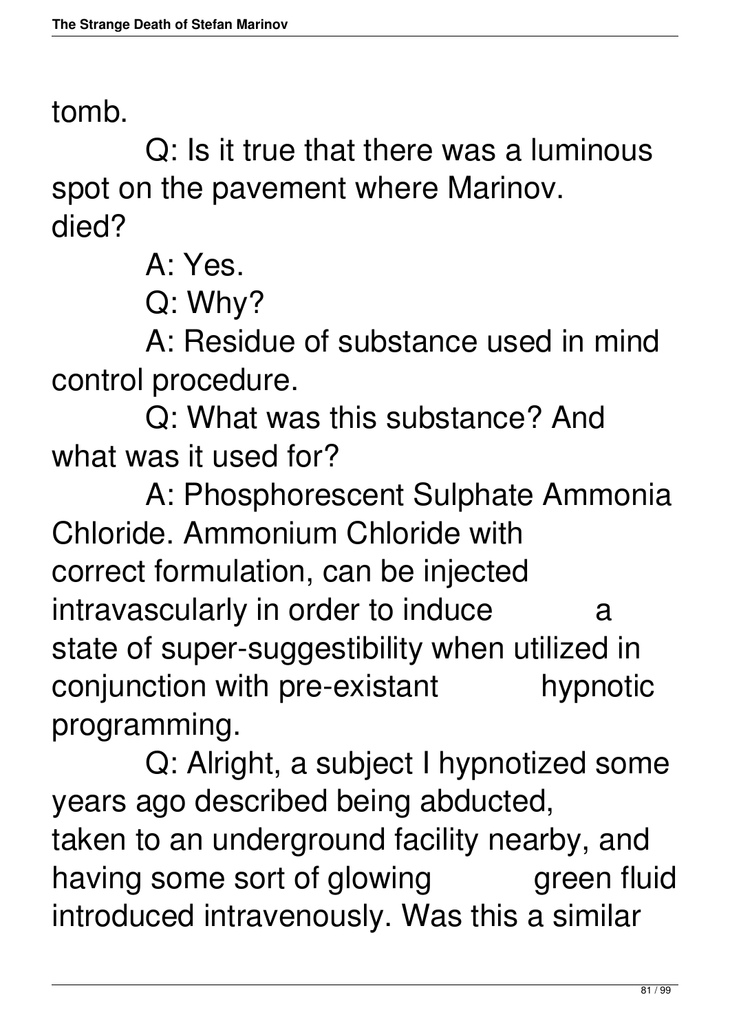tomb.

Q: Is it true that there was a luminous spot on the pavement where Marinov. died?

A: Yes.

Q: Why?

A: Residue of substance used in mind control procedure.

Q: What was this substance? And what was it used for?

A: Phosphorescent Sulphate Ammonia Chloride. Ammonium Chloride with correct formulation, can be injected intravascularly in order to induce a state of super-suggestibility when utilized in conjunction with pre-existant hypnotic programming.

Q: Alright, a subject I hypnotized some years ago described being abducted, taken to an underground facility nearby, and having some sort of glowing green fluid introduced intravenously. Was this a similar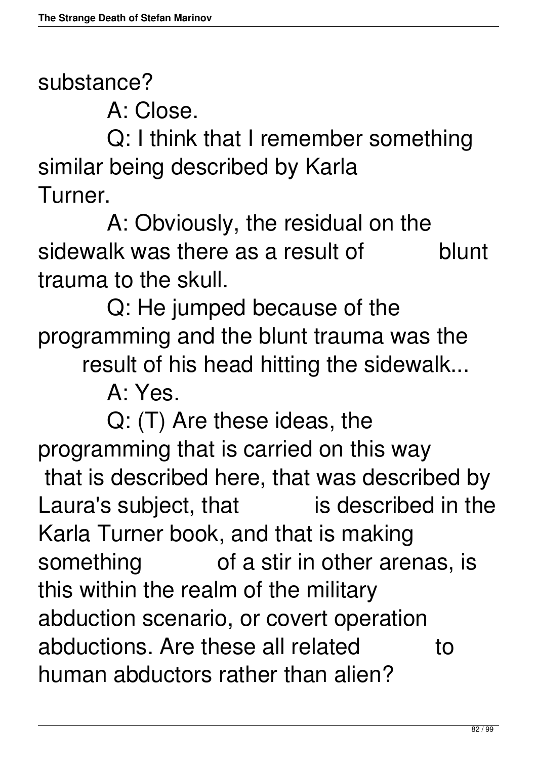substance?

A: Close.

Q: I think that I remember something similar being described by Karla Turner.

A: Obviously, the residual on the sidewalk was there as a result of blunt trauma to the skull.

Q: He jumped because of the programming and the blunt trauma was the result of his head hitting the sidewalk...

A: Yes.

Q: (T) Are these ideas, the programming that is carried on this way that is described here, that was described by Laura's subject, that is described in the Karla Turner book, and that is making something of a stir in other arenas, is this within the realm of the military abduction scenario, or covert operation abductions. Are these all related to human abductors rather than alien?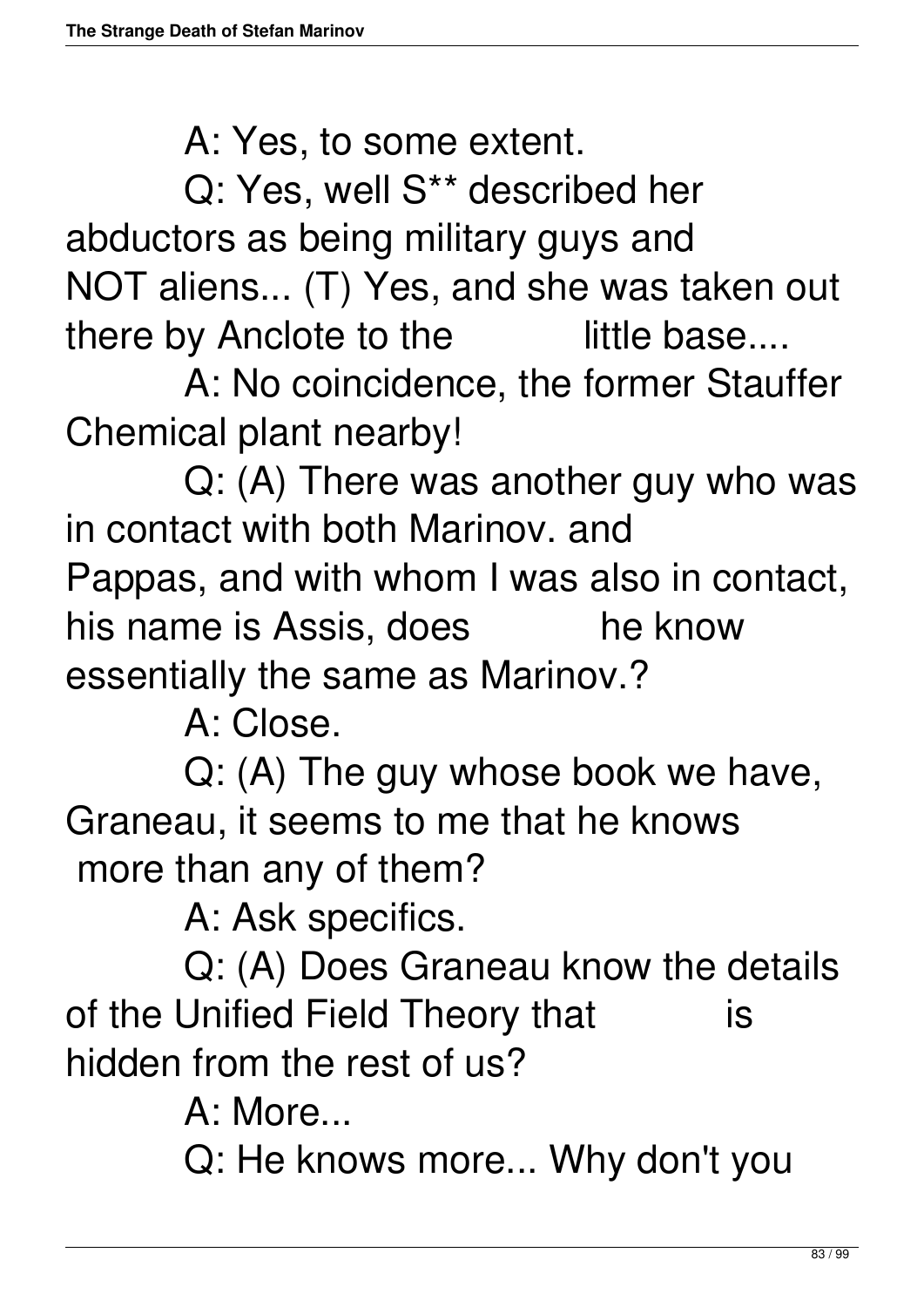A: Yes, to some extent.

Q: Yes, well S** described her abductors as being military guys and NOT aliens... (T) Yes, and she was taken out there by Anclote to the little base....

A: No coincidence, the former Stauffer Chemical plant nearby!

Q: (A) There was another guy who was in contact with both Marinov. and Pappas, and with whom I was also in contact, his name is Assis, does he know essentially the same as Marinov.?

A: Close.

Q: (A) The guy whose book we have, Graneau, it seems to me that he knows more than any of them?

A: Ask specifics.

Q: (A) Does Graneau know the details of the Unified Field Theory that is hidden from the rest of us?

A: More...

Q: He knows more... Why don't you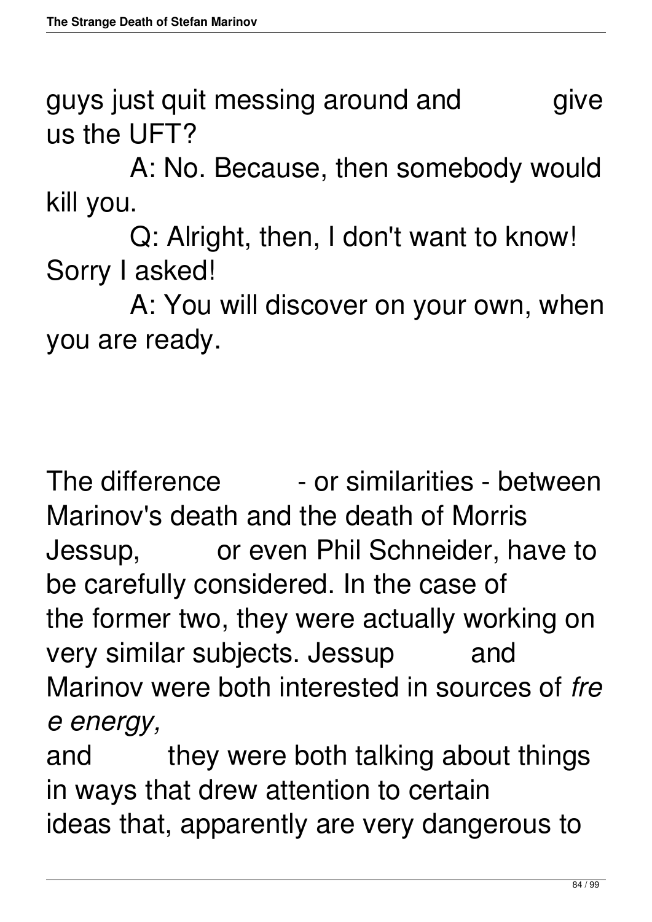guys just quit messing around and give us the UFT?

A: No. Because, then somebody would kill you.

Q: Alright, then, I don't want to know! Sorry I asked!

A: You will discover on your own, when you are ready.

The difference - or similarities - between Marinov's death and the death of Morris Jessup, or even Phil Schneider, have to be carefully considered. In the case of the former two, they were actually working on very similar subjects. Jessup and Marinov were both interested in sources of *free energy,* and they were both talking about things in ways that drew attention to certain ideas that, apparently are very dangerous to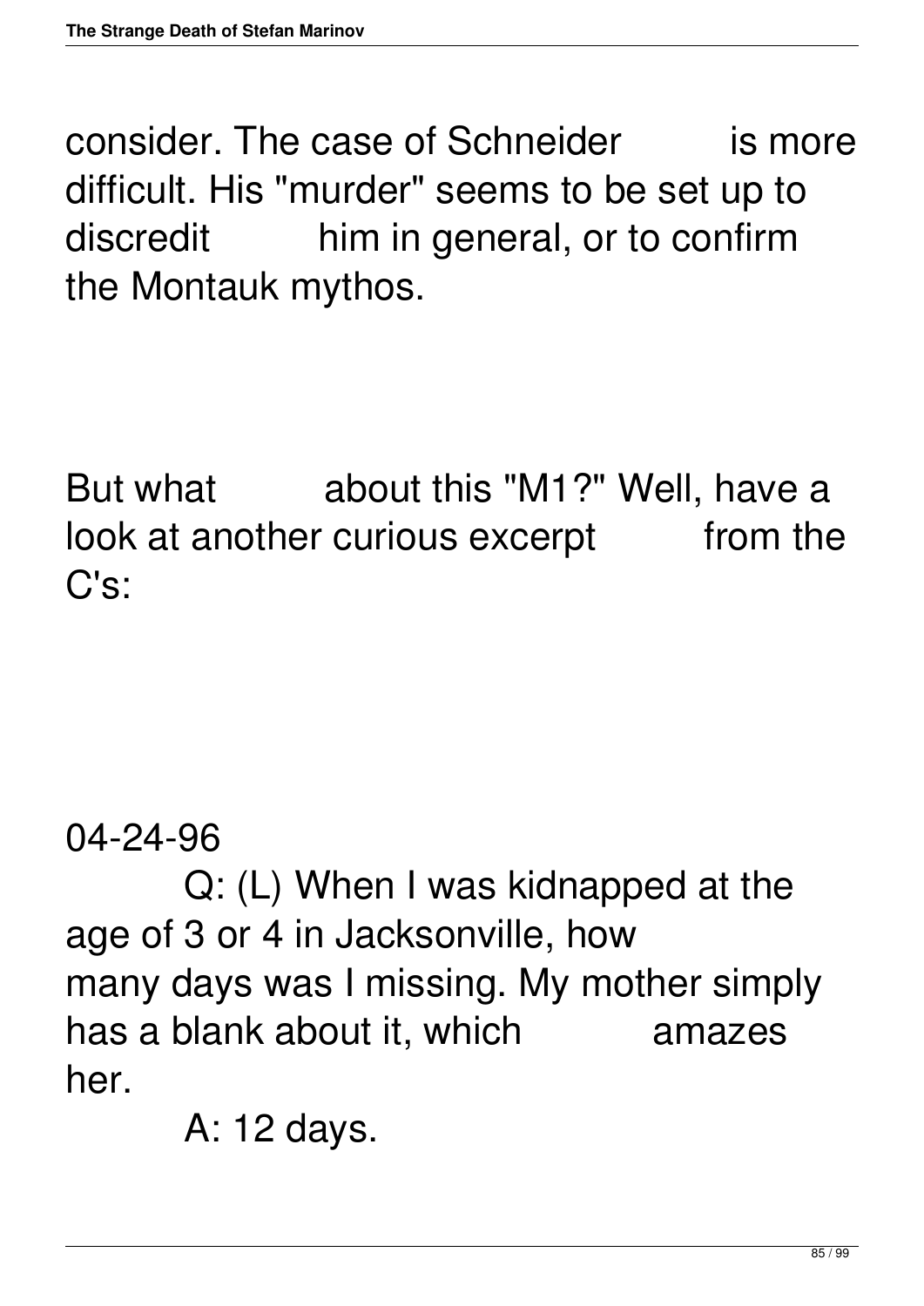consider. The case of Schneider is more difficult. His "murder" seems to be set up to discredit him in general, or to confirm the Montauk mythos.

But what about this "M1?" Well, have a look at another curious excerpt from the C's:

04-24-96

Q: (L) When I was kidnapped at the age of 3 or 4 in Jacksonville, how many days was I missing. My mother simply has a blank about it, which amazes her.

A: 12 days.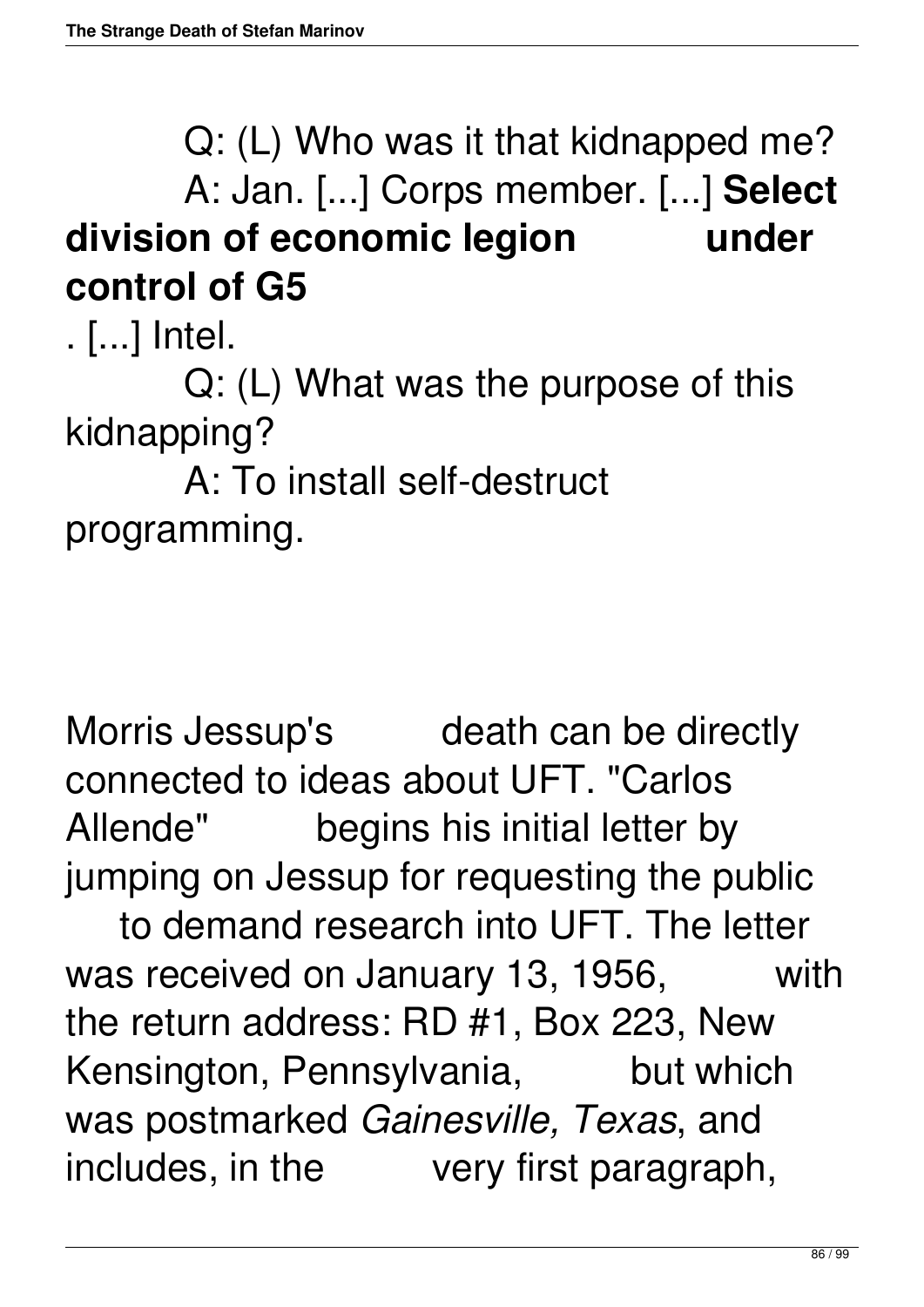Q: (L) Who was it that kidnapped me?

A: Jan. [...] Corps member. [...] **Select division of economic legion under control of G5**. [...] Intel.

Q: (L) What was the purpose of this kidnapping?

A: To install self-destruct programming.

Morris Jessup's death can be directly connected to ideas about UFT. "Carlos Allende" begins his initial letter by jumping on Jessup for requesting the public to demand research into UFT. The letter was received on January 13, 1956, with the return address: RD #1, Box 223, New Kensington, Pennsylvania, but which was postmarked *Gainesville, Texas*, and includes, in the very first paragraph,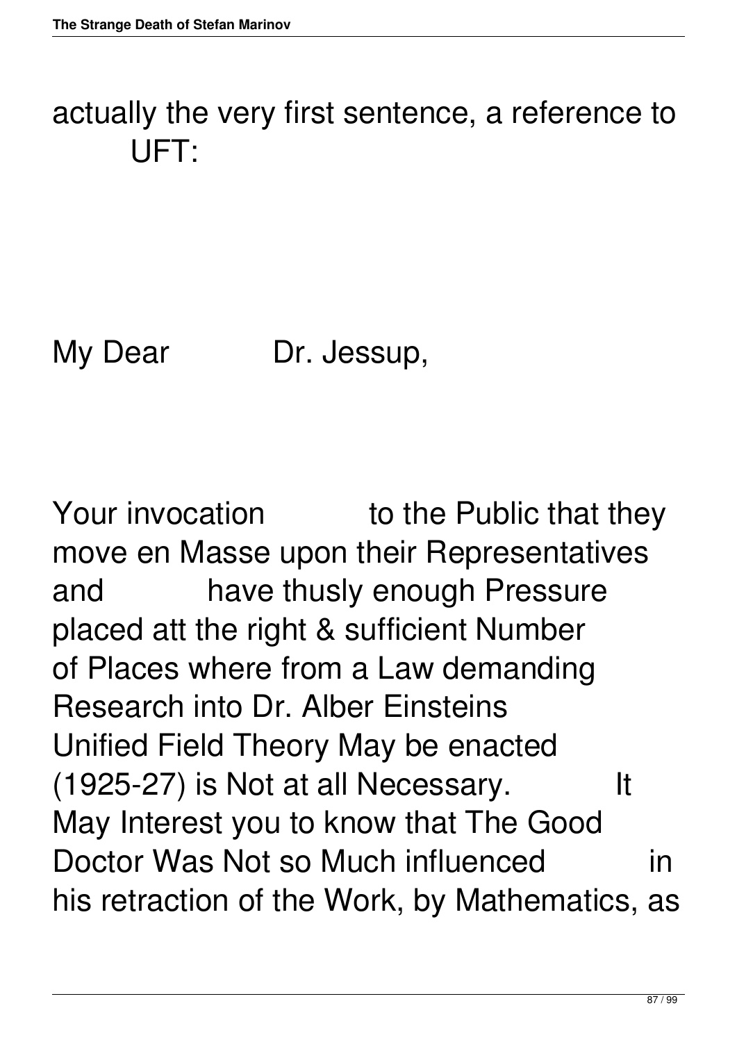actually the very first sentence, a reference to UFT:

My Dear Dr. Jessup,

Your invocation to the Public that they move en Masse upon their Representatives and have thusly enough Pressure placed att the right & sufficient Number of Places where from a Law demanding Research into Dr. Alber Einsteins Unified Field Theory May be enacted (1925-27) is Not at all Necessary. It May Interest you to know that The Good Doctor Was Not so Much influenced in his retraction of the Work, by Mathematics, as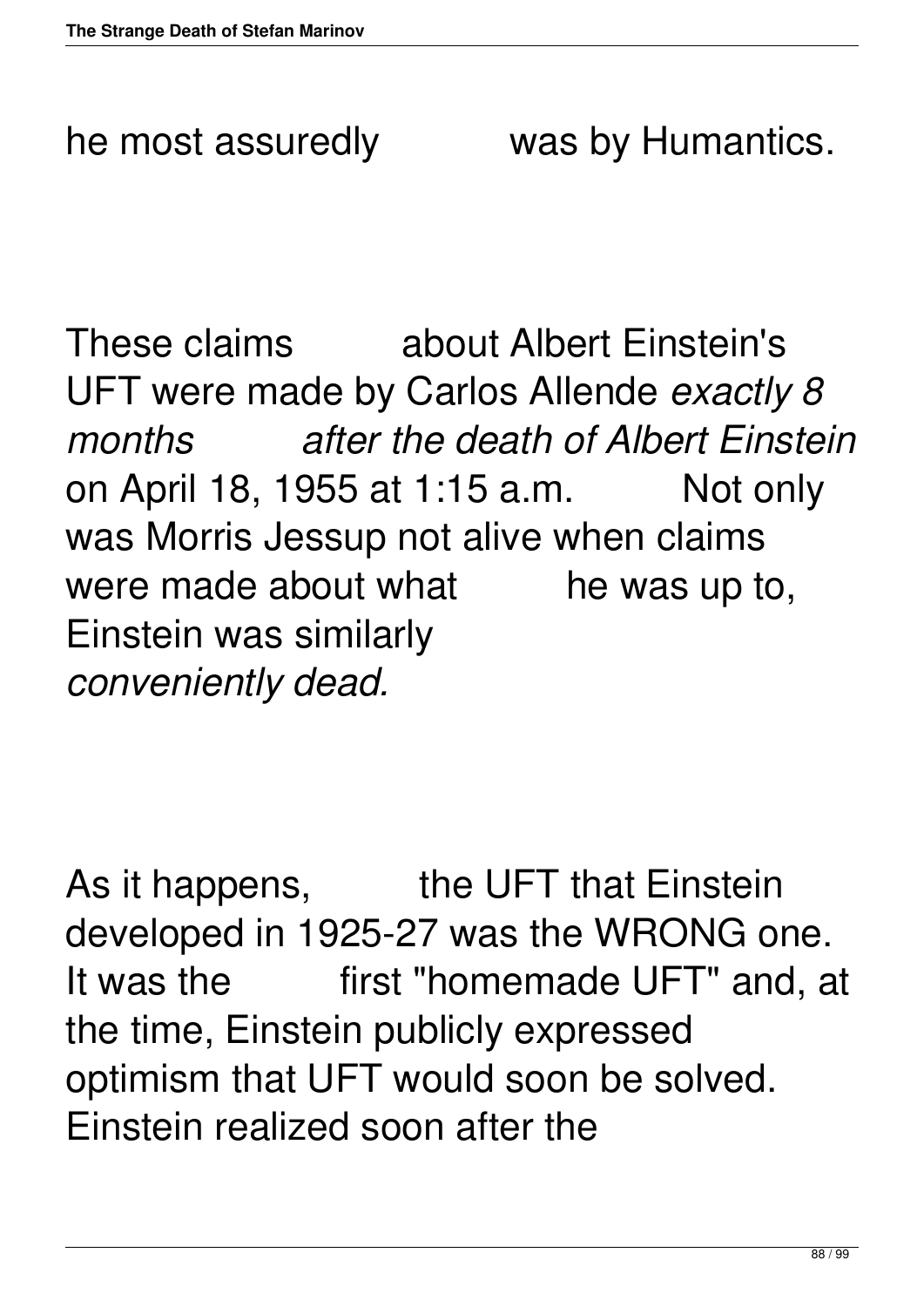he most assuredly was by Humantics.

These claims about Albert Einstein's UFT were made by Carlos Allende *exactly 8 months after the death of Albert Einstein* on April 18, 1955 at 1:15 a.m. Not only was Morris Jessup not alive when claims were made about what he was up to, Einstein was similarly *conveniently dead.*

As it happens, the UFT that Einstein developed in 1925-27 was the WRONG one. It was the first "homemade UFT" and, at the time, Einstein publicly expressed optimism that UFT would soon be solved. Einstein realized soon after the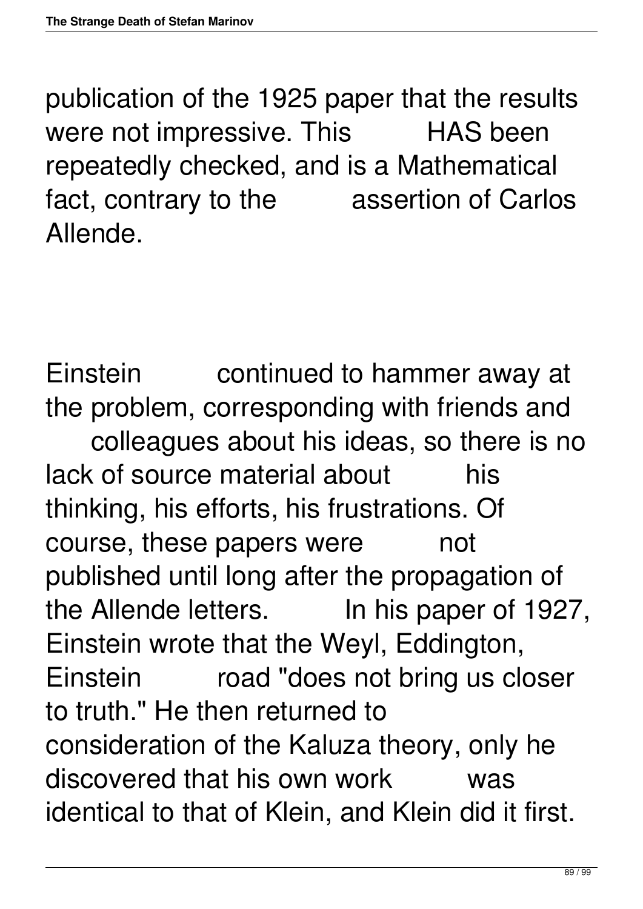publication of the 1925 paper that the results were not impressive. This HAS been repeatedly checked, and is a Mathematical fact, contrary to the assertion of Carlos Allende.

Einstein continued to hammer away at the problem, corresponding with friends and colleagues about his ideas, so there is no lack of source material about his thinking, his efforts, his frustrations. Of course, these papers were not published until long after the propagation of the Allende letters. In his paper of 1927, Einstein wrote that the Weyl, Eddington, Einstein road "does not bring us closer to truth." He then returned to consideration of the Kaluza theory, only he discovered that his own work was identical to that of Klein, and Klein did it first.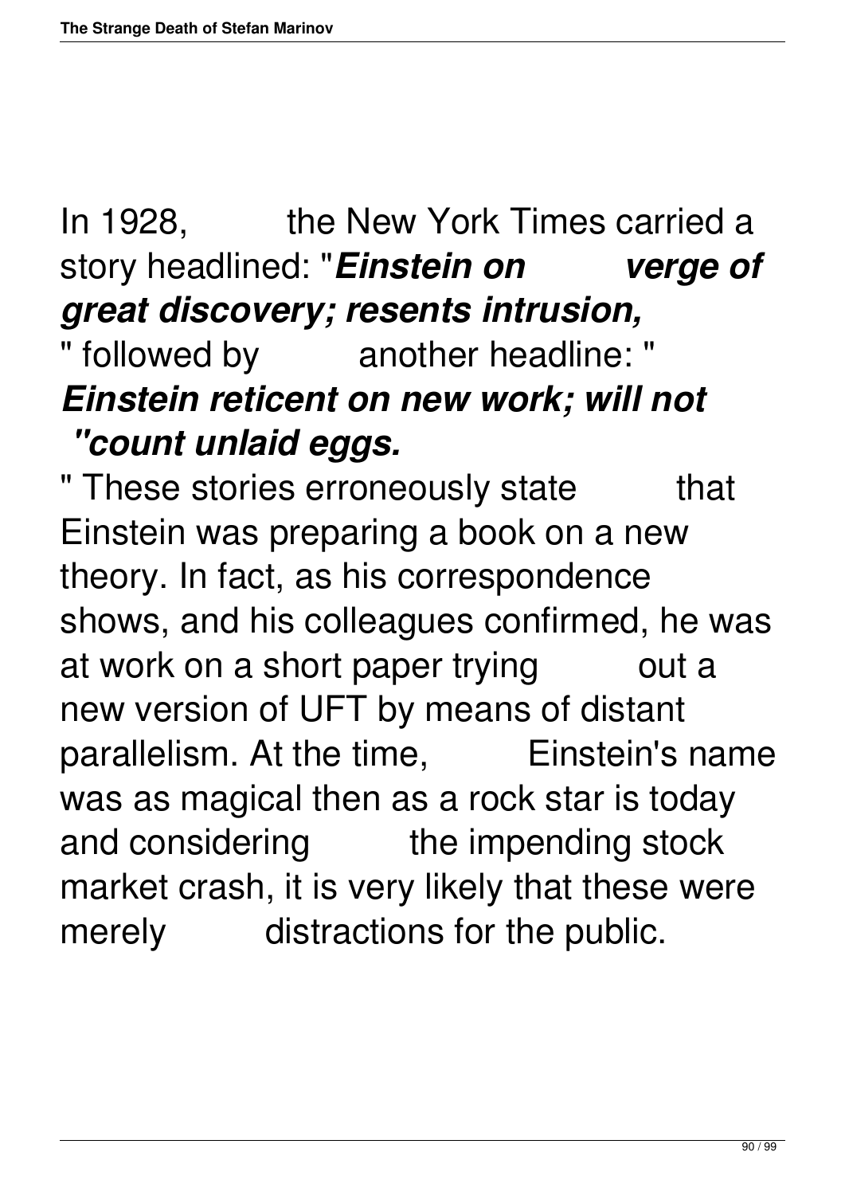In 1928, the New York Times carried a story headlined: "***Einstein on verge of great discovery; resents intrusion,***" followed by another headline: "***Einstein reticent on new work; will not "count unlaid eggs.***" These stories erroneously state that Einstein was preparing a book on a new theory. In fact, as his correspondence shows, and his colleagues confirmed, he was at work on a short paper trying out a new version of UFT by means of distant parallelism. At the time, Einstein's name was as magical then as a rock star is today and considering the impending stock market crash, it is very likely that these were merely distractions for the public.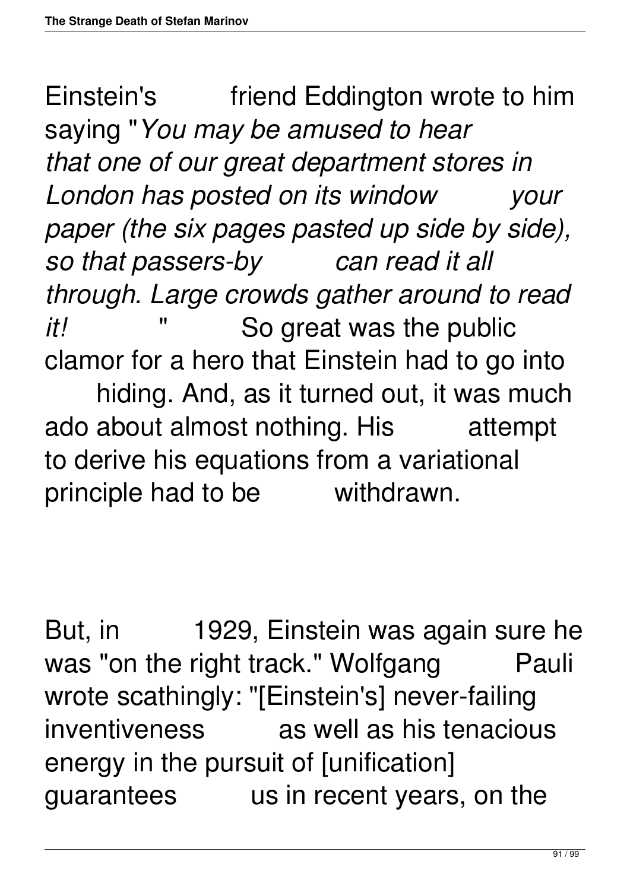Einstein's friend Eddington wrote to him saying "*You may be amused to hear that one of our great department stores in London has posted on its window your paper (the six pages pasted up side by side), so that passers-by can read it all through. Large crowds gather around to read it!* " So great was the public clamor for a hero that Einstein had to go into hiding. And, as it turned out, it was much ado about almost nothing. His attempt to derive his equations from a variational principle had to be withdrawn.

But, in 1929, Einstein was again sure he was "on the right track." Wolfgang Pauli wrote scathingly: "[Einstein's] never-failing inventiveness as well as his tenacious energy in the pursuit of [unification] guarantees us in recent years, on the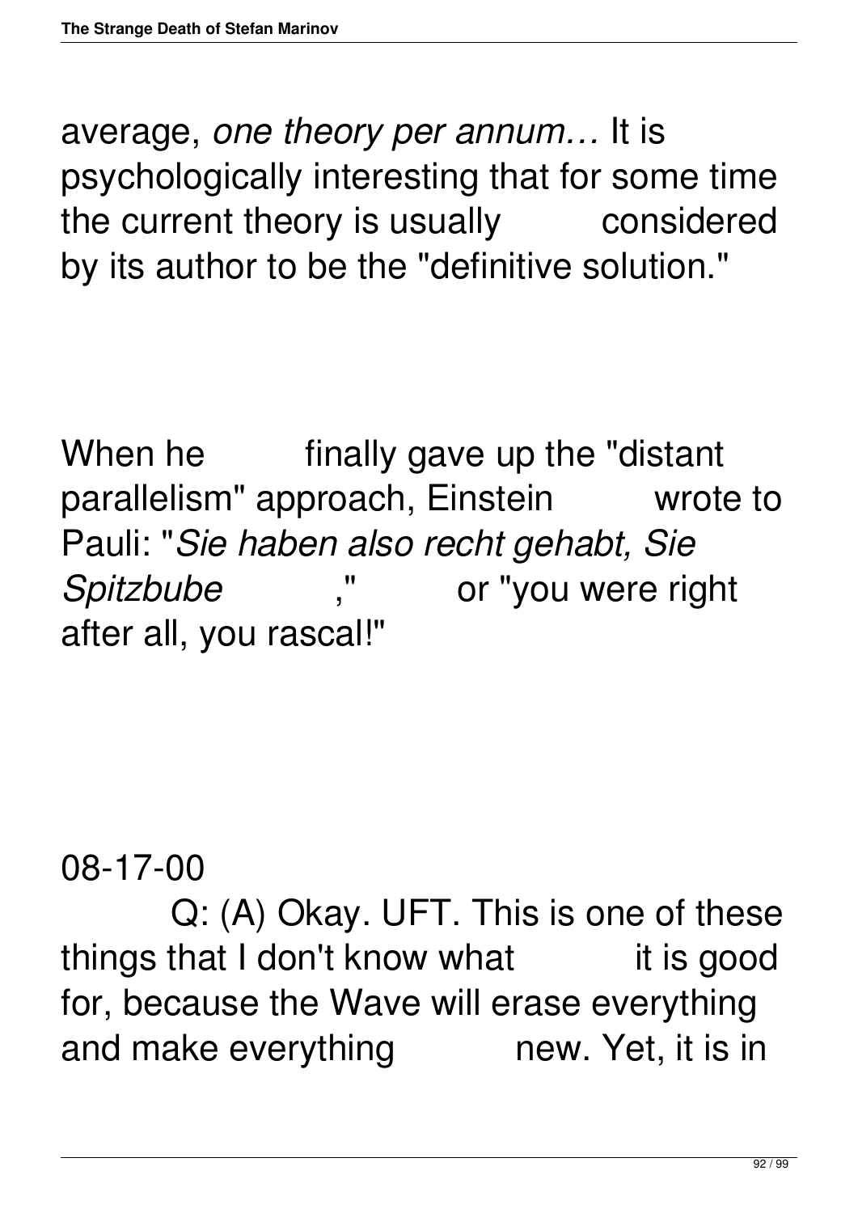average, *one theory per annum…* It is psychologically interesting that for some time the current theory is usually considered by its author to be the "definitive solution."

When he finally gave up the "distant parallelism" approach, Einstein wrote to Pauli: "*Sie haben also recht gehabt, Sie Spitzbube*," or "you were right after all, you rascal!"

08-17-00

Q: (A) Okay. UFT. This is one of these things that I don't know what it is good for, because the Wave will erase everything and make everything new. Yet, it is in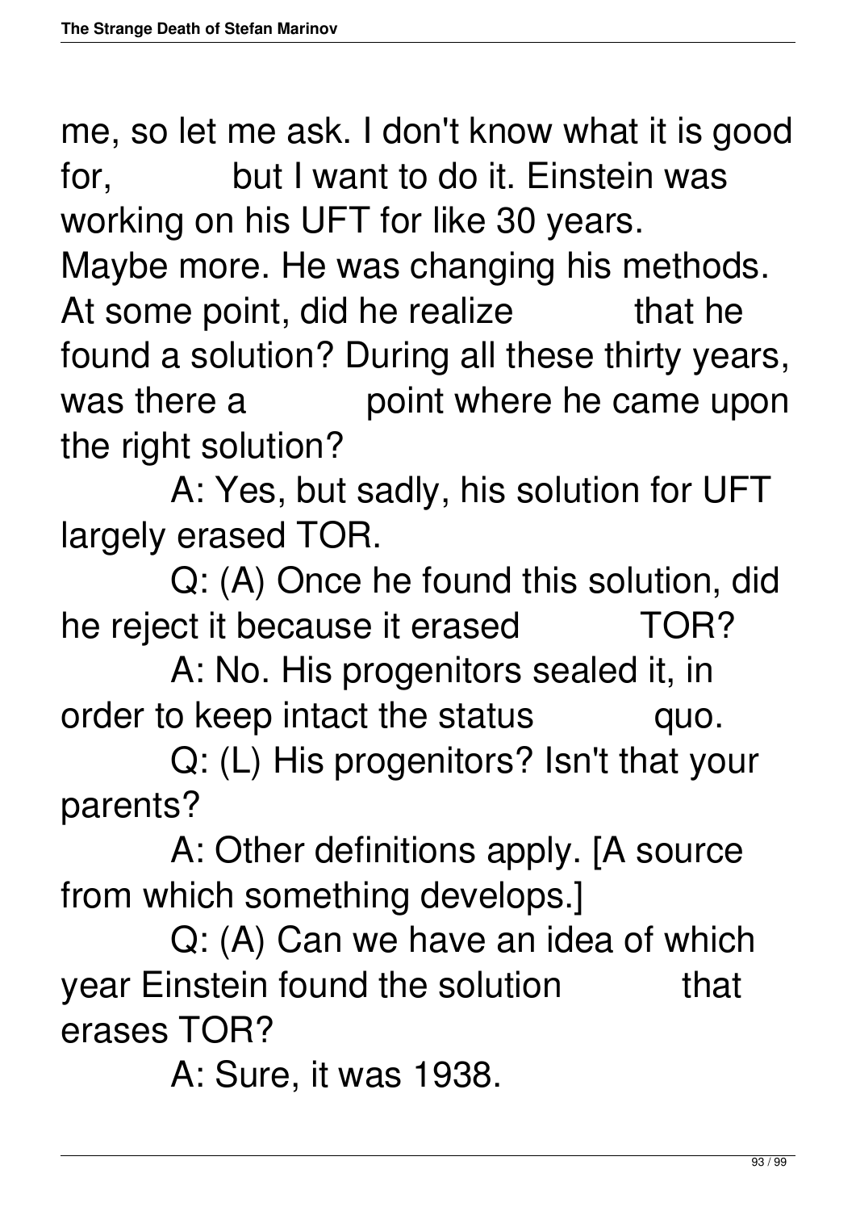me, so let me ask. I don't know what it is good for, but I want to do it. Einstein was working on his UFT for like 30 years. Maybe more. He was changing his methods. At some point, did he realize that he found a solution? During all these thirty years, was there a point where he came upon the right solution?

A: Yes, but sadly, his solution for UFT largely erased TOR.

Q: (A) Once he found this solution, did he reject it because it erased TOR?

A: No. His progenitors sealed it, in order to keep intact the status quo.

Q: (L) His progenitors? Isn't that your parents?

A: Other definitions apply. [A source from which something develops.]

Q: (A) Can we have an idea of which year Einstein found the solution that erases TOR?

A: Sure, it was 1938.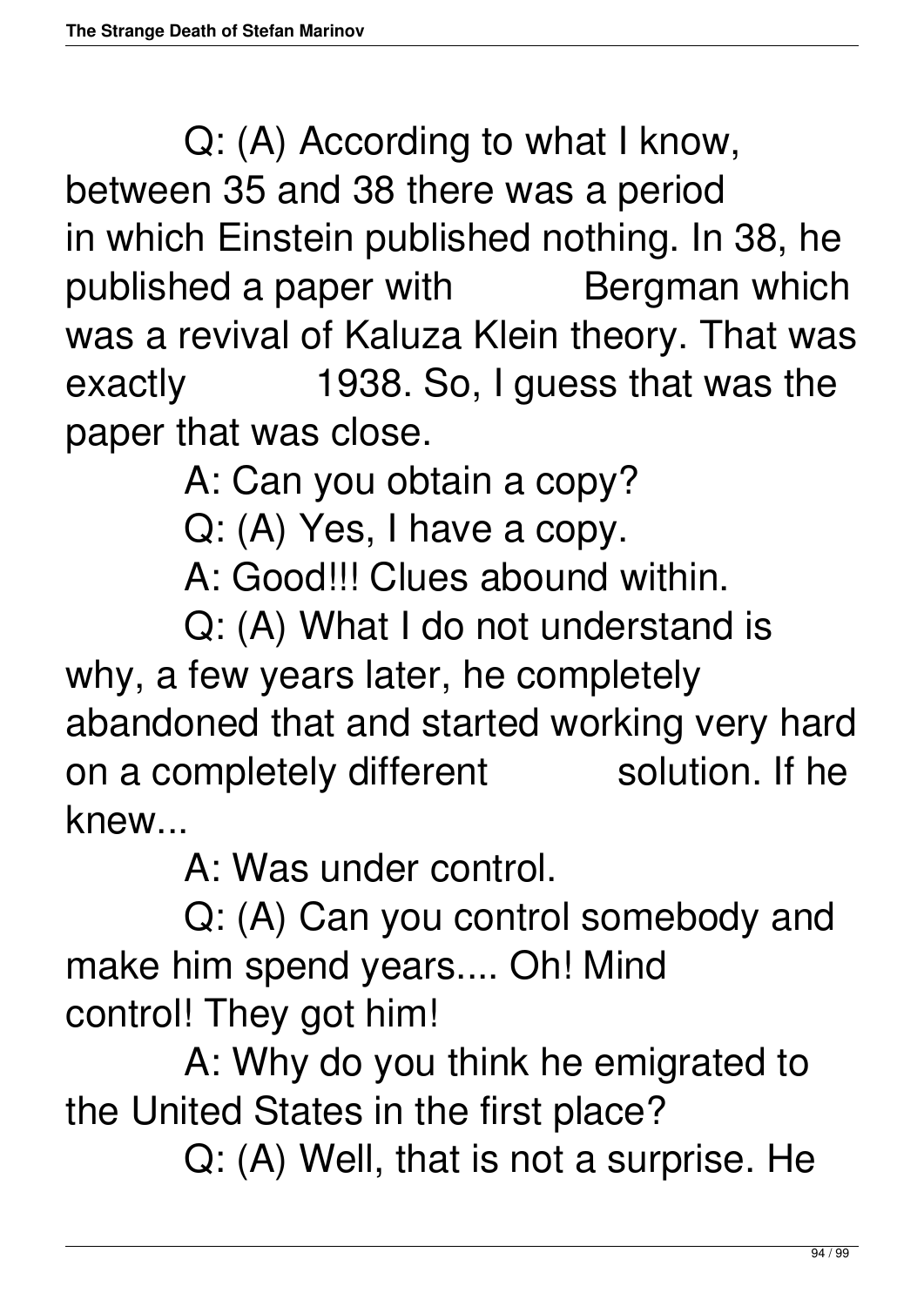Q: (A) According to what I know, between 35 and 38 there was a period in which Einstein published nothing. In 38, he published a paper with Bergman which was a revival of Kaluza Klein theory. That was exactly 1938. So, I guess that was the paper that was close.

A: Can you obtain a copy?

Q: (A) Yes, I have a copy.

A: Good!!! Clues abound within.

Q: (A) What I do not understand is why, a few years later, he completely abandoned that and started working very hard on a completely different solution. If he knew...

A: Was under control.

Q: (A) Can you control somebody and make him spend years.... Oh! Mind control! They got him!

A: Why do you think he emigrated to the United States in the first place?

Q: (A) Well, that is not a surprise. He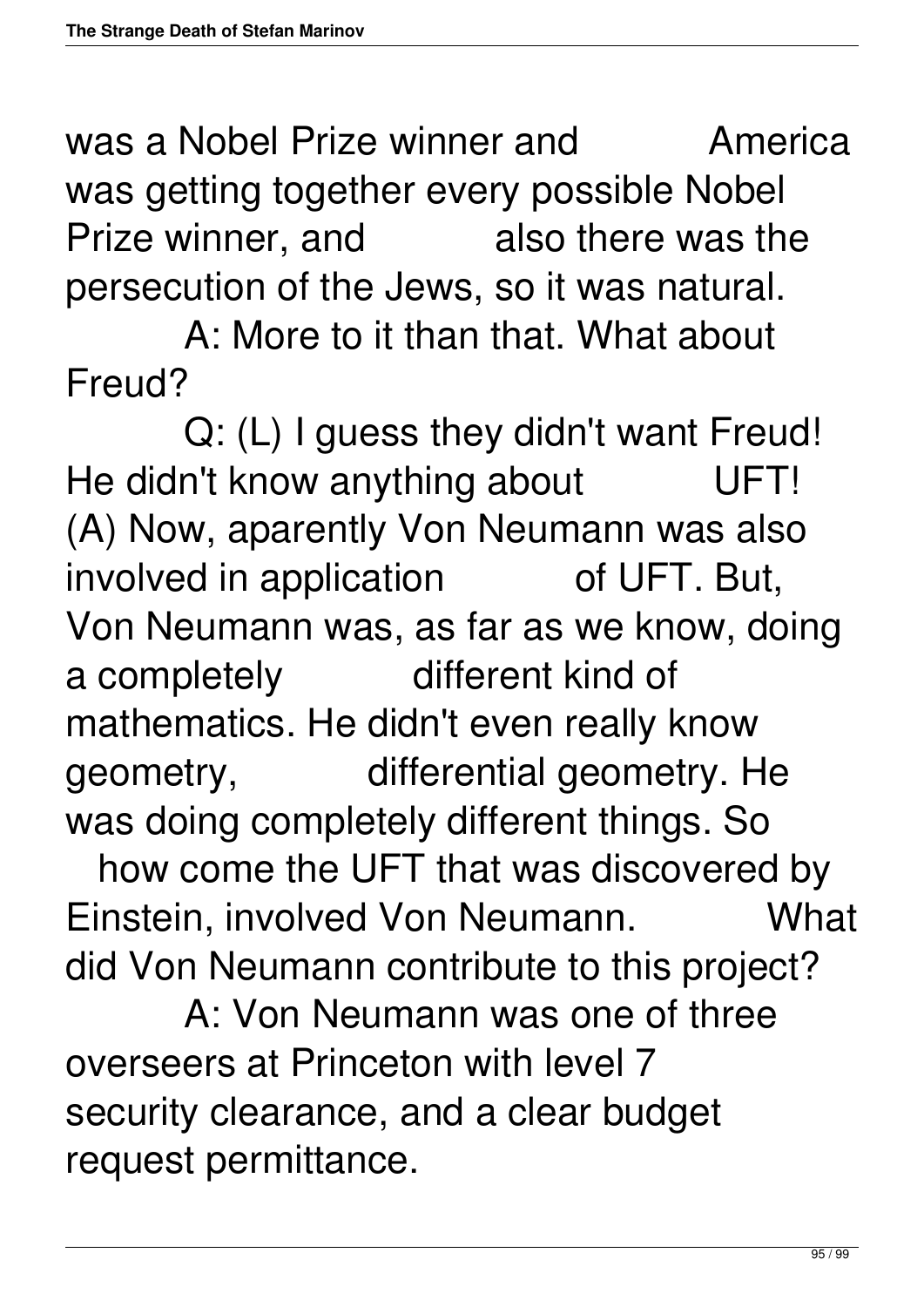was a Nobel Prize winner and America was getting together every possible Nobel Prize winner, and also there was the persecution of the Jews, so it was natural.

A: More to it than that. What about Freud?

Q: (L) I guess they didn't want Freud! He didn't know anything about UFT! (A) Now, aparently Von Neumann was also involved in application of UFT. But, Von Neumann was, as far as we know, doing a completely different kind of mathematics. He didn't even really know geometry, differential geometry. He was doing completely different things. So how come the UFT that was discovered by Einstein, involved Von Neumann. What did Von Neumann contribute to this project?

A: Von Neumann was one of three overseers at Princeton with level 7 security clearance, and a clear budget request permittance.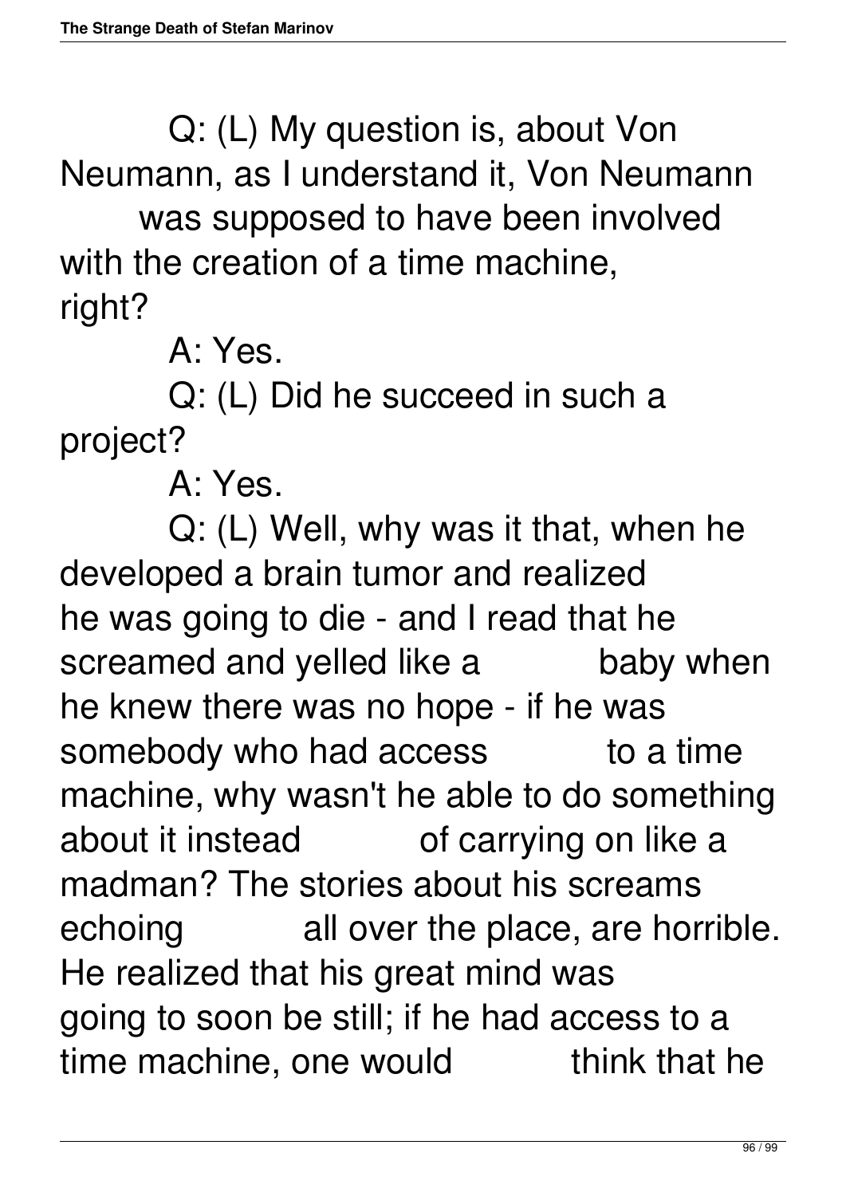Q: (L) My question is, about Von Neumann, as I understand it, Von Neumann was supposed to have been involved with the creation of a time machine, right?

A: Yes.

Q: (L) Did he succeed in such a project?

A: Yes.

Q: (L) Well, why was it that, when he developed a brain tumor and realized he was going to die - and I read that he screamed and yelled like a baby when he knew there was no hope - if he was somebody who had access to a time machine, why wasn't he able to do something about it instead of carrying on like a madman? The stories about his screams echoing all over the place, are horrible. He realized that his great mind was going to soon be still; if he had access to a time machine, one would think that he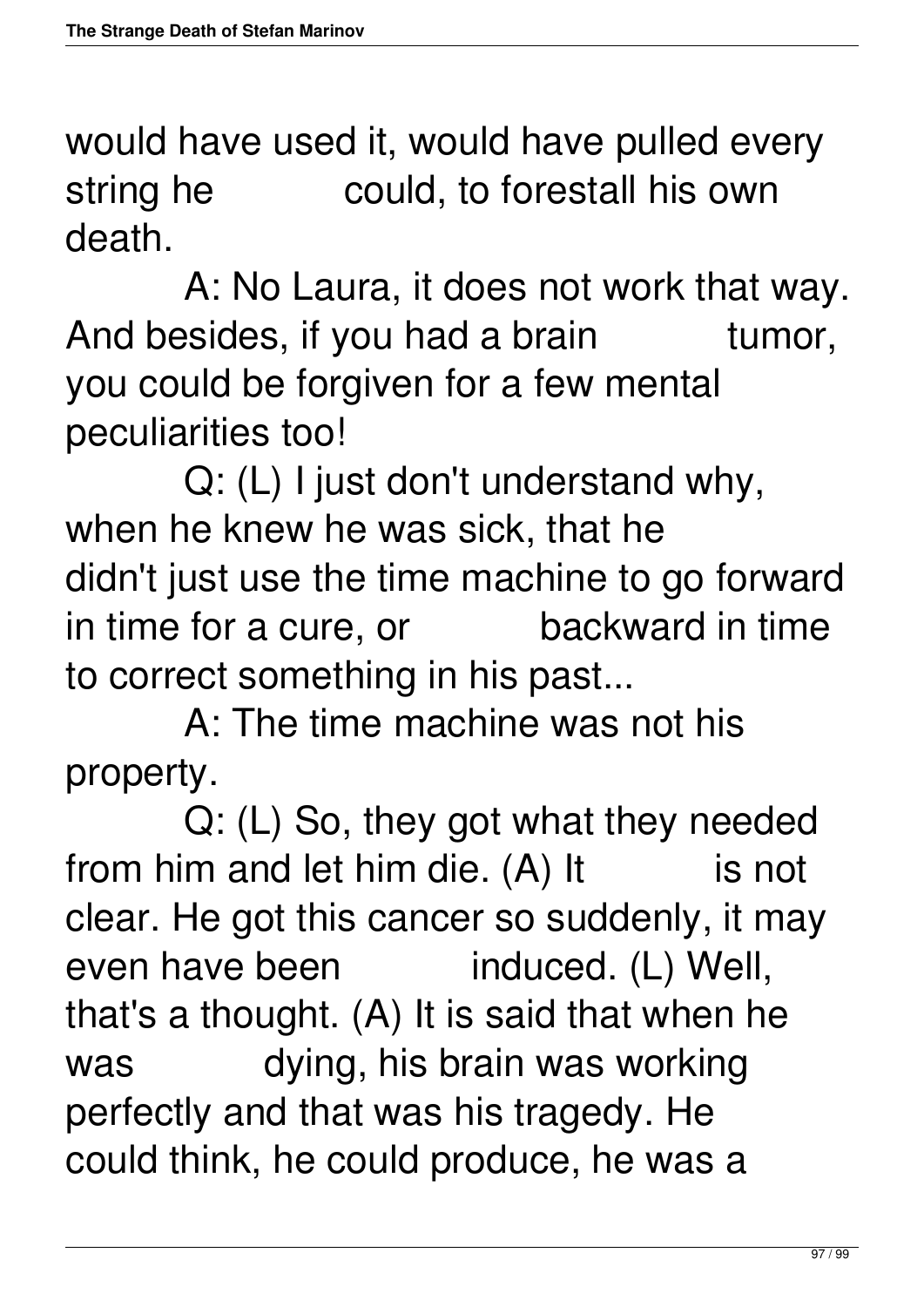would have used it, would have pulled every string he could, to forestall his own death.

A: No Laura, it does not work that way. And besides, if you had a brain tumor, you could be forgiven for a few mental peculiarities too!

Q: (L) I just don't understand why, when he knew he was sick, that he didn't just use the time machine to go forward in time for a cure, or backward in time to correct something in his past...

A: The time machine was not his property.

Q: (L) So, they got what they needed from him and let him die. (A) It is not clear. He got this cancer so suddenly, it may even have been induced. (L) Well, that's a thought. (A) It is said that when he was dying, his brain was working perfectly and that was his tragedy. He could think, he could produce, he was a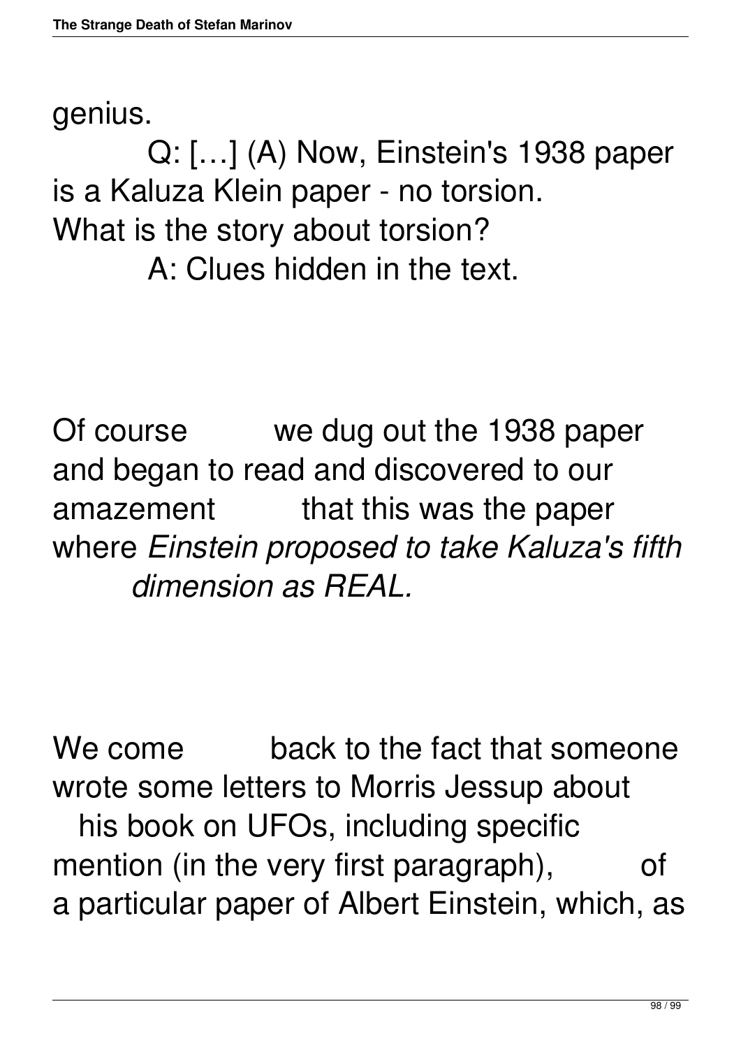genius.

Q: […] (A) Now, Einstein's 1938 paper is a Kaluza Klein paper - no torsion. What is the story about torsion?

A: Clues hidden in the text.

Of course we dug out the 1938 paper and began to read and discovered to our amazement that this was the paper where *Einstein proposed to take Kaluza's fifth dimension as REAL.*

We come back to the fact that someone wrote some letters to Morris Jessup about his book on UFOs, including specific mention (in the very first paragraph), of a particular paper of Albert Einstein, which, as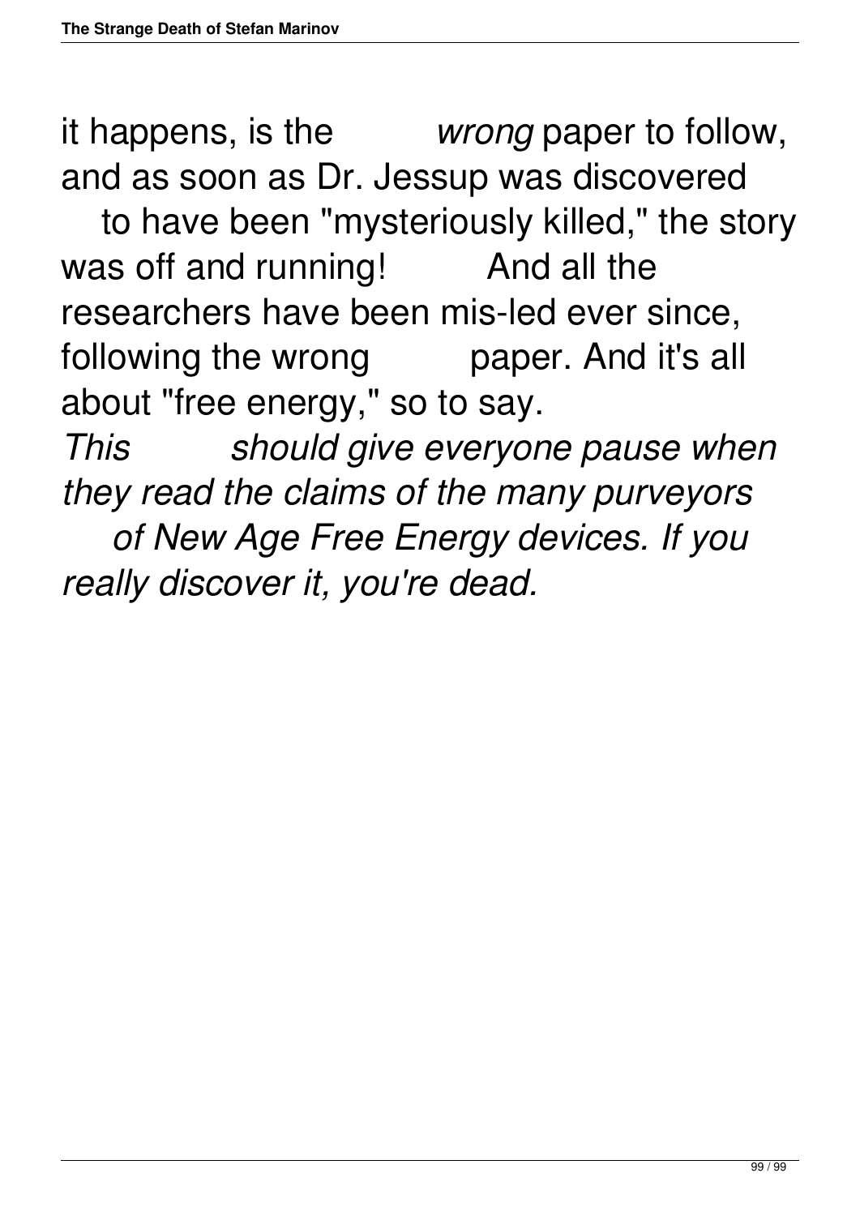it happens, is the *wrong* paper to follow, and as soon as Dr. Jessup was discovered to have been "mysteriously killed," the story was off and running! And all the researchers have been mis-led ever since, following the wrong paper. And it's all about "free energy," so to say.

*This should give everyone pause when they read the claims of the many purveyors of New Age Free Energy devices. If you really discover it, you're dead.*